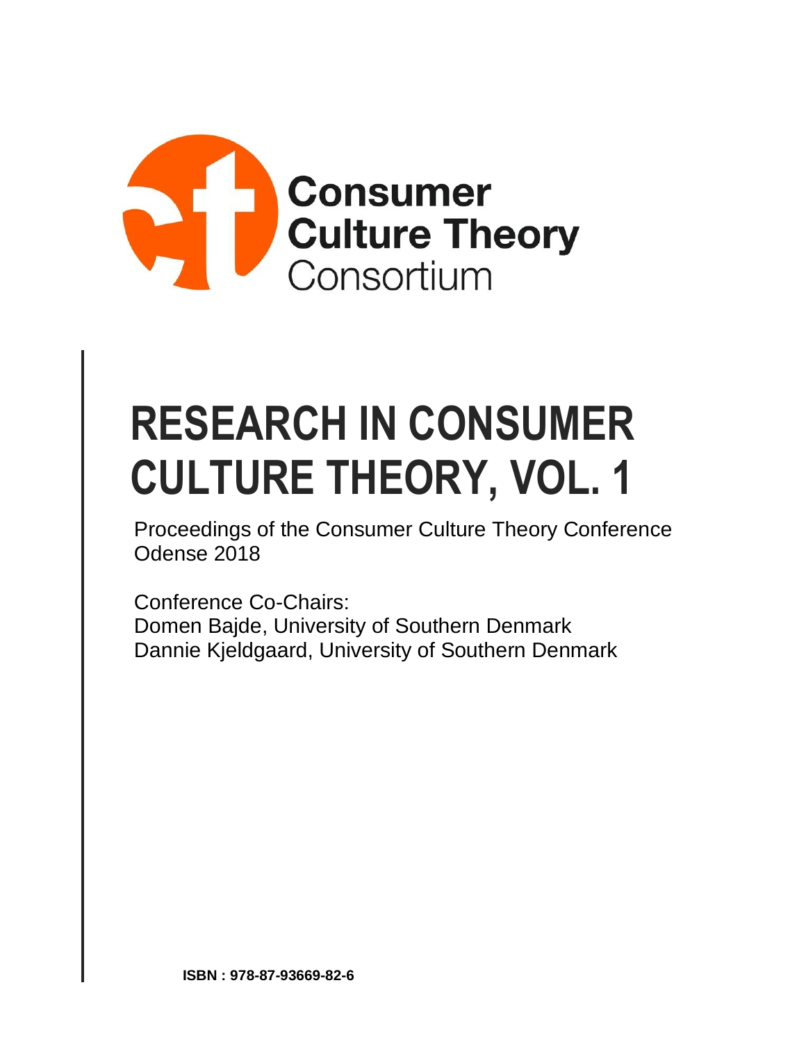Consumer
Culture Theory
Consortium

# RESEARCH IN CONSUMER CULTURE THEORY, VOL. 1

Proceedings of the Consumer Culture Theory Conference Odense 2018

Conference Co-Chairs:
Domen Bajde, University of Southern Denmark
Dannie Kjeldgaard, University of Southern Denmark

**ISBN : 978-87-93669-82-6**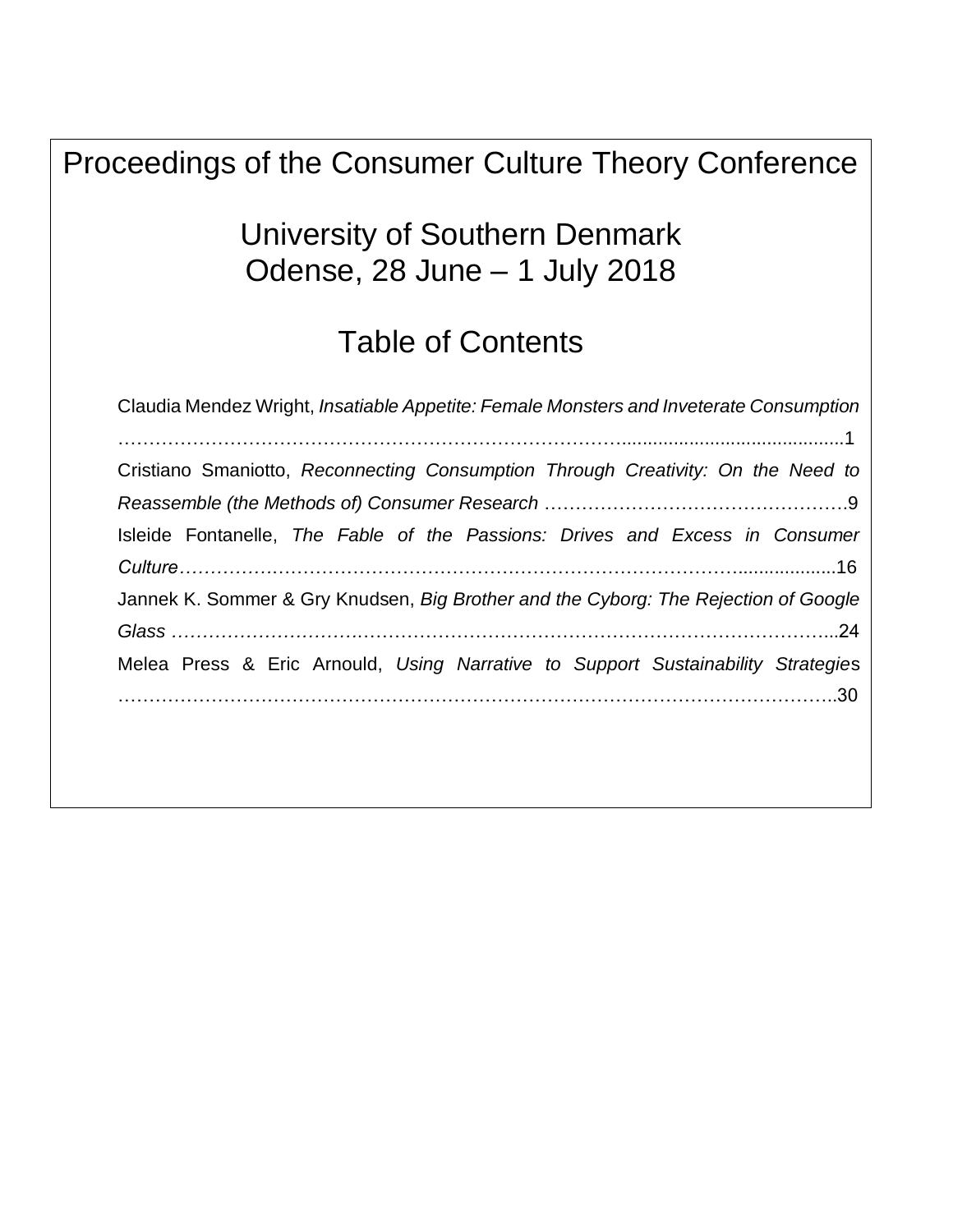# Proceedings of the Consumer Culture Theory Conference

## University of Southern Denmark
## Odense, 28 June – 1 July 2018

## Table of Contents

Claudia Mendez Wright, *Insatiable Appetite: Female Monsters and Inveterate Consumption* ……………………………………………………………………………..........................................1

Cristiano Smaniotto, *Reconnecting Consumption Through Creativity: On the Need to Reassemble (the Methods of) Consumer Research* ………………………………………….9

Isleide Fontanelle, *The Fable of the Passions: Drives and Excess in Consumer Culture*……………………………………………………………………………....................16

Jannek K. Sommer & Gry Knudsen, *Big Brother and the Cyborg: The Rejection of Google Glass* ……………………………………………………………………………………………..24

Melea Press & Eric Arnould, *Using Narrative to Support Sustainability Strategie*s ………………………………………………………………………………………………….30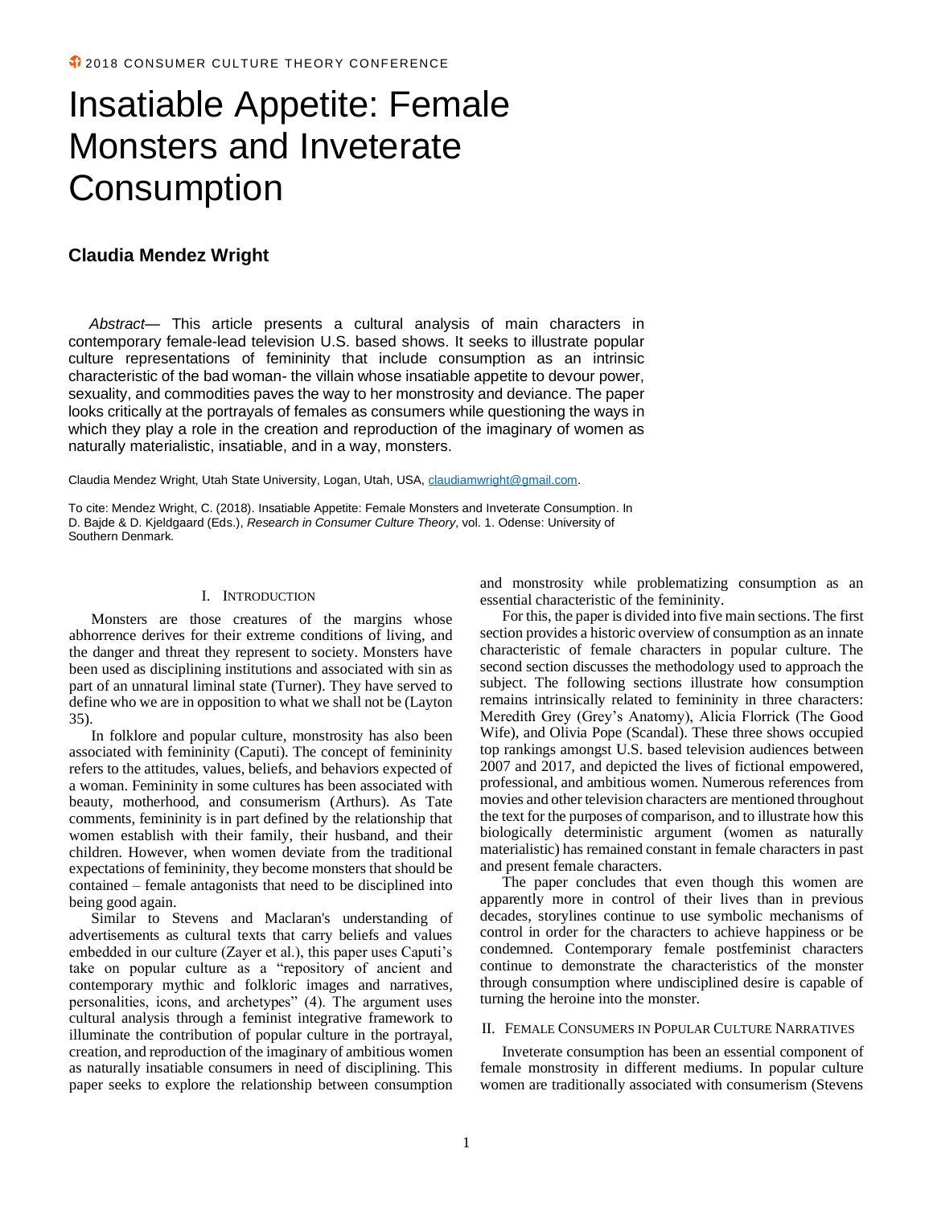# Insatiable Appetite: Female Monsters and Inveterate Consumption

### Claudia Mendez Wright

*Abstract*— This article presents a cultural analysis of main characters in contemporary female-lead television U.S. based shows. It seeks to illustrate popular culture representations of femininity that include consumption as an intrinsic characteristic of the bad woman- the villain whose insatiable appetite to devour power, sexuality, and commodities paves the way to her monstrosity and deviance. The paper looks critically at the portrayals of females as consumers while questioning the ways in which they play a role in the creation and reproduction of the imaginary of women as naturally materialistic, insatiable, and in a way, monsters.

Claudia Mendez Wright, Utah State University, Logan, Utah, USA, claudiamwright@gmail.com.

To cite: Mendez Wright, C. (2018). Insatiable Appetite: Female Monsters and Inveterate Consumption. In D. Bajde & D. Kjeldgaard (Eds.), *Research in Consumer Culture Theory*, vol. 1. Odense: University of Southern Denmark.

## I. Introduction

Monsters are those creatures of the margins whose abhorrence derives for their extreme conditions of living, and the danger and threat they represent to society. Monsters have been used as disciplining institutions and associated with sin as part of an unnatural liminal state (Turner). They have served to define who we are in opposition to what we shall not be (Layton 35).

In folklore and popular culture, monstrosity has also been associated with femininity (Caputi). The concept of femininity refers to the attitudes, values, beliefs, and behaviors expected of a woman. Femininity in some cultures has been associated with beauty, motherhood, and consumerism (Arthurs). As Tate comments, femininity is in part defined by the relationship that women establish with their family, their husband, and their children. However, when women deviate from the traditional expectations of femininity, they become monsters that should be contained – female antagonists that need to be disciplined into being good again.

Similar to Stevens and Maclaran's understanding of advertisements as cultural texts that carry beliefs and values embedded in our culture (Zayer et al.), this paper uses Caputi's take on popular culture as a "repository of ancient and contemporary mythic and folkloric images and narratives, personalities, icons, and archetypes" (4). The argument uses cultural analysis through a feminist integrative framework to illuminate the contribution of popular culture in the portrayal, creation, and reproduction of the imaginary of ambitious women as naturally insatiable consumers in need of disciplining. This paper seeks to explore the relationship between consumption and monstrosity while problematizing consumption as an essential characteristic of the femininity.

For this, the paper is divided into five main sections. The first section provides a historic overview of consumption as an innate characteristic of female characters in popular culture. The second section discusses the methodology used to approach the subject. The following sections illustrate how consumption remains intrinsically related to femininity in three characters: Meredith Grey (Grey's Anatomy), Alicia Florrick (The Good Wife), and Olivia Pope (Scandal). These three shows occupied top rankings amongst U.S. based television audiences between 2007 and 2017, and depicted the lives of fictional empowered, professional, and ambitious women. Numerous references from movies and other television characters are mentioned throughout the text for the purposes of comparison, and to illustrate how this biologically deterministic argument (women as naturally materialistic) has remained constant in female characters in past and present female characters.

The paper concludes that even though this women are apparently more in control of their lives than in previous decades, storylines continue to use symbolic mechanisms of control in order for the characters to achieve happiness or be condemned. Contemporary female postfeminist characters continue to demonstrate the characteristics of the monster through consumption where undisciplined desire is capable of turning the heroine into the monster.

## II. Female Consumers in Popular Culture Narratives

Inveterate consumption has been an essential component of female monstrosity in different mediums. In popular culture women are traditionally associated with consumerism (Stevens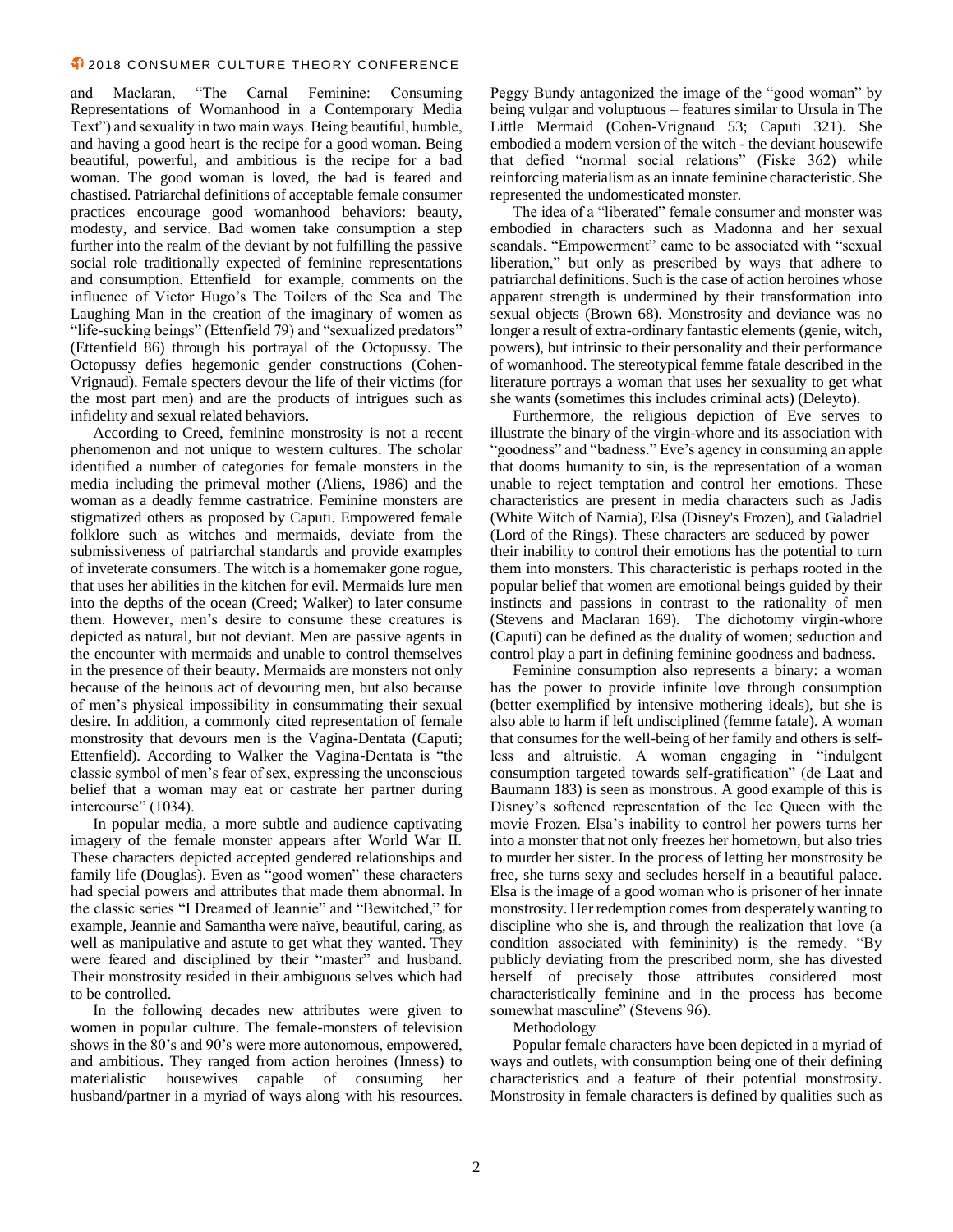and Maclaran, "The Carnal Feminine: Consuming Representations of Womanhood in a Contemporary Media Text") and sexuality in two main ways. Being beautiful, humble, and having a good heart is the recipe for a good woman. Being beautiful, powerful, and ambitious is the recipe for a bad woman. The good woman is loved, the bad is feared and chastised. Patriarchal definitions of acceptable female consumer practices encourage good womanhood behaviors: beauty, modesty, and service. Bad women take consumption a step further into the realm of the deviant by not fulfilling the passive social role traditionally expected of feminine representations and consumption. Ettenfield for example, comments on the influence of Victor Hugo's The Toilers of the Sea and The Laughing Man in the creation of the imaginary of women as "life-sucking beings" (Ettenfield 79) and "sexualized predators" (Ettenfield 86) through his portrayal of the Octopussy. The Octopussy defies hegemonic gender constructions (Cohen-Vrignaud). Female specters devour the life of their victims (for the most part men) and are the products of intrigues such as infidelity and sexual related behaviors.

According to Creed, feminine monstrosity is not a recent phenomenon and not unique to western cultures. The scholar identified a number of categories for female monsters in the media including the primeval mother (Aliens, 1986) and the woman as a deadly femme castratrice. Feminine monsters are stigmatized others as proposed by Caputi. Empowered female folklore such as witches and mermaids, deviate from the submissiveness of patriarchal standards and provide examples of inveterate consumers. The witch is a homemaker gone rogue, that uses her abilities in the kitchen for evil. Mermaids lure men into the depths of the ocean (Creed; Walker) to later consume them. However, men's desire to consume these creatures is depicted as natural, but not deviant. Men are passive agents in the encounter with mermaids and unable to control themselves in the presence of their beauty. Mermaids are monsters not only because of the heinous act of devouring men, but also because of men's physical impossibility in consummating their sexual desire. In addition, a commonly cited representation of female monstrosity that devours men is the Vagina-Dentata (Caputi; Ettenfield). According to Walker the Vagina-Dentata is "the classic symbol of men's fear of sex, expressing the unconscious belief that a woman may eat or castrate her partner during intercourse" (1034).

In popular media, a more subtle and audience captivating imagery of the female monster appears after World War II. These characters depicted accepted gendered relationships and family life (Douglas). Even as "good women" these characters had special powers and attributes that made them abnormal. In the classic series "I Dreamed of Jeannie" and "Bewitched," for example, Jeannie and Samantha were naïve, beautiful, caring, as well as manipulative and astute to get what they wanted. They were feared and disciplined by their "master" and husband. Their monstrosity resided in their ambiguous selves which had to be controlled.

In the following decades new attributes were given to women in popular culture. The female-monsters of television shows in the 80's and 90's were more autonomous, empowered, and ambitious. They ranged from action heroines (Inness) to materialistic housewives capable of consuming her husband/partner in a myriad of ways along with his resources. Peggy Bundy antagonized the image of the "good woman" by being vulgar and voluptuous – features similar to Ursula in The Little Mermaid (Cohen-Vrignaud 53; Caputi 321). She embodied a modern version of the witch - the deviant housewife that defied "normal social relations" (Fiske 362) while reinforcing materialism as an innate feminine characteristic. She represented the undomesticated monster.

The idea of a "liberated" female consumer and monster was embodied in characters such as Madonna and her sexual scandals. "Empowerment" came to be associated with "sexual liberation," but only as prescribed by ways that adhere to patriarchal definitions. Such is the case of action heroines whose apparent strength is undermined by their transformation into sexual objects (Brown 68). Monstrosity and deviance was no longer a result of extra-ordinary fantastic elements (genie, witch, powers), but intrinsic to their personality and their performance of womanhood. The stereotypical femme fatale described in the literature portrays a woman that uses her sexuality to get what she wants (sometimes this includes criminal acts) (Deleyto).

Furthermore, the religious depiction of Eve serves to illustrate the binary of the virgin-whore and its association with "goodness" and "badness." Eve's agency in consuming an apple that dooms humanity to sin, is the representation of a woman unable to reject temptation and control her emotions. These characteristics are present in media characters such as Jadis (White Witch of Narnia), Elsa (Disney's Frozen), and Galadriel (Lord of the Rings). These characters are seduced by power – their inability to control their emotions has the potential to turn them into monsters. This characteristic is perhaps rooted in the popular belief that women are emotional beings guided by their instincts and passions in contrast to the rationality of men (Stevens and Maclaran 169). The dichotomy virgin-whore (Caputi) can be defined as the duality of women; seduction and control play a part in defining feminine goodness and badness.

Feminine consumption also represents a binary: a woman has the power to provide infinite love through consumption (better exemplified by intensive mothering ideals), but she is also able to harm if left undisciplined (femme fatale). A woman that consumes for the well-being of her family and others is self-less and altruistic. A woman engaging in "indulgent consumption targeted towards self-gratification" (de Laat and Baumann 183) is seen as monstrous. A good example of this is Disney's softened representation of the Ice Queen with the movie Frozen. Elsa's inability to control her powers turns her into a monster that not only freezes her hometown, but also tries to murder her sister. In the process of letting her monstrosity be free, she turns sexy and secludes herself in a beautiful palace. Elsa is the image of a good woman who is prisoner of her innate monstrosity. Her redemption comes from desperately wanting to discipline who she is, and through the realization that love (a condition associated with femininity) is the remedy. "By publicly deviating from the prescribed norm, she has divested herself of precisely those attributes considered most characteristically feminine and in the process has become somewhat masculine" (Stevens 96).

## Methodology

Popular female characters have been depicted in a myriad of ways and outlets, with consumption being one of their defining characteristics and a feature of their potential monstrosity. Monstrosity in female characters is defined by qualities such as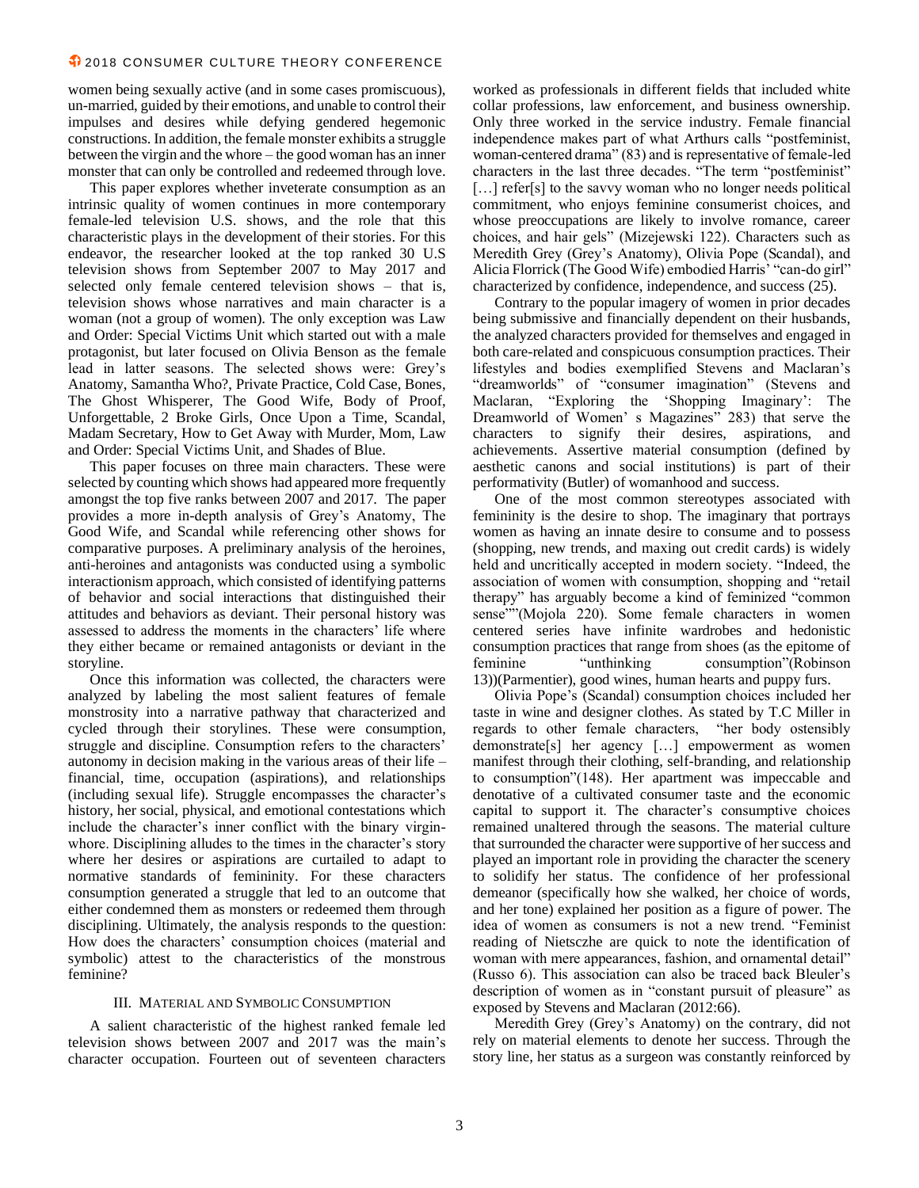women being sexually active (and in some cases promiscuous), un-married, guided by their emotions, and unable to control their impulses and desires while defying gendered hegemonic constructions. In addition, the female monster exhibits a struggle between the virgin and the whore – the good woman has an inner monster that can only be controlled and redeemed through love.

This paper explores whether inveterate consumption as an intrinsic quality of women continues in more contemporary female-led television U.S. shows, and the role that this characteristic plays in the development of their stories. For this endeavor, the researcher looked at the top ranked 30 U.S television shows from September 2007 to May 2017 and selected only female centered television shows – that is, television shows whose narratives and main character is a woman (not a group of women). The only exception was Law and Order: Special Victims Unit which started out with a male protagonist, but later focused on Olivia Benson as the female lead in latter seasons. The selected shows were: Grey's Anatomy, Samantha Who?, Private Practice, Cold Case, Bones, The Ghost Whisperer, The Good Wife, Body of Proof, Unforgettable, 2 Broke Girls, Once Upon a Time, Scandal, Madam Secretary, How to Get Away with Murder, Mom, Law and Order: Special Victims Unit, and Shades of Blue.

This paper focuses on three main characters. These were selected by counting which shows had appeared more frequently amongst the top five ranks between 2007 and 2017. The paper provides a more in-depth analysis of Grey's Anatomy, The Good Wife, and Scandal while referencing other shows for comparative purposes. A preliminary analysis of the heroines, anti-heroines and antagonists was conducted using a symbolic interactionism approach, which consisted of identifying patterns of behavior and social interactions that distinguished their attitudes and behaviors as deviant. Their personal history was assessed to address the moments in the characters' life where they either became or remained antagonists or deviant in the storyline.

Once this information was collected, the characters were analyzed by labeling the most salient features of female monstrosity into a narrative pathway that characterized and cycled through their storylines. These were consumption, struggle and discipline. Consumption refers to the characters' autonomy in decision making in the various areas of their life – financial, time, occupation (aspirations), and relationships (including sexual life). Struggle encompasses the character's history, her social, physical, and emotional contestations which include the character's inner conflict with the binary virgin-whore. Disciplining alludes to the times in the character's story where her desires or aspirations are curtailed to adapt to normative standards of femininity. For these characters consumption generated a struggle that led to an outcome that either condemned them as monsters or redeemed them through disciplining. Ultimately, the analysis responds to the question: How does the characters' consumption choices (material and symbolic) attest to the characteristics of the monstrous feminine?

## III. Material and Symbolic Consumption

A salient characteristic of the highest ranked female led television shows between 2007 and 2017 was the main's character occupation. Fourteen out of seventeen characters worked as professionals in different fields that included white collar professions, law enforcement, and business ownership. Only three worked in the service industry. Female financial independence makes part of what Arthurs calls "postfeminist, woman-centered drama" (83) and is representative of female-led characters in the last three decades. "The term "postfeminist" […] refer[s] to the savvy woman who no longer needs political commitment, who enjoys feminine consumerist choices, and whose preoccupations are likely to involve romance, career choices, and hair gels" (Mizejewski 122). Characters such as Meredith Grey (Grey's Anatomy), Olivia Pope (Scandal), and Alicia Florrick (The Good Wife) embodied Harris' "can-do girl" characterized by confidence, independence, and success (25).

Contrary to the popular imagery of women in prior decades being submissive and financially dependent on their husbands, the analyzed characters provided for themselves and engaged in both care-related and conspicuous consumption practices. Their lifestyles and bodies exemplified Stevens and Maclaran's "dreamworlds" of "consumer imagination" (Stevens and Maclaran, "Exploring the 'Shopping Imaginary': The Dreamworld of Women' s Magazines" 283) that serve the characters to signify their desires, aspirations, and achievements. Assertive material consumption (defined by aesthetic canons and social institutions) is part of their performativity (Butler) of womanhood and success.

One of the most common stereotypes associated with femininity is the desire to shop. The imaginary that portrays women as having an innate desire to consume and to possess (shopping, new trends, and maxing out credit cards) is widely held and uncritically accepted in modern society. "Indeed, the association of women with consumption, shopping and "retail therapy" has arguably become a kind of feminized "common sense""(Mojola 220). Some female characters in women centered series have infinite wardrobes and hedonistic consumption practices that range from shoes (as the epitome of feminine "unthinking consumption"(Robinson 13))(Parmentier), good wines, human hearts and puppy furs.

Olivia Pope's (Scandal) consumption choices included her taste in wine and designer clothes. As stated by T.C Miller in regards to other female characters, "her body ostensibly demonstrate[s] her agency […] empowerment as women manifest through their clothing, self-branding, and relationship to consumption"(148). Her apartment was impeccable and denotative of a cultivated consumer taste and the economic capital to support it. The character's consumptive choices remained unaltered through the seasons. The material culture that surrounded the character were supportive of her success and played an important role in providing the character the scenery to solidify her status. The confidence of her professional demeanor (specifically how she walked, her choice of words, and her tone) explained her position as a figure of power. The idea of women as consumers is not a new trend. "Feminist reading of Nietsczhe are quick to note the identification of woman with mere appearances, fashion, and ornamental detail" (Russo 6). This association can also be traced back Bleuler's description of women as in "constant pursuit of pleasure" as exposed by Stevens and Maclaran (2012:66).

Meredith Grey (Grey's Anatomy) on the contrary, did not rely on material elements to denote her success. Through the story line, her status as a surgeon was constantly reinforced by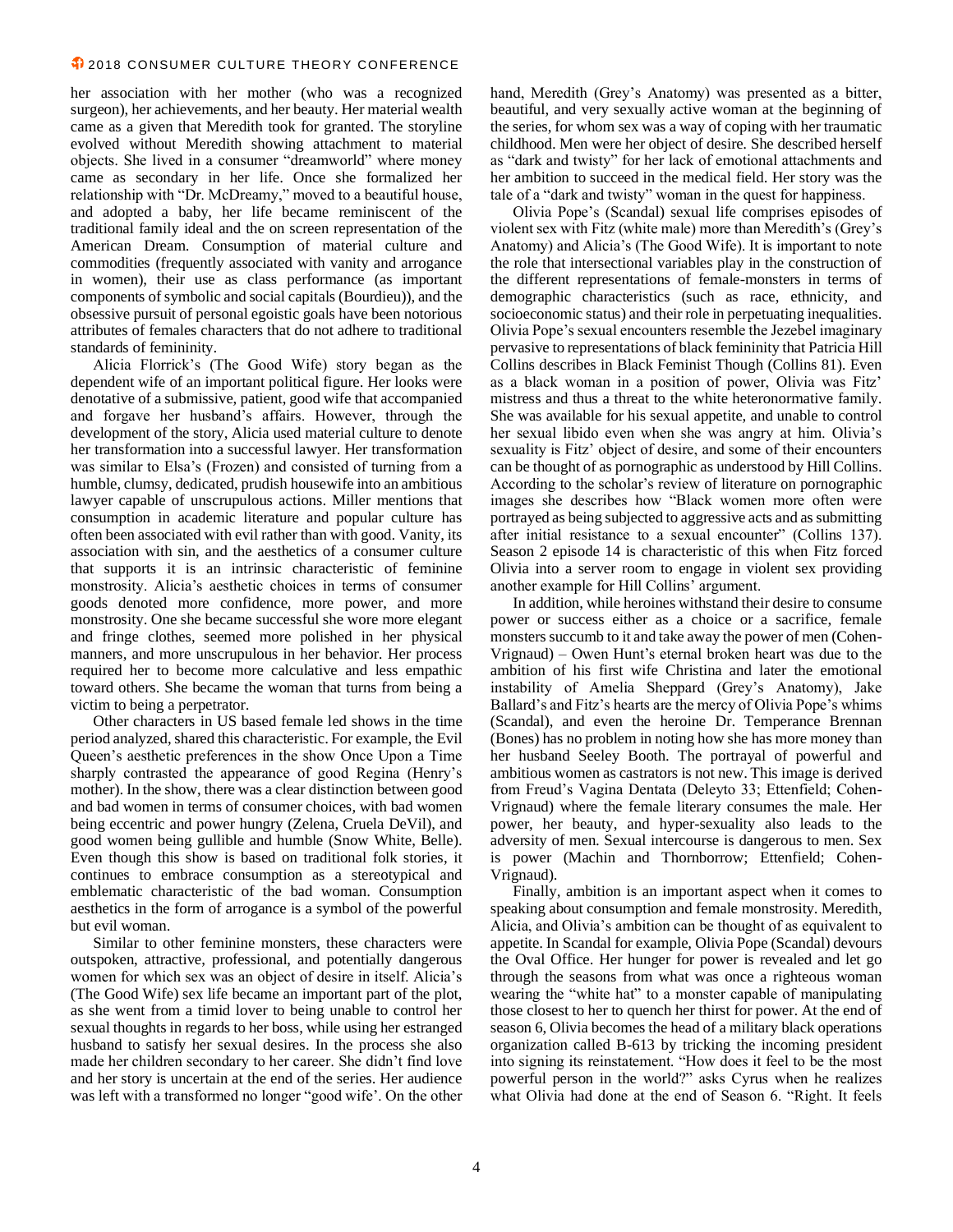her association with her mother (who was a recognized surgeon), her achievements, and her beauty. Her material wealth came as a given that Meredith took for granted. The storyline evolved without Meredith showing attachment to material objects. She lived in a consumer "dreamworld" where money came as secondary in her life. Once she formalized her relationship with "Dr. McDreamy," moved to a beautiful house, and adopted a baby, her life became reminiscent of the traditional family ideal and the on screen representation of the American Dream. Consumption of material culture and commodities (frequently associated with vanity and arrogance in women), their use as class performance (as important components of symbolic and social capitals (Bourdieu)), and the obsessive pursuit of personal egoistic goals have been notorious attributes of females characters that do not adhere to traditional standards of femininity.

Alicia Florrick's (The Good Wife) story began as the dependent wife of an important political figure. Her looks were denotative of a submissive, patient, good wife that accompanied and forgave her husband's affairs. However, through the development of the story, Alicia used material culture to denote her transformation into a successful lawyer. Her transformation was similar to Elsa's (Frozen) and consisted of turning from a humble, clumsy, dedicated, prudish housewife into an ambitious lawyer capable of unscrupulous actions. Miller mentions that consumption in academic literature and popular culture has often been associated with evil rather than with good. Vanity, its association with sin, and the aesthetics of a consumer culture that supports it is an intrinsic characteristic of feminine monstrosity. Alicia's aesthetic choices in terms of consumer goods denoted more confidence, more power, and more monstrosity. One she became successful she wore more elegant and fringe clothes, seemed more polished in her physical manners, and more unscrupulous in her behavior. Her process required her to become more calculative and less empathic toward others. She became the woman that turns from being a victim to being a perpetrator.

Other characters in US based female led shows in the time period analyzed, shared this characteristic. For example, the Evil Queen's aesthetic preferences in the show Once Upon a Time sharply contrasted the appearance of good Regina (Henry's mother). In the show, there was a clear distinction between good and bad women in terms of consumer choices, with bad women being eccentric and power hungry (Zelena, Cruela DeVil), and good women being gullible and humble (Snow White, Belle). Even though this show is based on traditional folk stories, it continues to embrace consumption as a stereotypical and emblematic characteristic of the bad woman. Consumption aesthetics in the form of arrogance is a symbol of the powerful but evil woman.

Similar to other feminine monsters, these characters were outspoken, attractive, professional, and potentially dangerous women for which sex was an object of desire in itself. Alicia's (The Good Wife) sex life became an important part of the plot, as she went from a timid lover to being unable to control her sexual thoughts in regards to her boss, while using her estranged husband to satisfy her sexual desires. In the process she also made her children secondary to her career. She didn't find love and her story is uncertain at the end of the series. Her audience was left with a transformed no longer "good wife'. On the other hand, Meredith (Grey's Anatomy) was presented as a bitter, beautiful, and very sexually active woman at the beginning of the series, for whom sex was a way of coping with her traumatic childhood. Men were her object of desire. She described herself as "dark and twisty" for her lack of emotional attachments and her ambition to succeed in the medical field. Her story was the tale of a "dark and twisty" woman in the quest for happiness.

Olivia Pope's (Scandal) sexual life comprises episodes of violent sex with Fitz (white male) more than Meredith's (Grey's Anatomy) and Alicia's (The Good Wife). It is important to note the role that intersectional variables play in the construction of the different representations of female-monsters in terms of demographic characteristics (such as race, ethnicity, and socioeconomic status) and their role in perpetuating inequalities. Olivia Pope's sexual encounters resemble the Jezebel imaginary pervasive to representations of black femininity that Patricia Hill Collins describes in Black Feminist Though (Collins 81). Even as a black woman in a position of power, Olivia was Fitz' mistress and thus a threat to the white heteronormative family. She was available for his sexual appetite, and unable to control her sexual libido even when she was angry at him. Olivia's sexuality is Fitz' object of desire, and some of their encounters can be thought of as pornographic as understood by Hill Collins. According to the scholar's review of literature on pornographic images she describes how "Black women more often were portrayed as being subjected to aggressive acts and as submitting after initial resistance to a sexual encounter" (Collins 137). Season 2 episode 14 is characteristic of this when Fitz forced Olivia into a server room to engage in violent sex providing another example for Hill Collins' argument.

In addition, while heroines withstand their desire to consume power or success either as a choice or a sacrifice, female monsters succumb to it and take away the power of men (Cohen-Vrignaud) – Owen Hunt's eternal broken heart was due to the ambition of his first wife Christina and later the emotional instability of Amelia Sheppard (Grey's Anatomy), Jake Ballard's and Fitz's hearts are the mercy of Olivia Pope's whims (Scandal), and even the heroine Dr. Temperance Brennan (Bones) has no problem in noting how she has more money than her husband Seeley Booth. The portrayal of powerful and ambitious women as castrators is not new. This image is derived from Freud's Vagina Dentata (Deleyto 33; Ettenfield; Cohen-Vrignaud) where the female literary consumes the male. Her power, her beauty, and hyper-sexuality also leads to the adversity of men. Sexual intercourse is dangerous to men. Sex is power (Machin and Thornborrow; Ettenfield; Cohen-Vrignaud).

Finally, ambition is an important aspect when it comes to speaking about consumption and female monstrosity. Meredith, Alicia, and Olivia's ambition can be thought of as equivalent to appetite. In Scandal for example, Olivia Pope (Scandal) devours the Oval Office. Her hunger for power is revealed and let go through the seasons from what was once a righteous woman wearing the "white hat" to a monster capable of manipulating those closest to her to quench her thirst for power. At the end of season 6, Olivia becomes the head of a military black operations organization called B-613 by tricking the incoming president into signing its reinstatement. "How does it feel to be the most powerful person in the world?" asks Cyrus when he realizes what Olivia had done at the end of Season 6. "Right. It feels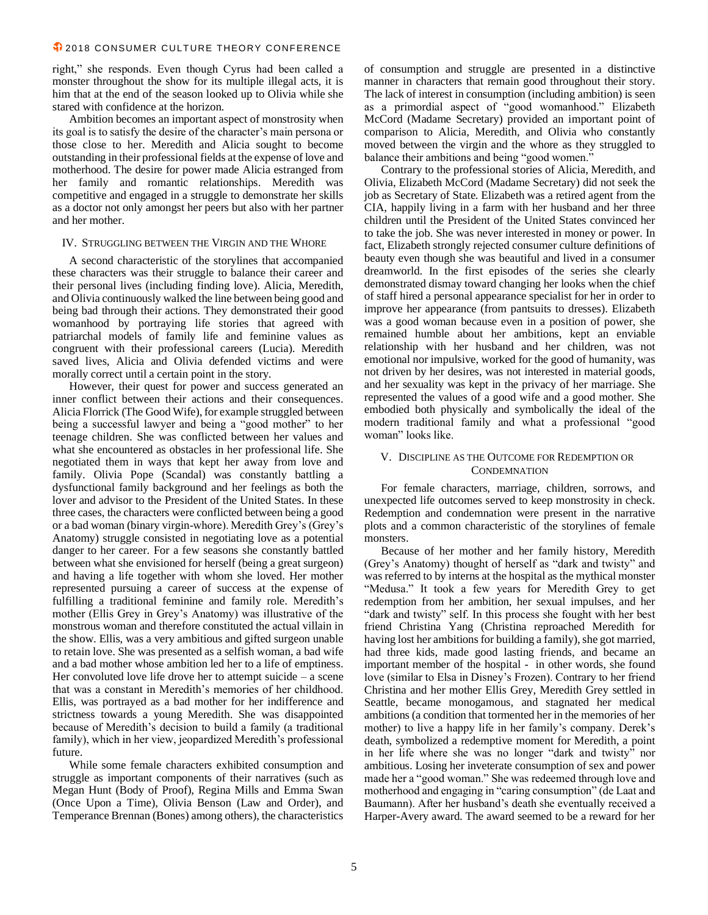right," she responds. Even though Cyrus had been called a monster throughout the show for its multiple illegal acts, it is him that at the end of the season looked up to Olivia while she stared with confidence at the horizon.

Ambition becomes an important aspect of monstrosity when its goal is to satisfy the desire of the character's main persona or those close to her. Meredith and Alicia sought to become outstanding in their professional fields at the expense of love and motherhood. The desire for power made Alicia estranged from her family and romantic relationships. Meredith was competitive and engaged in a struggle to demonstrate her skills as a doctor not only amongst her peers but also with her partner and her mother.

## IV. Struggling between the Virgin and the Whore

A second characteristic of the storylines that accompanied these characters was their struggle to balance their career and their personal lives (including finding love). Alicia, Meredith, and Olivia continuously walked the line between being good and being bad through their actions. They demonstrated their good womanhood by portraying life stories that agreed with patriarchal models of family life and feminine values as congruent with their professional careers (Lucia). Meredith saved lives, Alicia and Olivia defended victims and were morally correct until a certain point in the story.

However, their quest for power and success generated an inner conflict between their actions and their consequences. Alicia Florrick (The Good Wife), for example struggled between being a successful lawyer and being a "good mother" to her teenage children. She was conflicted between her values and what she encountered as obstacles in her professional life. She negotiated them in ways that kept her away from love and family. Olivia Pope (Scandal) was constantly battling a dysfunctional family background and her feelings as both the lover and advisor to the President of the United States. In these three cases, the characters were conflicted between being a good or a bad woman (binary virgin-whore). Meredith Grey's (Grey's Anatomy) struggle consisted in negotiating love as a potential danger to her career. For a few seasons she constantly battled between what she envisioned for herself (being a great surgeon) and having a life together with whom she loved. Her mother represented pursuing a career of success at the expense of fulfilling a traditional feminine and family role. Meredith's mother (Ellis Grey in Grey's Anatomy) was illustrative of the monstrous woman and therefore constituted the actual villain in the show. Ellis, was a very ambitious and gifted surgeon unable to retain love. She was presented as a selfish woman, a bad wife and a bad mother whose ambition led her to a life of emptiness. Her convoluted love life drove her to attempt suicide – a scene that was a constant in Meredith's memories of her childhood. Ellis, was portrayed as a bad mother for her indifference and strictness towards a young Meredith. She was disappointed because of Meredith's decision to build a family (a traditional family), which in her view, jeopardized Meredith's professional future.

While some female characters exhibited consumption and struggle as important components of their narratives (such as Megan Hunt (Body of Proof), Regina Mills and Emma Swan (Once Upon a Time), Olivia Benson (Law and Order), and Temperance Brennan (Bones) among others), the characteristics of consumption and struggle are presented in a distinctive manner in characters that remain good throughout their story. The lack of interest in consumption (including ambition) is seen as a primordial aspect of "good womanhood." Elizabeth McCord (Madame Secretary) provided an important point of comparison to Alicia, Meredith, and Olivia who constantly moved between the virgin and the whore as they struggled to balance their ambitions and being "good women."

Contrary to the professional stories of Alicia, Meredith, and Olivia, Elizabeth McCord (Madame Secretary) did not seek the job as Secretary of State. Elizabeth was a retired agent from the CIA, happily living in a farm with her husband and her three children until the President of the United States convinced her to take the job. She was never interested in money or power. In fact, Elizabeth strongly rejected consumer culture definitions of beauty even though she was beautiful and lived in a consumer dreamworld. In the first episodes of the series she clearly demonstrated dismay toward changing her looks when the chief of staff hired a personal appearance specialist for her in order to improve her appearance (from pantsuits to dresses). Elizabeth was a good woman because even in a position of power, she remained humble about her ambitions, kept an enviable relationship with her husband and her children, was not emotional nor impulsive, worked for the good of humanity, was not driven by her desires, was not interested in material goods, and her sexuality was kept in the privacy of her marriage. She represented the values of a good wife and a good mother. She embodied both physically and symbolically the ideal of the modern traditional family and what a professional "good woman" looks like.

## V. Discipline as the Outcome for Redemption or Condemnation

For female characters, marriage, children, sorrows, and unexpected life outcomes served to keep monstrosity in check. Redemption and condemnation were present in the narrative plots and a common characteristic of the storylines of female monsters.

Because of her mother and her family history, Meredith (Grey's Anatomy) thought of herself as "dark and twisty" and was referred to by interns at the hospital as the mythical monster "Medusa." It took a few years for Meredith Grey to get redemption from her ambition, her sexual impulses, and her "dark and twisty" self. In this process she fought with her best friend Christina Yang (Christina reproached Meredith for having lost her ambitions for building a family), she got married, had three kids, made good lasting friends, and became an important member of the hospital - in other words, she found love (similar to Elsa in Disney's Frozen). Contrary to her friend Christina and her mother Ellis Grey, Meredith Grey settled in Seattle, became monogamous, and stagnated her medical ambitions (a condition that tormented her in the memories of her mother) to live a happy life in her family's company. Derek's death, symbolized a redemptive moment for Meredith, a point in her life where she was no longer "dark and twisty" nor ambitious. Losing her inveterate consumption of sex and power made her a "good woman." She was redeemed through love and motherhood and engaging in "caring consumption" (de Laat and Baumann). After her husband's death she eventually received a Harper-Avery award. The award seemed to be a reward for her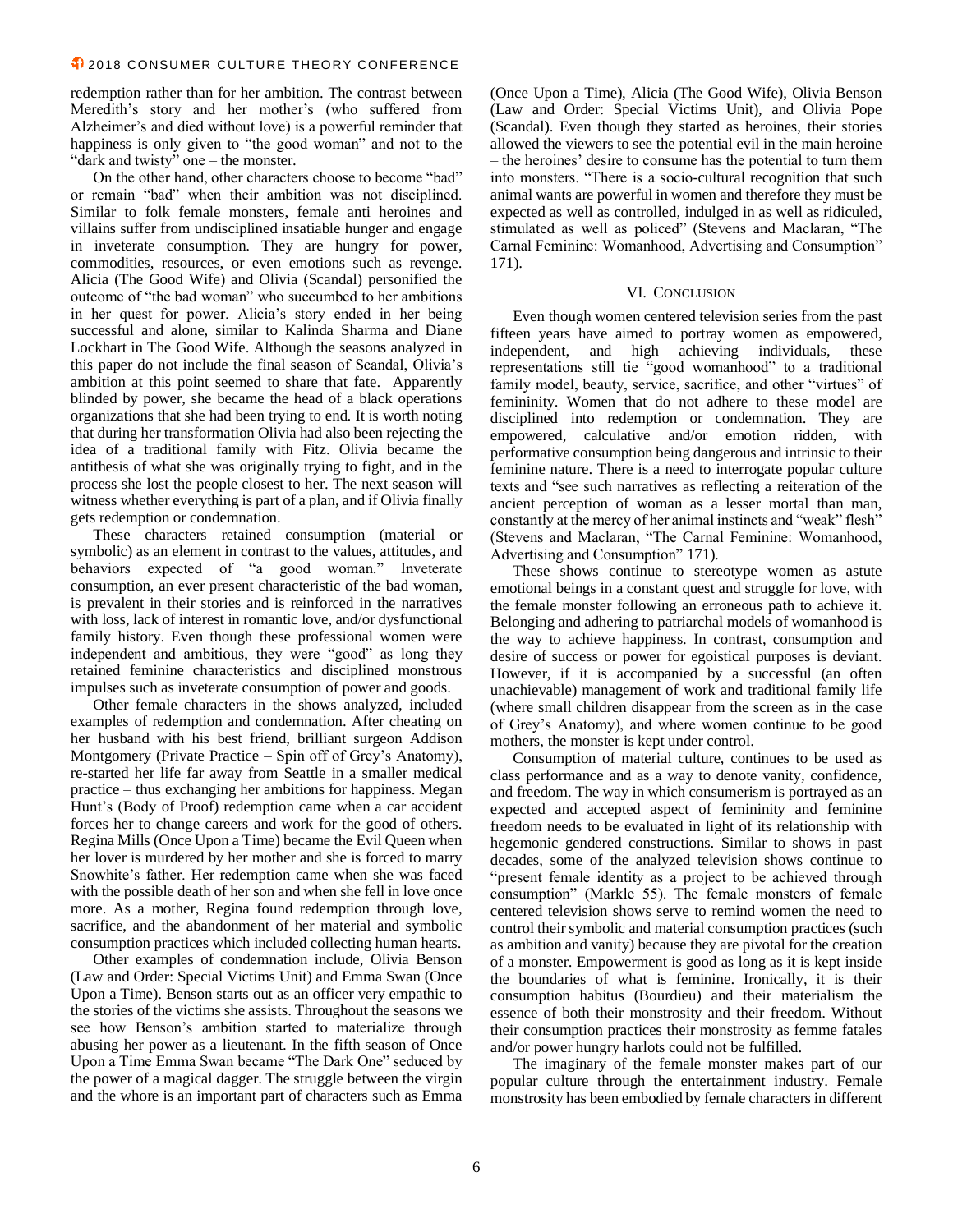redemption rather than for her ambition. The contrast between Meredith's story and her mother's (who suffered from Alzheimer's and died without love) is a powerful reminder that happiness is only given to "the good woman" and not to the "dark and twisty" one – the monster.

On the other hand, other characters choose to become "bad" or remain "bad" when their ambition was not disciplined. Similar to folk female monsters, female anti heroines and villains suffer from undisciplined insatiable hunger and engage in inveterate consumption. They are hungry for power, commodities, resources, or even emotions such as revenge. Alicia (The Good Wife) and Olivia (Scandal) personified the outcome of "the bad woman" who succumbed to her ambitions in her quest for power. Alicia's story ended in her being successful and alone, similar to Kalinda Sharma and Diane Lockhart in The Good Wife. Although the seasons analyzed in this paper do not include the final season of Scandal, Olivia's ambition at this point seemed to share that fate. Apparently blinded by power, she became the head of a black operations organizations that she had been trying to end. It is worth noting that during her transformation Olivia had also been rejecting the idea of a traditional family with Fitz. Olivia became the antithesis of what she was originally trying to fight, and in the process she lost the people closest to her. The next season will witness whether everything is part of a plan, and if Olivia finally gets redemption or condemnation.

These characters retained consumption (material or symbolic) as an element in contrast to the values, attitudes, and behaviors expected of "a good woman." Inveterate consumption, an ever present characteristic of the bad woman, is prevalent in their stories and is reinforced in the narratives with loss, lack of interest in romantic love, and/or dysfunctional family history. Even though these professional women were independent and ambitious, they were "good" as long they retained feminine characteristics and disciplined monstrous impulses such as inveterate consumption of power and goods.

Other female characters in the shows analyzed, included examples of redemption and condemnation. After cheating on her husband with his best friend, brilliant surgeon Addison Montgomery (Private Practice – Spin off of Grey's Anatomy), re-started her life far away from Seattle in a smaller medical practice – thus exchanging her ambitions for happiness. Megan Hunt's (Body of Proof) redemption came when a car accident forces her to change careers and work for the good of others. Regina Mills (Once Upon a Time) became the Evil Queen when her lover is murdered by her mother and she is forced to marry Snowhite's father. Her redemption came when she was faced with the possible death of her son and when she fell in love once more. As a mother, Regina found redemption through love, sacrifice, and the abandonment of her material and symbolic consumption practices which included collecting human hearts.

Other examples of condemnation include, Olivia Benson (Law and Order: Special Victims Unit) and Emma Swan (Once Upon a Time). Benson starts out as an officer very empathic to the stories of the victims she assists. Throughout the seasons we see how Benson's ambition started to materialize through abusing her power as a lieutenant. In the fifth season of Once Upon a Time Emma Swan became "The Dark One" seduced by the power of a magical dagger. The struggle between the virgin and the whore is an important part of characters such as Emma (Once Upon a Time), Alicia (The Good Wife), Olivia Benson (Law and Order: Special Victims Unit), and Olivia Pope (Scandal). Even though they started as heroines, their stories allowed the viewers to see the potential evil in the main heroine – the heroines' desire to consume has the potential to turn them into monsters. "There is a socio-cultural recognition that such animal wants are powerful in women and therefore they must be expected as well as controlled, indulged in as well as ridiculed, stimulated as well as policed" (Stevens and Maclaran, "The Carnal Feminine: Womanhood, Advertising and Consumption" 171).

## VI. Conclusion

Even though women centered television series from the past fifteen years have aimed to portray women as empowered, independent, and high achieving individuals, these representations still tie "good womanhood" to a traditional family model, beauty, service, sacrifice, and other "virtues" of femininity. Women that do not adhere to these model are disciplined into redemption or condemnation. They are empowered, calculative and/or emotion ridden, with performative consumption being dangerous and intrinsic to their feminine nature. There is a need to interrogate popular culture texts and "see such narratives as reflecting a reiteration of the ancient perception of woman as a lesser mortal than man, constantly at the mercy of her animal instincts and "weak" flesh" (Stevens and Maclaran, "The Carnal Feminine: Womanhood, Advertising and Consumption" 171).

These shows continue to stereotype women as astute emotional beings in a constant quest and struggle for love, with the female monster following an erroneous path to achieve it. Belonging and adhering to patriarchal models of womanhood is the way to achieve happiness. In contrast, consumption and desire of success or power for egoistical purposes is deviant. However, if it is accompanied by a successful (an often unachievable) management of work and traditional family life (where small children disappear from the screen as in the case of Grey's Anatomy), and where women continue to be good mothers, the monster is kept under control.

Consumption of material culture, continues to be used as class performance and as a way to denote vanity, confidence, and freedom. The way in which consumerism is portrayed as an expected and accepted aspect of femininity and feminine freedom needs to be evaluated in light of its relationship with hegemonic gendered constructions. Similar to shows in past decades, some of the analyzed television shows continue to "present female identity as a project to be achieved through consumption" (Markle 55). The female monsters of female centered television shows serve to remind women the need to control their symbolic and material consumption practices (such as ambition and vanity) because they are pivotal for the creation of a monster. Empowerment is good as long as it is kept inside the boundaries of what is feminine. Ironically, it is their consumption habitus (Bourdieu) and their materialism the essence of both their monstrosity and their freedom. Without their consumption practices their monstrosity as femme fatales and/or power hungry harlots could not be fulfilled.

The imaginary of the female monster makes part of our popular culture through the entertainment industry. Female monstrosity has been embodied by female characters in different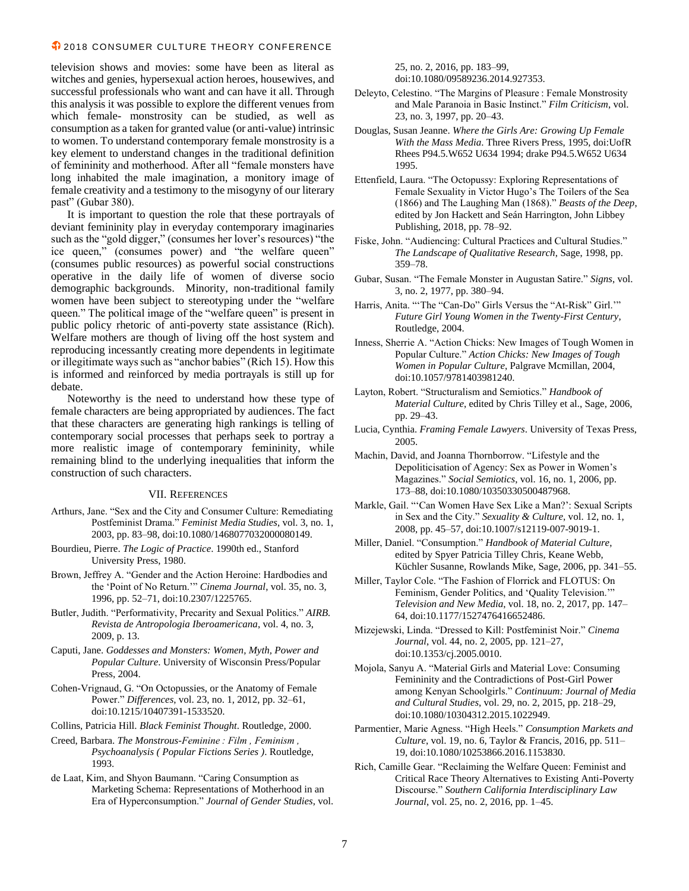television shows and movies: some have been as literal as witches and genies, hypersexual action heroes, housewives, and successful professionals who want and can have it all. Through this analysis it was possible to explore the different venues from which female- monstrosity can be studied, as well as consumption as a taken for granted value (or anti-value) intrinsic to women. To understand contemporary female monstrosity is a key element to understand changes in the traditional definition of femininity and motherhood. After all "female monsters have long inhabited the male imagination, a monitory image of female creativity and a testimony to the misogyny of our literary past" (Gubar 380).

It is important to question the role that these portrayals of deviant femininity play in everyday contemporary imaginaries such as the "gold digger," (consumes her lover's resources) "the ice queen," (consumes power) and "the welfare queen" (consumes public resources) as powerful social constructions operative in the daily life of women of diverse socio demographic backgrounds. Minority, non-traditional family women have been subject to stereotyping under the "welfare queen." The political image of the "welfare queen" is present in public policy rhetoric of anti-poverty state assistance (Rich). Welfare mothers are though of living off the host system and reproducing incessantly creating more dependents in legitimate or illegitimate ways such as "anchor babies" (Rich 15). How this is informed and reinforced by media portrayals is still up for debate.

Noteworthy is the need to understand how these type of female characters are being appropriated by audiences. The fact that these characters are generating high rankings is telling of contemporary social processes that perhaps seek to portray a more realistic image of contemporary femininity, while remaining blind to the underlying inequalities that inform the construction of such characters.

## VII. References

Arthurs, Jane. "Sex and the City and Consumer Culture: Remediating Postfeminist Drama." *Feminist Media Studies*, vol. 3, no. 1, 2003, pp. 83–98, doi:10.1080/1468077032000080149.

Bourdieu, Pierre. *The Logic of Practice*. 1990th ed., Stanford University Press, 1980.

Brown, Jeffrey A. "Gender and the Action Heroine: Hardbodies and the 'Point of No Return.'" *Cinema Journal*, vol. 35, no. 3, 1996, pp. 52–71, doi:10.2307/1225765.

Butler, Judith. "Performativity, Precarity and Sexual Politics." *AIRB. Revista de Antropologia Iberoamericana*, vol. 4, no. 3, 2009, p. 13.

Caputi, Jane. *Goddesses and Monsters: Women, Myth, Power and Popular Culture*. University of Wisconsin Press/Popular Press, 2004.

Cohen-Vrignaud, G. "On Octopussies, or the Anatomy of Female Power." *Differences*, vol. 23, no. 1, 2012, pp. 32–61, doi:10.1215/10407391-1533520.

Collins, Patricia Hill. *Black Feminist Thought*. Routledge, 2000.

Creed, Barbara. *The Monstrous-Feminine : Film , Feminism , Psychoanalysis ( Popular Fictions Series )*. Routledge, 1993.

de Laat, Kim, and Shyon Baumann. "Caring Consumption as Marketing Schema: Representations of Motherhood in an Era of Hyperconsumption." *Journal of Gender Studies*, vol. 25, no. 2, 2016, pp. 183–99, doi:10.1080/09589236.2014.927353.

Deleyto, Celestino. "The Margins of Pleasure : Female Monstrosity and Male Paranoia in Basic Instinct." *Film Criticism*, vol. 23, no. 3, 1997, pp. 20–43.

Douglas, Susan Jeanne. *Where the Girls Are: Growing Up Female With the Mass Media*. Three Rivers Press, 1995, doi:UofR Rhees P94.5.W652 U634 1994; drake P94.5.W652 U634 1995.

Ettenfield, Laura. "The Octopussy: Exploring Representations of Female Sexuality in Victor Hugo's The Toilers of the Sea (1866) and The Laughing Man (1868)." *Beasts of the Deep*, edited by Jon Hackett and Seán Harrington, John Libbey Publishing, 2018, pp. 78–92.

Fiske, John. "Audiencing: Cultural Practices and Cultural Studies." *The Landscape of Qualitative Research*, Sage, 1998, pp. 359–78.

Gubar, Susan. "The Female Monster in Augustan Satire." *Signs*, vol. 3, no. 2, 1977, pp. 380–94.

Harris, Anita. "'The "Can-Do" Girls Versus the "At-Risk" Girl.'" *Future Girl Young Women in the Twenty-First Century*, Routledge, 2004.

Inness, Sherrie A. "Action Chicks: New Images of Tough Women in Popular Culture." *Action Chicks: New Images of Tough Women in Popular Culture*, Palgrave Mcmillan, 2004, doi:10.1057/9781403981240.

Layton, Robert. "Structuralism and Semiotics." *Handbook of Material Culture*, edited by Chris Tilley et al., Sage, 2006, pp. 29–43.

Lucia, Cynthia. *Framing Female Lawyers*. University of Texas Press, 2005.

Machin, David, and Joanna Thornborrow. "Lifestyle and the Depoliticisation of Agency: Sex as Power in Women's Magazines." *Social Semiotics*, vol. 16, no. 1, 2006, pp. 173–88, doi:10.1080/10350330500487968.

Markle, Gail. "'Can Women Have Sex Like a Man?': Sexual Scripts in Sex and the City." *Sexuality & Culture*, vol. 12, no. 1, 2008, pp. 45–57, doi:10.1007/s12119-007-9019-1.

Miller, Daniel. "Consumption." *Handbook of Material Culture*, edited by Spyer Patricia Tilley Chris, Keane Webb, Küchler Susanne, Rowlands Mike, Sage, 2006, pp. 341–55.

Miller, Taylor Cole. "The Fashion of Florrick and FLOTUS: On Feminism, Gender Politics, and 'Quality Television.'" *Television and New Media*, vol. 18, no. 2, 2017, pp. 147–64, doi:10.1177/1527476416652486.

Mizejewski, Linda. "Dressed to Kill: Postfeminist Noir." *Cinema Journal*, vol. 44, no. 2, 2005, pp. 121–27, doi:10.1353/cj.2005.0010.

Mojola, Sanyu A. "Material Girls and Material Love: Consuming Femininity and the Contradictions of Post-Girl Power among Kenyan Schoolgirls." *Continuum: Journal of Media and Cultural Studies*, vol. 29, no. 2, 2015, pp. 218–29, doi:10.1080/10304312.2015.1022949.

Parmentier, Marie Agness. "High Heels." *Consumption Markets and Culture*, vol. 19, no. 6, Taylor & Francis, 2016, pp. 511–19, doi:10.1080/10253866.2016.1153830.

Rich, Camille Gear. "Reclaiming the Welfare Queen: Feminist and Critical Race Theory Alternatives to Existing Anti-Poverty Discourse." *Southern California Interdisciplinary Law Journal*, vol. 25, no. 2, 2016, pp. 1–45.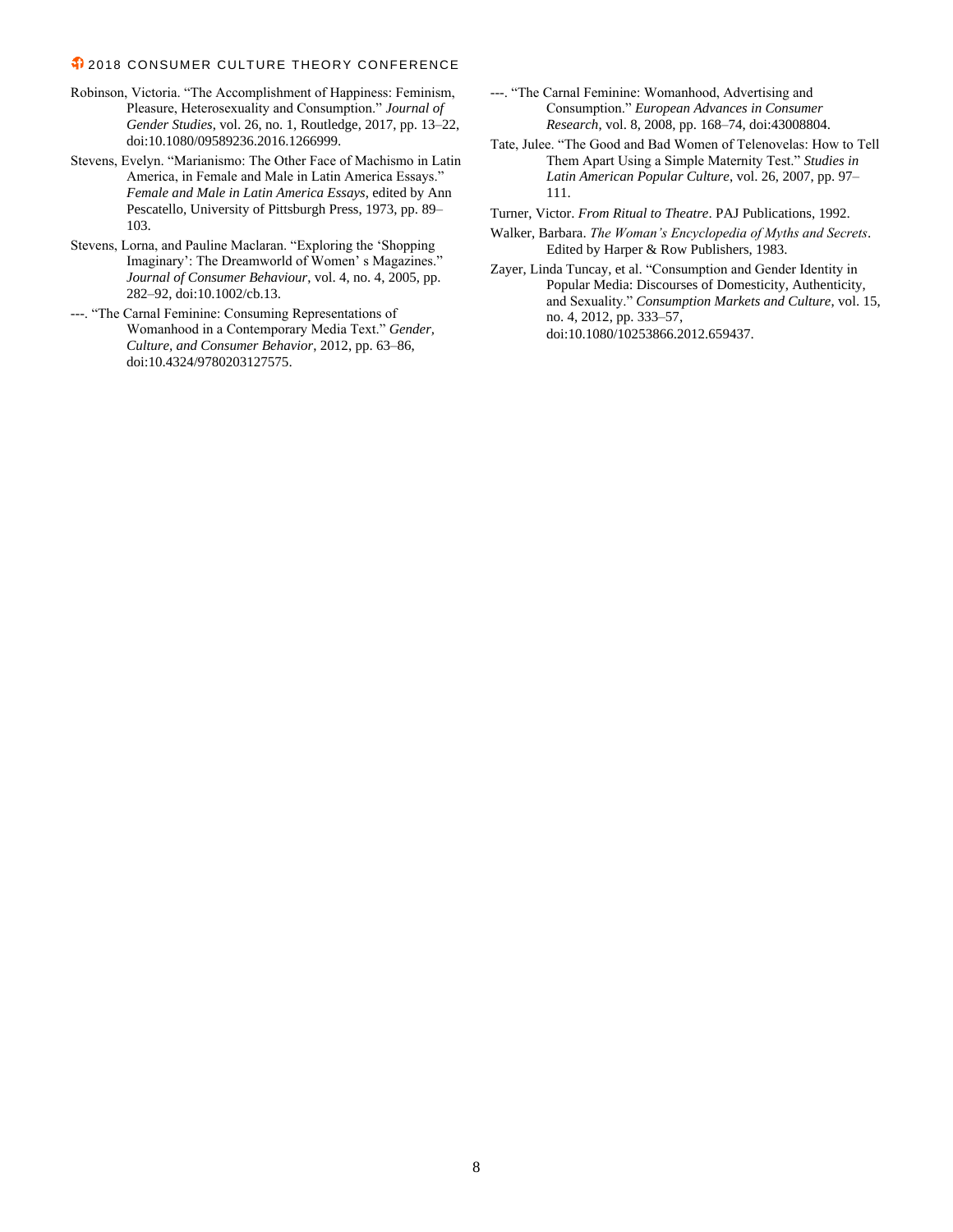Robinson, Victoria. “The Accomplishment of Happiness: Feminism, Pleasure, Heterosexuality and Consumption.” *Journal of Gender Studies*, vol. 26, no. 1, Routledge, 2017, pp. 13–22, doi:10.1080/09589236.2016.1266999.

Stevens, Evelyn. “Marianismo: The Other Face of Machismo in Latin America, in Female and Male in Latin America Essays.” *Female and Male in Latin America Essays*, edited by Ann Pescatello, University of Pittsburgh Press, 1973, pp. 89–103.

Stevens, Lorna, and Pauline Maclaran. “Exploring the ‘Shopping Imaginary’: The Dreamworld of Women’ s Magazines.” *Journal of Consumer Behaviour*, vol. 4, no. 4, 2005, pp. 282–92, doi:10.1002/cb.13.

---. “The Carnal Feminine: Consuming Representations of Womanhood in a Contemporary Media Text.” *Gender, Culture, and Consumer Behavior*, 2012, pp. 63–86, doi:10.4324/9780203127575.

---. “The Carnal Feminine: Womanhood, Advertising and Consumption.” *European Advances in Consumer Research*, vol. 8, 2008, pp. 168–74, doi:43008804.

Tate, Julee. “The Good and Bad Women of Telenovelas: How to Tell Them Apart Using a Simple Maternity Test.” *Studies in Latin American Popular Culture*, vol. 26, 2007, pp. 97–111.

Turner, Victor. *From Ritual to Theatre*. PAJ Publications, 1992.

Walker, Barbara. *The Woman’s Encyclopedia of Myths and Secrets*. Edited by Harper & Row Publishers, 1983.

Zayer, Linda Tuncay, et al. “Consumption and Gender Identity in Popular Media: Discourses of Domesticity, Authenticity, and Sexuality.” *Consumption Markets and Culture*, vol. 15, no. 4, 2012, pp. 333–57, doi:10.1080/10253866.2012.659437.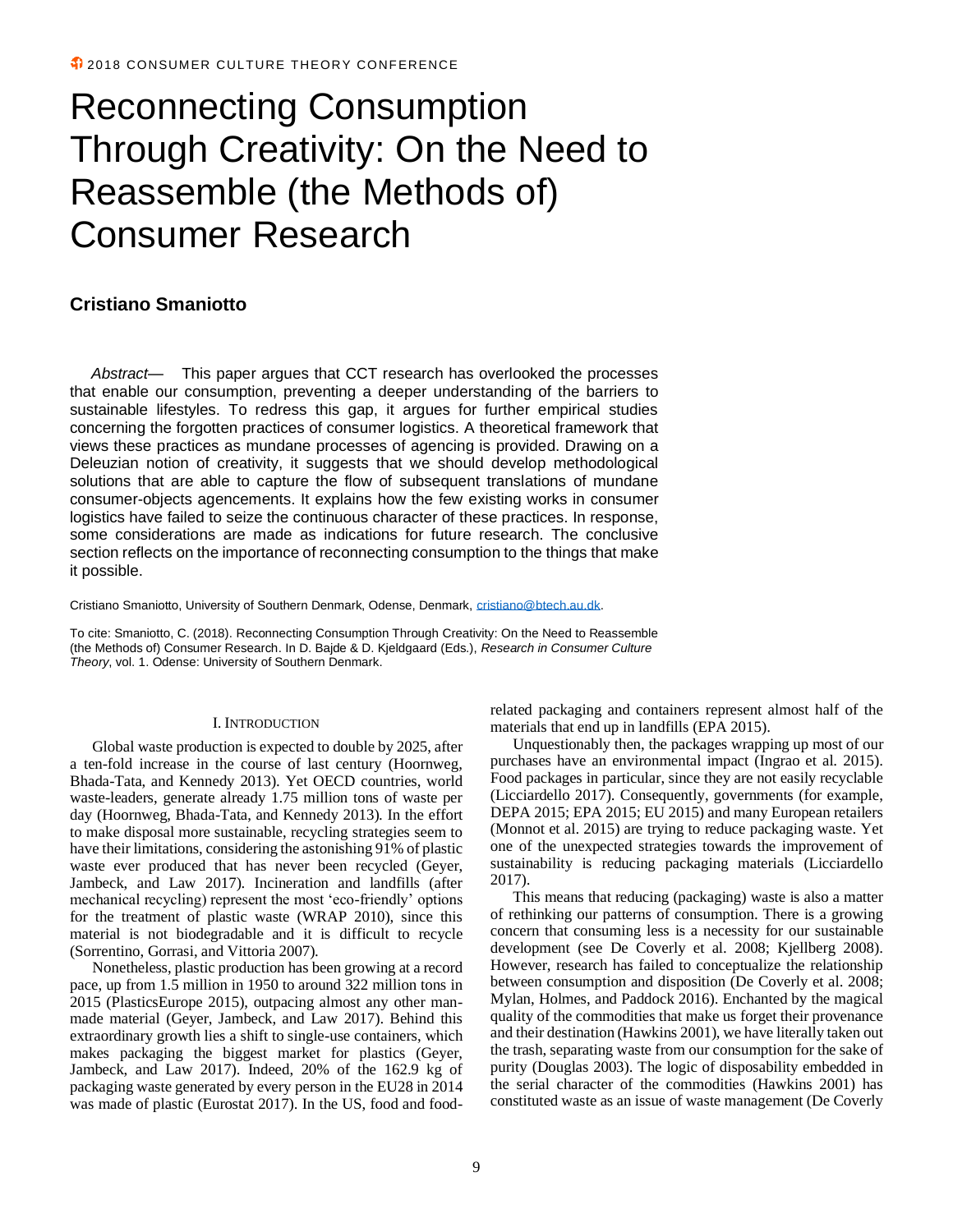# Reconnecting Consumption Through Creativity: On the Need to Reassemble (the Methods of) Consumer Research

**Cristiano Smaniotto**

*Abstract*— This paper argues that CCT research has overlooked the processes that enable our consumption, preventing a deeper understanding of the barriers to sustainable lifestyles. To redress this gap, it argues for further empirical studies concerning the forgotten practices of consumer logistics. A theoretical framework that views these practices as mundane processes of agencing is provided. Drawing on a Deleuzian notion of creativity, it suggests that we should develop methodological solutions that are able to capture the flow of subsequent translations of mundane consumer-objects agencements. It explains how the few existing works in consumer logistics have failed to seize the continuous character of these practices. In response, some considerations are made as indications for future research. The conclusive section reflects on the importance of reconnecting consumption to the things that make it possible.

Cristiano Smaniotto, University of Southern Denmark, Odense, Denmark, cristiano@btech.au.dk.

To cite: Smaniotto, C. (2018). Reconnecting Consumption Through Creativity: On the Need to Reassemble (the Methods of) Consumer Research. In D. Bajde & D. Kjeldgaard (Eds.), *Research in Consumer Culture Theory*, vol. 1. Odense: University of Southern Denmark.

## I. Introduction

Global waste production is expected to double by 2025, after a ten-fold increase in the course of last century (Hoornweg, Bhada-Tata, and Kennedy 2013). Yet OECD countries, world waste-leaders, generate already 1.75 million tons of waste per day (Hoornweg, Bhada-Tata, and Kennedy 2013). In the effort to make disposal more sustainable, recycling strategies seem to have their limitations, considering the astonishing 91% of plastic waste ever produced that has never been recycled (Geyer, Jambeck, and Law 2017). Incineration and landfills (after mechanical recycling) represent the most 'eco-friendly' options for the treatment of plastic waste (WRAP 2010), since this material is not biodegradable and it is difficult to recycle (Sorrentino, Gorrasi, and Vittoria 2007).

Nonetheless, plastic production has been growing at a record pace, up from 1.5 million in 1950 to around 322 million tons in 2015 (PlasticsEurope 2015), outpacing almost any other man-made material (Geyer, Jambeck, and Law 2017). Behind this extraordinary growth lies a shift to single-use containers, which makes packaging the biggest market for plastics (Geyer, Jambeck, and Law 2017). Indeed, 20% of the 162.9 kg of packaging waste generated by every person in the EU28 in 2014 was made of plastic (Eurostat 2017). In the US, food and food-related packaging and containers represent almost half of the materials that end up in landfills (EPA 2015).

Unquestionably then, the packages wrapping up most of our purchases have an environmental impact (Ingrao et al. 2015). Food packages in particular, since they are not easily recyclable (Licciardello 2017). Consequently, governments (for example, DEPA 2015; EPA 2015; EU 2015) and many European retailers (Monnot et al. 2015) are trying to reduce packaging waste. Yet one of the unexpected strategies towards the improvement of sustainability is reducing packaging materials (Licciardello 2017).

This means that reducing (packaging) waste is also a matter of rethinking our patterns of consumption. There is a growing concern that consuming less is a necessity for our sustainable development (see De Coverly et al. 2008; Kjellberg 2008). However, research has failed to conceptualize the relationship between consumption and disposition (De Coverly et al. 2008; Mylan, Holmes, and Paddock 2016). Enchanted by the magical quality of the commodities that make us forget their provenance and their destination (Hawkins 2001), we have literally taken out the trash, separating waste from our consumption for the sake of purity (Douglas 2003). The logic of disposability embedded in the serial character of the commodities (Hawkins 2001) has constituted waste as an issue of waste management (De Coverly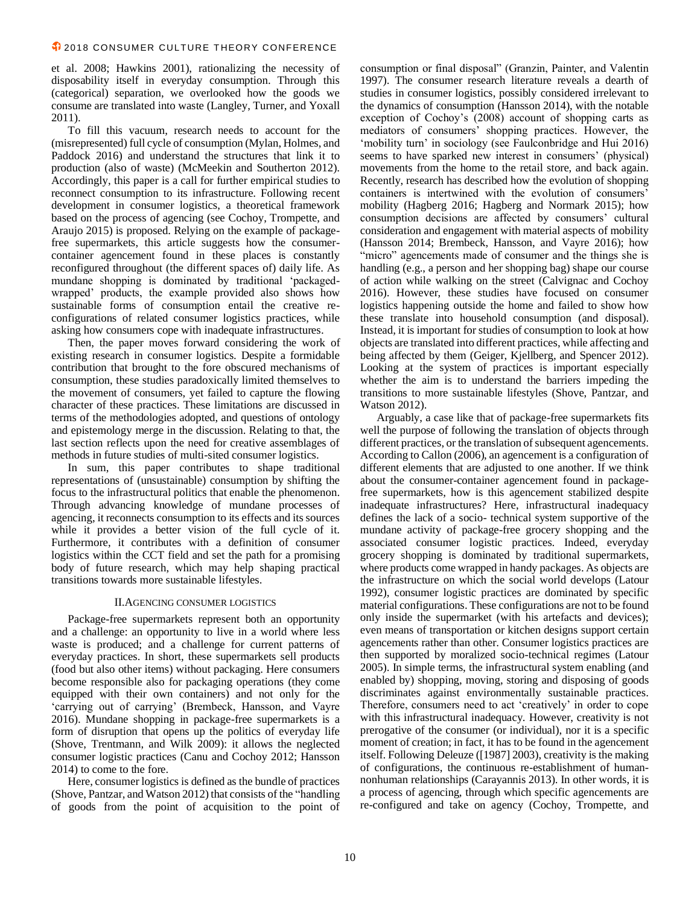et al. 2008; Hawkins 2001), rationalizing the necessity of disposability itself in everyday consumption. Through this (categorical) separation, we overlooked how the goods we consume are translated into waste (Langley, Turner, and Yoxall 2011).

To fill this vacuum, research needs to account for the (misrepresented) full cycle of consumption (Mylan, Holmes, and Paddock 2016) and understand the structures that link it to production (also of waste) (McMeekin and Southerton 2012). Accordingly, this paper is a call for further empirical studies to reconnect consumption to its infrastructure. Following recent development in consumer logistics, a theoretical framework based on the process of agencing (see Cochoy, Trompette, and Araujo 2015) is proposed. Relying on the example of package-free supermarkets, this article suggests how the consumer-container agencement found in these places is constantly reconfigured throughout (the different spaces of) daily life. As mundane shopping is dominated by traditional 'packaged-wrapped' products, the example provided also shows how sustainable forms of consumption entail the creative re-configurations of related consumer logistics practices, while asking how consumers cope with inadequate infrastructures.

Then, the paper moves forward considering the work of existing research in consumer logistics. Despite a formidable contribution that brought to the fore obscured mechanisms of consumption, these studies paradoxically limited themselves to the movement of consumers, yet failed to capture the flowing character of these practices. These limitations are discussed in terms of the methodologies adopted, and questions of ontology and epistemology merge in the discussion. Relating to that, the last section reflects upon the need for creative assemblages of methods in future studies of multi-sited consumer logistics.

In sum, this paper contributes to shape traditional representations of (unsustainable) consumption by shifting the focus to the infrastructural politics that enable the phenomenon. Through advancing knowledge of mundane processes of agencing, it reconnects consumption to its effects and its sources while it provides a better vision of the full cycle of it. Furthermore, it contributes with a definition of consumer logistics within the CCT field and set the path for a promising body of future research, which may help shaping practical transitions towards more sustainable lifestyles.

## II. Agencing Consumer Logistics

Package-free supermarkets represent both an opportunity and a challenge: an opportunity to live in a world where less waste is produced; and a challenge for current patterns of everyday practices. In short, these supermarkets sell products (food but also other items) without packaging. Here consumers become responsible also for packaging operations (they come equipped with their own containers) and not only for the 'carrying out of carrying' (Brembeck, Hansson, and Vayre 2016). Mundane shopping in package-free supermarkets is a form of disruption that opens up the politics of everyday life (Shove, Trentmann, and Wilk 2009): it allows the neglected consumer logistic practices (Canu and Cochoy 2012; Hansson 2014) to come to the fore.

Here, consumer logistics is defined as the bundle of practices (Shove, Pantzar, and Watson 2012) that consists of the "handling of goods from the point of acquisition to the point of consumption or final disposal" (Granzin, Painter, and Valentin 1997). The consumer research literature reveals a dearth of studies in consumer logistics, possibly considered irrelevant to the dynamics of consumption (Hansson 2014), with the notable exception of Cochoy's (2008) account of shopping carts as mediators of consumers' shopping practices. However, the 'mobility turn' in sociology (see Faulconbridge and Hui 2016) seems to have sparked new interest in consumers' (physical) movements from the home to the retail store, and back again. Recently, research has described how the evolution of shopping containers is intertwined with the evolution of consumers' mobility (Hagberg 2016; Hagberg and Normark 2015); how consumption decisions are affected by consumers' cultural consideration and engagement with material aspects of mobility (Hansson 2014; Brembeck, Hansson, and Vayre 2016); how "micro" agencements made of consumer and the things she is handling (e.g., a person and her shopping bag) shape our course of action while walking on the street (Calvignac and Cochoy 2016). However, these studies have focused on consumer logistics happening outside the home and failed to show how these translate into household consumption (and disposal). Instead, it is important for studies of consumption to look at how objects are translated into different practices, while affecting and being affected by them (Geiger, Kjellberg, and Spencer 2012). Looking at the system of practices is important especially whether the aim is to understand the barriers impeding the transitions to more sustainable lifestyles (Shove, Pantzar, and Watson 2012).

Arguably, a case like that of package-free supermarkets fits well the purpose of following the translation of objects through different practices, or the translation of subsequent agencements. According to Callon (2006), an agencement is a configuration of different elements that are adjusted to one another. If we think about the consumer-container agencement found in package-free supermarkets, how is this agencement stabilized despite inadequate infrastructures? Here, infrastructural inadequacy defines the lack of a socio- technical system supportive of the mundane activity of package-free grocery shopping and the associated consumer logistic practices. Indeed, everyday grocery shopping is dominated by traditional supermarkets, where products come wrapped in handy packages. As objects are the infrastructure on which the social world develops (Latour 1992), consumer logistic practices are dominated by specific material configurations. These configurations are not to be found only inside the supermarket (with his artefacts and devices); even means of transportation or kitchen designs support certain agencements rather than other. Consumer logistics practices are then supported by moralized socio-technical regimes (Latour 2005). In simple terms, the infrastructural system enabling (and enabled by) shopping, moving, storing and disposing of goods discriminates against environmentally sustainable practices. Therefore, consumers need to act 'creatively' in order to cope with this infrastructural inadequacy. However, creativity is not prerogative of the consumer (or individual), nor it is a specific moment of creation; in fact, it has to be found in the agencement itself. Following Deleuze ([1987] 2003), creativity is the making of configurations, the continuous re-establishment of human-nonhuman relationships (Carayannis 2013). In other words, it is a process of agencing, through which specific agencements are re-configured and take on agency (Cochoy, Trompette, and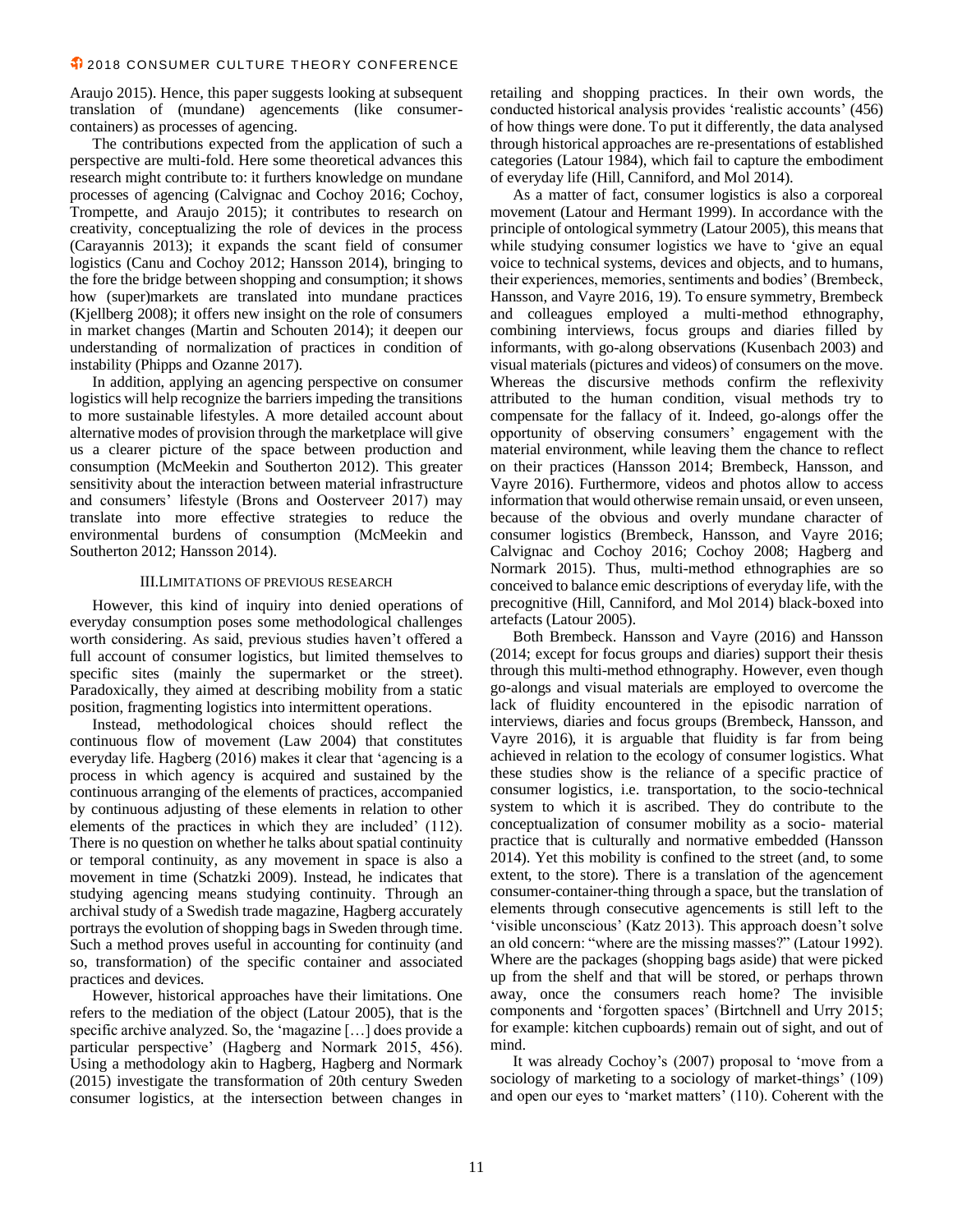Araujo 2015). Hence, this paper suggests looking at subsequent translation of (mundane) agencements (like consumer-containers) as processes of agencing.

The contributions expected from the application of such a perspective are multi-fold. Here some theoretical advances this research might contribute to: it furthers knowledge on mundane processes of agencing (Calvignac and Cochoy 2016; Cochoy, Trompette, and Araujo 2015); it contributes to research on creativity, conceptualizing the role of devices in the process (Carayannis 2013); it expands the scant field of consumer logistics (Canu and Cochoy 2012; Hansson 2014), bringing to the fore the bridge between shopping and consumption; it shows how (super)markets are translated into mundane practices (Kjellberg 2008); it offers new insight on the role of consumers in market changes (Martin and Schouten 2014); it deepen our understanding of normalization of practices in condition of instability (Phipps and Ozanne 2017).

In addition, applying an agencing perspective on consumer logistics will help recognize the barriers impeding the transitions to more sustainable lifestyles. A more detailed account about alternative modes of provision through the marketplace will give us a clearer picture of the space between production and consumption (McMeekin and Southerton 2012). This greater sensitivity about the interaction between material infrastructure and consumers' lifestyle (Brons and Oosterveer 2017) may translate into more effective strategies to reduce the environmental burdens of consumption (McMeekin and Southerton 2012; Hansson 2014).

## III. Limitations of previous research

However, this kind of inquiry into denied operations of everyday consumption poses some methodological challenges worth considering. As said, previous studies haven't offered a full account of consumer logistics, but limited themselves to specific sites (mainly the supermarket or the street). Paradoxically, they aimed at describing mobility from a static position, fragmenting logistics into intermittent operations.

Instead, methodological choices should reflect the continuous flow of movement (Law 2004) that constitutes everyday life. Hagberg (2016) makes it clear that 'agencing is a process in which agency is acquired and sustained by the continuous arranging of the elements of practices, accompanied by continuous adjusting of these elements in relation to other elements of the practices in which they are included' (112). There is no question on whether he talks about spatial continuity or temporal continuity, as any movement in space is also a movement in time (Schatzki 2009). Instead, he indicates that studying agencing means studying continuity. Through an archival study of a Swedish trade magazine, Hagberg accurately portrays the evolution of shopping bags in Sweden through time. Such a method proves useful in accounting for continuity (and so, transformation) of the specific container and associated practices and devices.

However, historical approaches have their limitations. One refers to the mediation of the object (Latour 2005), that is the specific archive analyzed. So, the 'magazine […] does provide a particular perspective' (Hagberg and Normark 2015, 456). Using a methodology akin to Hagberg, Hagberg and Normark (2015) investigate the transformation of 20th century Sweden consumer logistics, at the intersection between changes in retailing and shopping practices. In their own words, the conducted historical analysis provides 'realistic accounts' (456) of how things were done. To put it differently, the data analysed through historical approaches are re-presentations of established categories (Latour 1984), which fail to capture the embodiment of everyday life (Hill, Canniford, and Mol 2014).

As a matter of fact, consumer logistics is also a corporeal movement (Latour and Hermant 1999). In accordance with the principle of ontological symmetry (Latour 2005), this means that while studying consumer logistics we have to 'give an equal voice to technical systems, devices and objects, and to humans, their experiences, memories, sentiments and bodies' (Brembeck, Hansson, and Vayre 2016, 19). To ensure symmetry, Brembeck and colleagues employed a multi-method ethnography, combining interviews, focus groups and diaries filled by informants, with go-along observations (Kusenbach 2003) and visual materials (pictures and videos) of consumers on the move. Whereas the discursive methods confirm the reflexivity attributed to the human condition, visual methods try to compensate for the fallacy of it. Indeed, go-alongs offer the opportunity of observing consumers' engagement with the material environment, while leaving them the chance to reflect on their practices (Hansson 2014; Brembeck, Hansson, and Vayre 2016). Furthermore, videos and photos allow to access information that would otherwise remain unsaid, or even unseen, because of the obvious and overly mundane character of consumer logistics (Brembeck, Hansson, and Vayre 2016; Calvignac and Cochoy 2016; Cochoy 2008; Hagberg and Normark 2015). Thus, multi-method ethnographies are so conceived to balance emic descriptions of everyday life, with the precognitive (Hill, Canniford, and Mol 2014) black-boxed into artefacts (Latour 2005).

Both Brembeck. Hansson and Vayre (2016) and Hansson (2014; except for focus groups and diaries) support their thesis through this multi-method ethnography. However, even though go-alongs and visual materials are employed to overcome the lack of fluidity encountered in the episodic narration of interviews, diaries and focus groups (Brembeck, Hansson, and Vayre 2016), it is arguable that fluidity is far from being achieved in relation to the ecology of consumer logistics. What these studies show is the reliance of a specific practice of consumer logistics, i.e. transportation, to the socio-technical system to which it is ascribed. They do contribute to the conceptualization of consumer mobility as a socio- material practice that is culturally and normative embedded (Hansson 2014). Yet this mobility is confined to the street (and, to some extent, to the store). There is a translation of the agencement consumer-container-thing through a space, but the translation of elements through consecutive agencements is still left to the 'visible unconscious' (Katz 2013). This approach doesn't solve an old concern: "where are the missing masses?" (Latour 1992). Where are the packages (shopping bags aside) that were picked up from the shelf and that will be stored, or perhaps thrown away, once the consumers reach home? The invisible components and 'forgotten spaces' (Birtchnell and Urry 2015; for example: kitchen cupboards) remain out of sight, and out of mind.

It was already Cochoy's (2007) proposal to 'move from a sociology of marketing to a sociology of market-things' (109) and open our eyes to 'market matters' (110). Coherent with the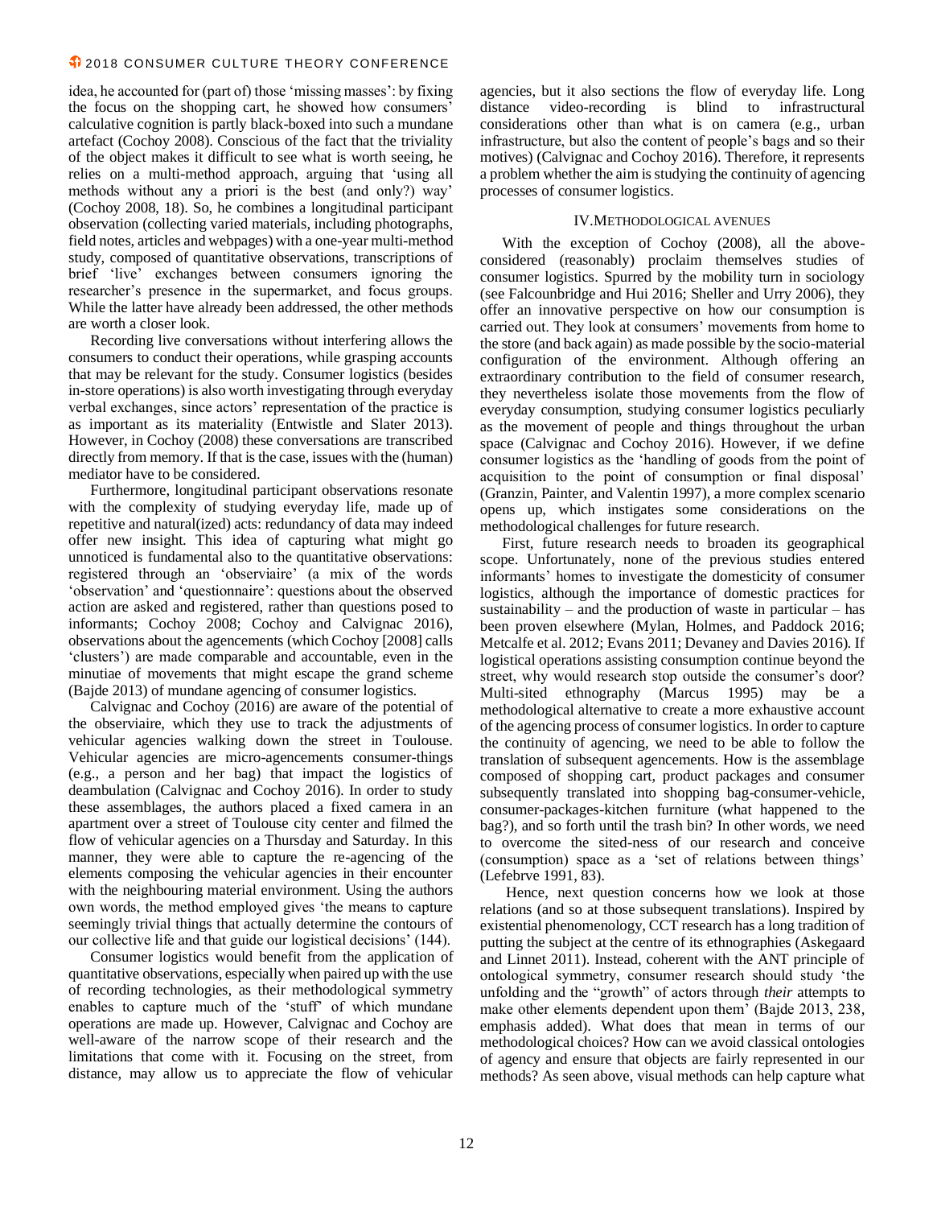idea, he accounted for (part of) those 'missing masses': by fixing the focus on the shopping cart, he showed how consumers' calculative cognition is partly black-boxed into such a mundane artefact (Cochoy 2008). Conscious of the fact that the triviality of the object makes it difficult to see what is worth seeing, he relies on a multi-method approach, arguing that 'using all methods without any a priori is the best (and only?) way' (Cochoy 2008, 18). So, he combines a longitudinal participant observation (collecting varied materials, including photographs, field notes, articles and webpages) with a one-year multi-method study, composed of quantitative observations, transcriptions of brief 'live' exchanges between consumers ignoring the researcher's presence in the supermarket, and focus groups. While the latter have already been addressed, the other methods are worth a closer look.

Recording live conversations without interfering allows the consumers to conduct their operations, while grasping accounts that may be relevant for the study. Consumer logistics (besides in-store operations) is also worth investigating through everyday verbal exchanges, since actors' representation of the practice is as important as its materiality (Entwistle and Slater 2013). However, in Cochoy (2008) these conversations are transcribed directly from memory. If that is the case, issues with the (human) mediator have to be considered.

Furthermore, longitudinal participant observations resonate with the complexity of studying everyday life, made up of repetitive and natural(ized) acts: redundancy of data may indeed offer new insight. This idea of capturing what might go unnoticed is fundamental also to the quantitative observations: registered through an 'observiaire' (a mix of the words 'observation' and 'questionnaire': questions about the observed action are asked and registered, rather than questions posed to informants; Cochoy 2008; Cochoy and Calvignac 2016), observations about the agencements (which Cochoy [2008] calls 'clusters') are made comparable and accountable, even in the minutiae of movements that might escape the grand scheme (Bajde 2013) of mundane agencing of consumer logistics.

Calvignac and Cochoy (2016) are aware of the potential of the observiaire, which they use to track the adjustments of vehicular agencies walking down the street in Toulouse. Vehicular agencies are micro-agencements consumer-things (e.g., a person and her bag) that impact the logistics of deambulation (Calvignac and Cochoy 2016). In order to study these assemblages, the authors placed a fixed camera in an apartment over a street of Toulouse city center and filmed the flow of vehicular agencies on a Thursday and Saturday. In this manner, they were able to capture the re-agencing of the elements composing the vehicular agencies in their encounter with the neighbouring material environment. Using the authors own words, the method employed gives 'the means to capture seemingly trivial things that actually determine the contours of our collective life and that guide our logistical decisions' (144).

Consumer logistics would benefit from the application of quantitative observations, especially when paired up with the use of recording technologies, as their methodological symmetry enables to capture much of the 'stuff' of which mundane operations are made up. However, Calvignac and Cochoy are well-aware of the narrow scope of their research and the limitations that come with it. Focusing on the street, from distance, may allow us to appreciate the flow of vehicular agencies, but it also sections the flow of everyday life. Long distance video-recording is blind to infrastructural considerations other than what is on camera (e.g., urban infrastructure, but also the content of people's bags and so their motives) (Calvignac and Cochoy 2016). Therefore, it represents a problem whether the aim is studying the continuity of agencing processes of consumer logistics.

## IV. Methodological avenues

With the exception of Cochoy (2008), all the above-considered (reasonably) proclaim themselves studies of consumer logistics. Spurred by the mobility turn in sociology (see Falcounbridge and Hui 2016; Sheller and Urry 2006), they offer an innovative perspective on how our consumption is carried out. They look at consumers' movements from home to the store (and back again) as made possible by the socio-material configuration of the environment. Although offering an extraordinary contribution to the field of consumer research, they nevertheless isolate those movements from the flow of everyday consumption, studying consumer logistics peculiarly as the movement of people and things throughout the urban space (Calvignac and Cochoy 2016). However, if we define consumer logistics as the 'handling of goods from the point of acquisition to the point of consumption or final disposal' (Granzin, Painter, and Valentin 1997), a more complex scenario opens up, which instigates some considerations on the methodological challenges for future research.

First, future research needs to broaden its geographical scope. Unfortunately, none of the previous studies entered informants' homes to investigate the domesticity of consumer logistics, although the importance of domestic practices for sustainability – and the production of waste in particular – has been proven elsewhere (Mylan, Holmes, and Paddock 2016; Metcalfe et al. 2012; Evans 2011; Devaney and Davies 2016). If logistical operations assisting consumption continue beyond the street, why would research stop outside the consumer's door? Multi-sited ethnography (Marcus 1995) may be a methodological alternative to create a more exhaustive account of the agencing process of consumer logistics. In order to capture the continuity of agencing, we need to be able to follow the translation of subsequent agencements. How is the assemblage composed of shopping cart, product packages and consumer subsequently translated into shopping bag-consumer-vehicle, consumer-packages-kitchen furniture (what happened to the bag?), and so forth until the trash bin? In other words, we need to overcome the sited-ness of our research and conceive (consumption) space as a 'set of relations between things' (Lefebrve 1991, 83).

Hence, next question concerns how we look at those relations (and so at those subsequent translations). Inspired by existential phenomenology, CCT research has a long tradition of putting the subject at the centre of its ethnographies (Askegaard and Linnet 2011). Instead, coherent with the ANT principle of ontological symmetry, consumer research should study 'the unfolding and the "growth" of actors through *their* attempts to make other elements dependent upon them' (Bajde 2013, 238, emphasis added). What does that mean in terms of our methodological choices? How can we avoid classical ontologies of agency and ensure that objects are fairly represented in our methods? As seen above, visual methods can help capture what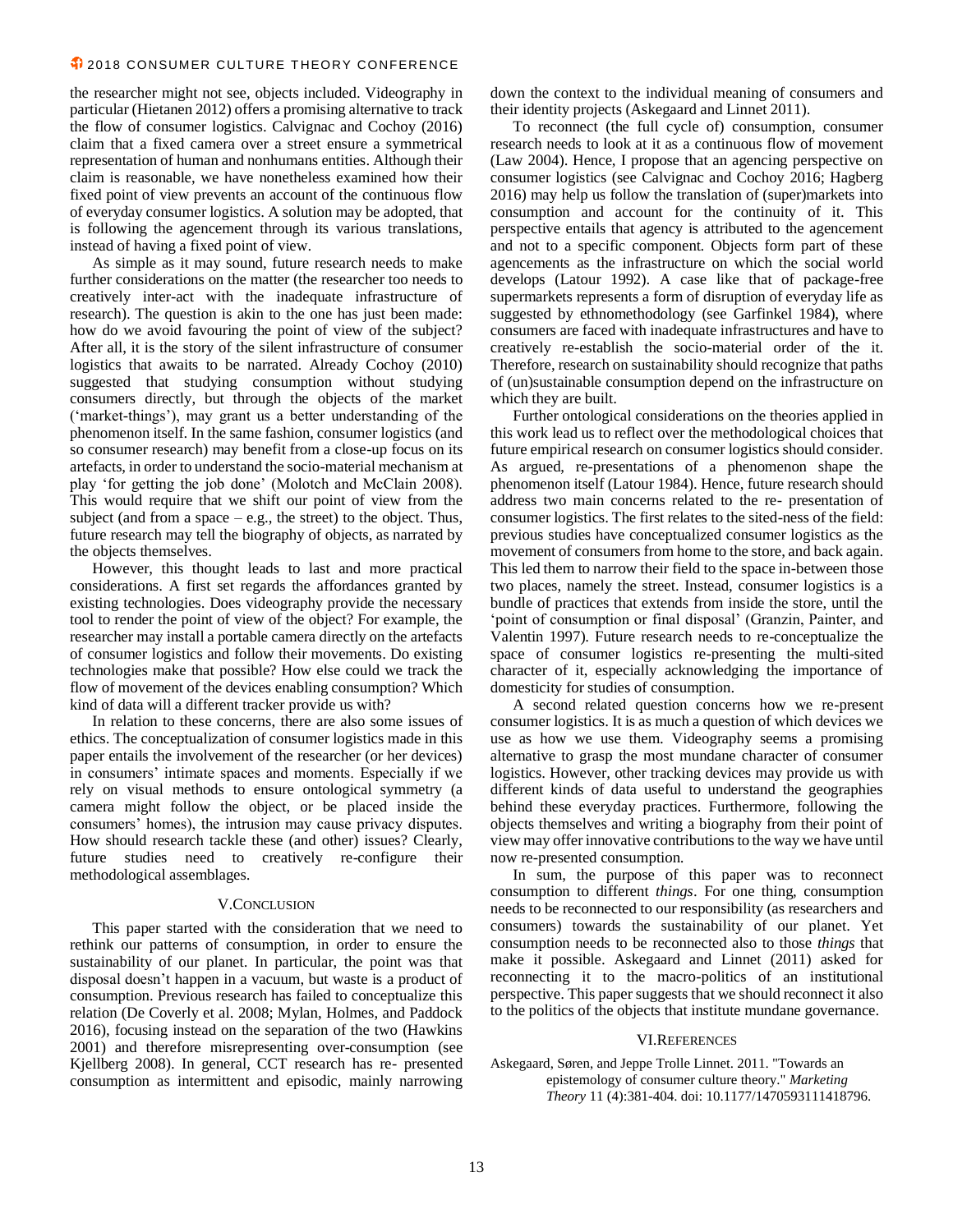the researcher might not see, objects included. Videography in particular (Hietanen 2012) offers a promising alternative to track the flow of consumer logistics. Calvignac and Cochoy (2016) claim that a fixed camera over a street ensure a symmetrical representation of human and nonhumans entities. Although their claim is reasonable, we have nonetheless examined how their fixed point of view prevents an account of the continuous flow of everyday consumer logistics. A solution may be adopted, that is following the agencement through its various translations, instead of having a fixed point of view.

As simple as it may sound, future research needs to make further considerations on the matter (the researcher too needs to creatively inter-act with the inadequate infrastructure of research). The question is akin to the one has just been made: how do we avoid favouring the point of view of the subject? After all, it is the story of the silent infrastructure of consumer logistics that awaits to be narrated. Already Cochoy (2010) suggested that studying consumption without studying consumers directly, but through the objects of the market ('market-things'), may grant us a better understanding of the phenomenon itself. In the same fashion, consumer logistics (and so consumer research) may benefit from a close-up focus on its artefacts, in order to understand the socio-material mechanism at play 'for getting the job done' (Molotch and McClain 2008). This would require that we shift our point of view from the subject (and from a space – e.g., the street) to the object. Thus, future research may tell the biography of objects, as narrated by the objects themselves.

However, this thought leads to last and more practical considerations. A first set regards the affordances granted by existing technologies. Does videography provide the necessary tool to render the point of view of the object? For example, the researcher may install a portable camera directly on the artefacts of consumer logistics and follow their movements. Do existing technologies make that possible? How else could we track the flow of movement of the devices enabling consumption? Which kind of data will a different tracker provide us with?

In relation to these concerns, there are also some issues of ethics. The conceptualization of consumer logistics made in this paper entails the involvement of the researcher (or her devices) in consumers' intimate spaces and moments. Especially if we rely on visual methods to ensure ontological symmetry (a camera might follow the object, or be placed inside the consumers' homes), the intrusion may cause privacy disputes. How should research tackle these (and other) issues? Clearly, future studies need to creatively re-configure their methodological assemblages.

## V. Conclusion

This paper started with the consideration that we need to rethink our patterns of consumption, in order to ensure the sustainability of our planet. In particular, the point was that disposal doesn't happen in a vacuum, but waste is a product of consumption. Previous research has failed to conceptualize this relation (De Coverly et al. 2008; Mylan, Holmes, and Paddock 2016), focusing instead on the separation of the two (Hawkins 2001) and therefore misrepresenting over-consumption (see Kjellberg 2008). In general, CCT research has re- presented consumption as intermittent and episodic, mainly narrowing down the context to the individual meaning of consumers and their identity projects (Askegaard and Linnet 2011).

To reconnect (the full cycle of) consumption, consumer research needs to look at it as a continuous flow of movement (Law 2004). Hence, I propose that an agencing perspective on consumer logistics (see Calvignac and Cochoy 2016; Hagberg 2016) may help us follow the translation of (super)markets into consumption and account for the continuity of it. This perspective entails that agency is attributed to the agencement and not to a specific component. Objects form part of these agencements as the infrastructure on which the social world develops (Latour 1992). A case like that of package-free supermarkets represents a form of disruption of everyday life as suggested by ethnomethodology (see Garfinkel 1984), where consumers are faced with inadequate infrastructures and have to creatively re-establish the socio-material order of the it. Therefore, research on sustainability should recognize that paths of (un)sustainable consumption depend on the infrastructure on which they are built.

Further ontological considerations on the theories applied in this work lead us to reflect over the methodological choices that future empirical research on consumer logistics should consider. As argued, re-presentations of a phenomenon shape the phenomenon itself (Latour 1984). Hence, future research should address two main concerns related to the re- presentation of consumer logistics. The first relates to the sited-ness of the field: previous studies have conceptualized consumer logistics as the movement of consumers from home to the store, and back again. This led them to narrow their field to the space in-between those two places, namely the street. Instead, consumer logistics is a bundle of practices that extends from inside the store, until the 'point of consumption or final disposal' (Granzin, Painter, and Valentin 1997). Future research needs to re-conceptualize the space of consumer logistics re-presenting the multi-sited character of it, especially acknowledging the importance of domesticity for studies of consumption.

A second related question concerns how we re-present consumer logistics. It is as much a question of which devices we use as how we use them. Videography seems a promising alternative to grasp the most mundane character of consumer logistics. However, other tracking devices may provide us with different kinds of data useful to understand the geographies behind these everyday practices. Furthermore, following the objects themselves and writing a biography from their point of view may offer innovative contributions to the way we have until now re-presented consumption.

In sum, the purpose of this paper was to reconnect consumption to different *things*. For one thing, consumption needs to be reconnected to our responsibility (as researchers and consumers) towards the sustainability of our planet. Yet consumption needs to be reconnected also to those *things* that make it possible. Askegaard and Linnet (2011) asked for reconnecting it to the macro-politics of an institutional perspective. This paper suggests that we should reconnect it also to the politics of the objects that institute mundane governance.

## VI. References

Askegaard, Søren, and Jeppe Trolle Linnet. 2011. "Towards an epistemology of consumer culture theory." *Marketing Theory* 11 (4):381-404. doi: 10.1177/1470593111418796.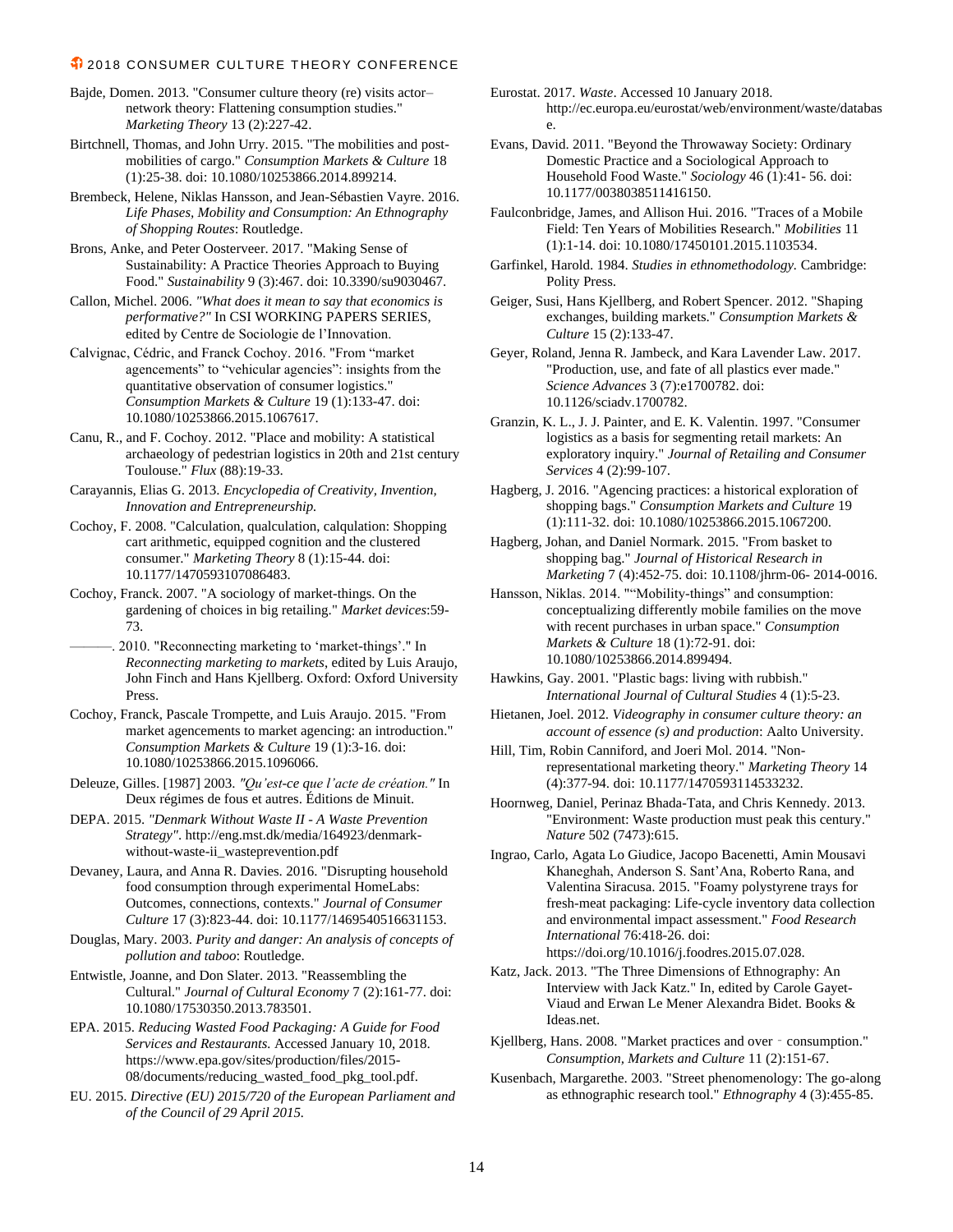Bajde, Domen. 2013. "Consumer culture theory (re) visits actor–network theory: Flattening consumption studies." *Marketing Theory* 13 (2):227-42.

Birtchnell, Thomas, and John Urry. 2015. "The mobilities and post-mobilities of cargo." *Consumption Markets & Culture* 18 (1):25-38. doi: 10.1080/10253866.2014.899214.

Brembeck, Helene, Niklas Hansson, and Jean-Sébastien Vayre. 2016. *Life Phases, Mobility and Consumption: An Ethnography of Shopping Routes*: Routledge.

Brons, Anke, and Peter Oosterveer. 2017. "Making Sense of Sustainability: A Practice Theories Approach to Buying Food." *Sustainability* 9 (3):467. doi: 10.3390/su9030467.

Callon, Michel. 2006. *"What does it mean to say that economics is performative?"* In CSI WORKING PAPERS SERIES, edited by Centre de Sociologie de l'Innovation.

Calvignac, Cédric, and Franck Cochoy. 2016. "From "market agencements" to "vehicular agencies": insights from the quantitative observation of consumer logistics." *Consumption Markets & Culture* 19 (1):133-47. doi: 10.1080/10253866.2015.1067617.

Canu, R., and F. Cochoy. 2012. "Place and mobility: A statistical archaeology of pedestrian logistics in 20th and 21st century Toulouse." *Flux* (88):19-33.

Carayannis, Elias G. 2013. *Encyclopedia of Creativity, Invention, Innovation and Entrepreneurship.*

Cochoy, F. 2008. "Calculation, qualculation, calqulation: Shopping cart arithmetic, equipped cognition and the clustered consumer." *Marketing Theory* 8 (1):15-44. doi: 10.1177/1470593107086483.

Cochoy, Franck. 2007. "A sociology of market-things. On the gardening of choices in big retailing." *Market devices*:59-73.

———. 2010. "Reconnecting marketing to 'market-things'." In *Reconnecting marketing to markets*, edited by Luis Araujo, John Finch and Hans Kjellberg. Oxford: Oxford University Press.

Cochoy, Franck, Pascale Trompette, and Luis Araujo. 2015. "From market agencements to market agencing: an introduction." *Consumption Markets & Culture* 19 (1):3-16. doi: 10.1080/10253866.2015.1096066.

Deleuze, Gilles. [1987] 2003. *"Qu'est-ce que l'acte de création."* In Deux régimes de fous et autres. Éditions de Minuit.

DEPA. 2015. *"Denmark Without Waste II - A Waste Prevention Strategy"*. http://eng.mst.dk/media/164923/denmark-without-waste-ii_wasteprevention.pdf

Devaney, Laura, and Anna R. Davies. 2016. "Disrupting household food consumption through experimental HomeLabs: Outcomes, connections, contexts." *Journal of Consumer Culture* 17 (3):823-44. doi: 10.1177/1469540516631153.

Douglas, Mary. 2003. *Purity and danger: An analysis of concepts of pollution and taboo*: Routledge.

Entwistle, Joanne, and Don Slater. 2013. "Reassembling the Cultural." *Journal of Cultural Economy* 7 (2):161-77. doi: 10.1080/17530350.2013.783501.

EPA. 2015. *Reducing Wasted Food Packaging: A Guide for Food Services and Restaurants.* Accessed January 10, 2018. https://www.epa.gov/sites/production/files/2015-08/documents/reducing_wasted_food_pkg_tool.pdf.

EU. 2015. *Directive (EU) 2015/720 of the European Parliament and of the Council of 29 April 2015.*

Eurostat. 2017. *Waste*. Accessed 10 January 2018. http://ec.europa.eu/eurostat/web/environment/waste/database.

Evans, David. 2011. "Beyond the Throwaway Society: Ordinary Domestic Practice and a Sociological Approach to Household Food Waste." *Sociology* 46 (1):41- 56. doi: 10.1177/0038038511416150.

Faulconbridge, James, and Allison Hui. 2016. "Traces of a Mobile Field: Ten Years of Mobilities Research." *Mobilities* 11 (1):1-14. doi: 10.1080/17450101.2015.1103534.

Garfinkel, Harold. 1984. *Studies in ethnomethodology.* Cambridge: Polity Press.

Geiger, Susi, Hans Kjellberg, and Robert Spencer. 2012. "Shaping exchanges, building markets." *Consumption Markets & Culture* 15 (2):133-47.

Geyer, Roland, Jenna R. Jambeck, and Kara Lavender Law. 2017. "Production, use, and fate of all plastics ever made." *Science Advances* 3 (7):e1700782. doi: 10.1126/sciadv.1700782.

Granzin, K. L., and E. K. Valentin. 1997. "Consumer logistics as a basis for segmenting retail markets: An exploratory inquiry." *Journal of Retailing and Consumer Services* 4 (2):99-107.

Hagberg, J. 2016. "Agencing practices: a historical exploration of shopping bags." *Consumption Markets and Culture* 19 (1):111-32. doi: 10.1080/10253866.2015.1067200.

Hagberg, Johan, and Daniel Normark. 2015. "From basket to shopping bag." *Journal of Historical Research in Marketing* 7 (4):452-75. doi: 10.1108/jhrm-06- 2014-0016.

Hansson, Niklas. 2014. ""Mobility-things" and consumption: conceptualizing differently mobile families on the move with recent purchases in urban space." *Consumption Markets & Culture* 18 (1):72-91. doi: 10.1080/10253866.2014.899494.

Hawkins, Gay. 2001. "Plastic bags: living with rubbish." *International Journal of Cultural Studies* 4 (1):5-23.

Hietanen, Joel. 2012. *Videography in consumer culture theory: an account of essence (s) and production*: Aalto University.

Hill, Tim, Robin Canniford, and Joeri Mol. 2014. "Non-representational marketing theory." *Marketing Theory* 14 (4):377-94. doi: 10.1177/1470593114533232.

Hoornweg, Daniel, Perinaz Bhada-Tata, and Chris Kennedy. 2013. "Environment: Waste production must peak this century." *Nature* 502 (7473):615.

Ingrao, Carlo, Agata Lo Giudice, Jacopo Bacenetti, Amin Mousavi Khaneghah, Anderson S. Sant'Ana, Roberto Rana, and Valentina Siracusa. 2015. "Foamy polystyrene trays for fresh-meat packaging: Life-cycle inventory data collection and environmental impact assessment." *Food Research International* 76:418-26. doi: https://doi.org/10.1016/j.foodres.2015.07.028.

Katz, Jack. 2013. "The Three Dimensions of Ethnography: An Interview with Jack Katz." In, edited by Carole Gayet-Viaud and Erwan Le Mener Alexandra Bidet. Books & Ideas.net.

Kjellberg, Hans. 2008. "Market practices and over‐consumption." *Consumption, Markets and Culture* 11 (2):151-67.

Kusenbach, Margarethe. 2003. "Street phenomenology: The go-along as ethnographic research tool." *Ethnography* 4 (3):455-85.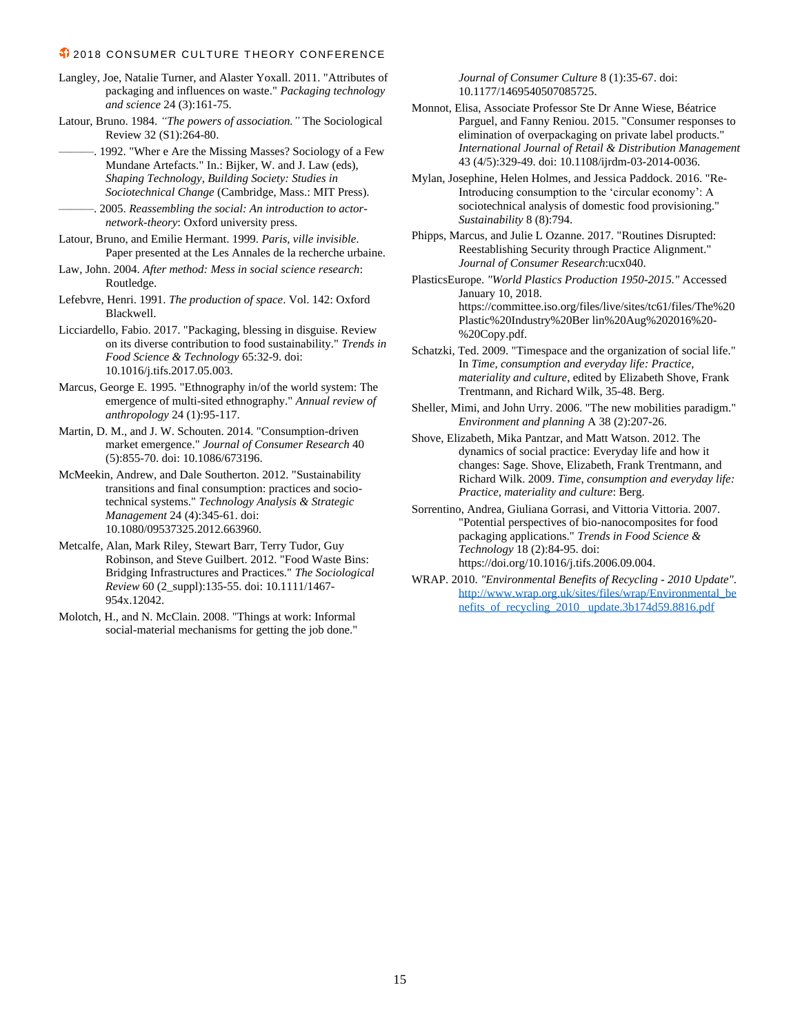Langley, Joe, Natalie Turner, and Alaster Yoxall. 2011. "Attributes of packaging and influences on waste." *Packaging technology and science* 24 (3):161-75.

Latour, Bruno. 1984. *"The powers of association."* The Sociological Review 32 (S1):264-80.

———. 1992. "Wher e Are the Missing Masses? Sociology of a Few Mundane Artefacts." In.: Bijker, W. and J. Law (eds), *Shaping Technology, Building Society: Studies in Sociotechnical Change* (Cambridge, Mass.: MIT Press).

———. 2005. *Reassembling the social: An introduction to actor-network-theory*: Oxford university press.

Latour, Bruno, and Emilie Hermant. 1999. *Paris, ville invisible*. Paper presented at the Les Annales de la recherche urbaine.

Law, John. 2004. *After method: Mess in social science research*: Routledge.

Lefebvre, Henri. 1991. *The production of space*. Vol. 142: Oxford Blackwell.

Licciardello, Fabio. 2017. "Packaging, blessing in disguise. Review on its diverse contribution to food sustainability." *Trends in Food Science & Technology* 65:32-9. doi: 10.1016/j.tifs.2017.05.003.

Marcus, George E. 1995. "Ethnography in/of the world system: The emergence of multi-sited ethnography." *Annual review of anthropology* 24 (1):95-117.

Martin, D. M., and J. W. Schouten. 2014. "Consumption-driven market emergence." *Journal of Consumer Research* 40 (5):855-70. doi: 10.1086/673196.

McMeekin, Andrew, and Dale Southerton. 2012. "Sustainability transitions and final consumption: practices and socio-technical systems." *Technology Analysis & Strategic Management* 24 (4):345-61. doi: 10.1080/09537325.2012.663960.

Metcalfe, Alan, Mark Riley, Stewart Barr, Terry Tudor, Guy Robinson, and Steve Guilbert. 2012. "Food Waste Bins: Bridging Infrastructures and Practices." *The Sociological Review* 60 (2_suppl):135-55. doi: 10.1111/1467-954x.12042.

Molotch, H., and N. McClain. 2008. "Things at work: Informal social-material mechanisms for getting the job done." *Journal of Consumer Culture* 8 (1):35-67. doi: 10.1177/1469540507085725.

Monnot, Elisa, Associate Professor Ste Dr Anne Wiese, Béatrice Parguel, and Fanny Reniou. 2015. "Consumer responses to elimination of overpackaging on private label products." *International Journal of Retail & Distribution Management* 43 (4/5):329-49. doi: 10.1108/ijrdm-03-2014-0036.

Mylan, Josephine, Helen Holmes, and Jessica Paddock. 2016. "Re-Introducing consumption to the 'circular economy': A sociotechnical analysis of domestic food provisioning." *Sustainability* 8 (8):794.

Phipps, Marcus, and Julie L Ozanne. 2017. "Routines Disrupted: Reestablishing Security through Practice Alignment." *Journal of Consumer Research*:ucx040.

PlasticsEurope. *"World Plastics Production 1950-2015."* Accessed January 10, 2018. https://committee.iso.org/files/live/sites/tc61/files/The%20 Plastic%20Industry%20Ber lin%20Aug%202016%20-%20Copy.pdf.

Schatzki, Ted. 2009. "Timespace and the organization of social life." In *Time, consumption and everyday life: Practice, materiality and culture*, edited by Elizabeth Shove, Frank Trentmann, and Richard Wilk, 35-48. Berg.

Sheller, Mimi, and John Urry. 2006. "The new mobilities paradigm." *Environment and planning* A 38 (2):207-26.

Shove, Elizabeth, Mika Pantzar, and Matt Watson. 2012. The dynamics of social practice: Everyday life and how it changes: Sage. Shove, Elizabeth, Frank Trentmann, and Richard Wilk. 2009. *Time, consumption and everyday life: Practice, materiality and culture*: Berg.

Sorrentino, Andrea, Giuliana Gorrasi, and Vittoria Vittoria. 2007. "Potential perspectives of bio-nanocomposites for food packaging applications." *Trends in Food Science & Technology* 18 (2):84-95. doi: https://doi.org/10.1016/j.tifs.2006.09.004.

WRAP. 2010. *"Environmental Benefits of Recycling - 2010 Update"*. http://www.wrap.org.uk/sites/files/wrap/Environmental_benefits_of_recycling_2010_update.3b174d59.8816.pdf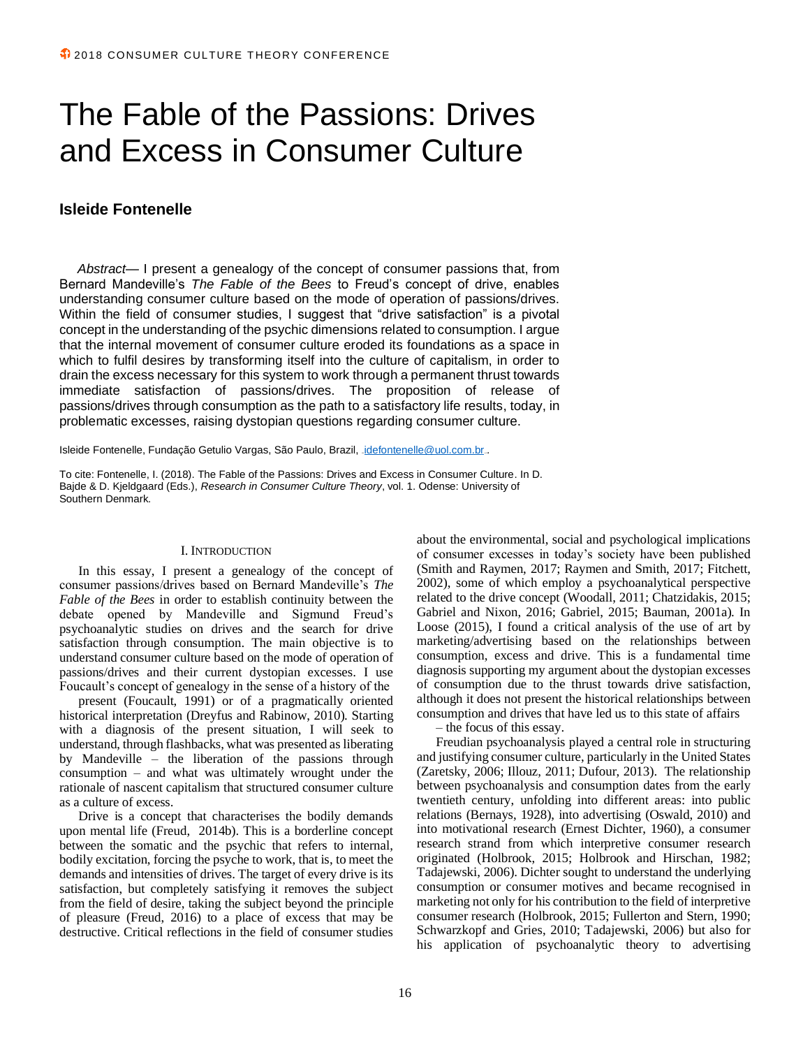# The Fable of the Passions: Drives and Excess in Consumer Culture

## Isleide Fontenelle

*Abstract*— I present a genealogy of the concept of consumer passions that, from Bernard Mandeville's *The Fable of the Bees* to Freud's concept of drive, enables understanding consumer culture based on the mode of operation of passions/drives. Within the field of consumer studies, I suggest that "drive satisfaction" is a pivotal concept in the understanding of the psychic dimensions related to consumption. I argue that the internal movement of consumer culture eroded its foundations as a space in which to fulfil desires by transforming itself into the culture of capitalism, in order to drain the excess necessary for this system to work through a permanent thrust towards immediate satisfaction of passions/drives. The proposition of release of passions/drives through consumption as the path to a satisfactory life results, today, in problematic excesses, raising dystopian questions regarding consumer culture.

Isleide Fontenelle, Fundação Getulio Vargas, São Paulo, Brazil, idefontenelle@uol.com.br.

To cite: Fontenelle, I. (2018). The Fable of the Passions: Drives and Excess in Consumer Culture. In D. Bajde & D. Kjeldgaard (Eds.), *Research in Consumer Culture Theory*, vol. 1. Odense: University of Southern Denmark.

### I. Introduction

In this essay, I present a genealogy of the concept of consumer passions/drives based on Bernard Mandeville's *The Fable of the Bees* in order to establish continuity between the debate opened by Mandeville and Sigmund Freud's psychoanalytic studies on drives and the search for drive satisfaction through consumption. The main objective is to understand consumer culture based on the mode of operation of passions/drives and their current dystopian excesses. I use Foucault's concept of genealogy in the sense of a history of the present (Foucault, 1991) or of a pragmatically oriented historical interpretation (Dreyfus and Rabinow, 2010). Starting with a diagnosis of the present situation, I will seek to understand, through flashbacks, what was presented as liberating by Mandeville – the liberation of the passions through consumption – and what was ultimately wrought under the rationale of nascent capitalism that structured consumer culture as a culture of excess.

Drive is a concept that characterises the bodily demands upon mental life (Freud, 2014b). This is a borderline concept between the somatic and the psychic that refers to internal, bodily excitation, forcing the psyche to work, that is, to meet the demands and intensities of drives. The target of every drive is its satisfaction, but completely satisfying it removes the subject from the field of desire, taking the subject beyond the principle of pleasure (Freud, 2016) to a place of excess that may be destructive. Critical reflections in the field of consumer studies about the environmental, social and psychological implications of consumer excesses in today's society have been published (Smith and Raymen, 2017; Raymen and Smith, 2017; Fitchett, 2002), some of which employ a psychoanalytical perspective related to the drive concept (Woodall, 2011; Chatzidakis, 2015; Gabriel and Nixon, 2016; Gabriel, 2015; Bauman, 2001a). In Loose (2015), I found a critical analysis of the use of art by marketing/advertising based on the relationships between consumption, excess and drive. This is a fundamental time diagnosis supporting my argument about the dystopian excesses of consumption due to the thrust towards drive satisfaction, although it does not present the historical relationships between consumption and drives that have led us to this state of affairs – the focus of this essay.

Freudian psychoanalysis played a central role in structuring and justifying consumer culture, particularly in the United States (Zaretsky, 2006; Illouz, 2011; Dufour, 2013). The relationship between psychoanalysis and consumption dates from the early twentieth century, unfolding into different areas: into public relations (Bernays, 1928), into advertising (Oswald, 2010) and into motivational research (Ernest Dichter, 1960), a consumer research strand from which interpretive consumer research originated (Holbrook, 2015; Holbrook and Hirschan, 1982; Tadajewski, 2006). Dichter sought to understand the underlying consumption or consumer motives and became recognised in marketing not only for his contribution to the field of interpretive consumer research (Holbrook, 2015; Fullerton and Stern, 1990; Schwarzkopf and Gries, 2010; Tadajewski, 2006) but also for his application of psychoanalytic theory to advertising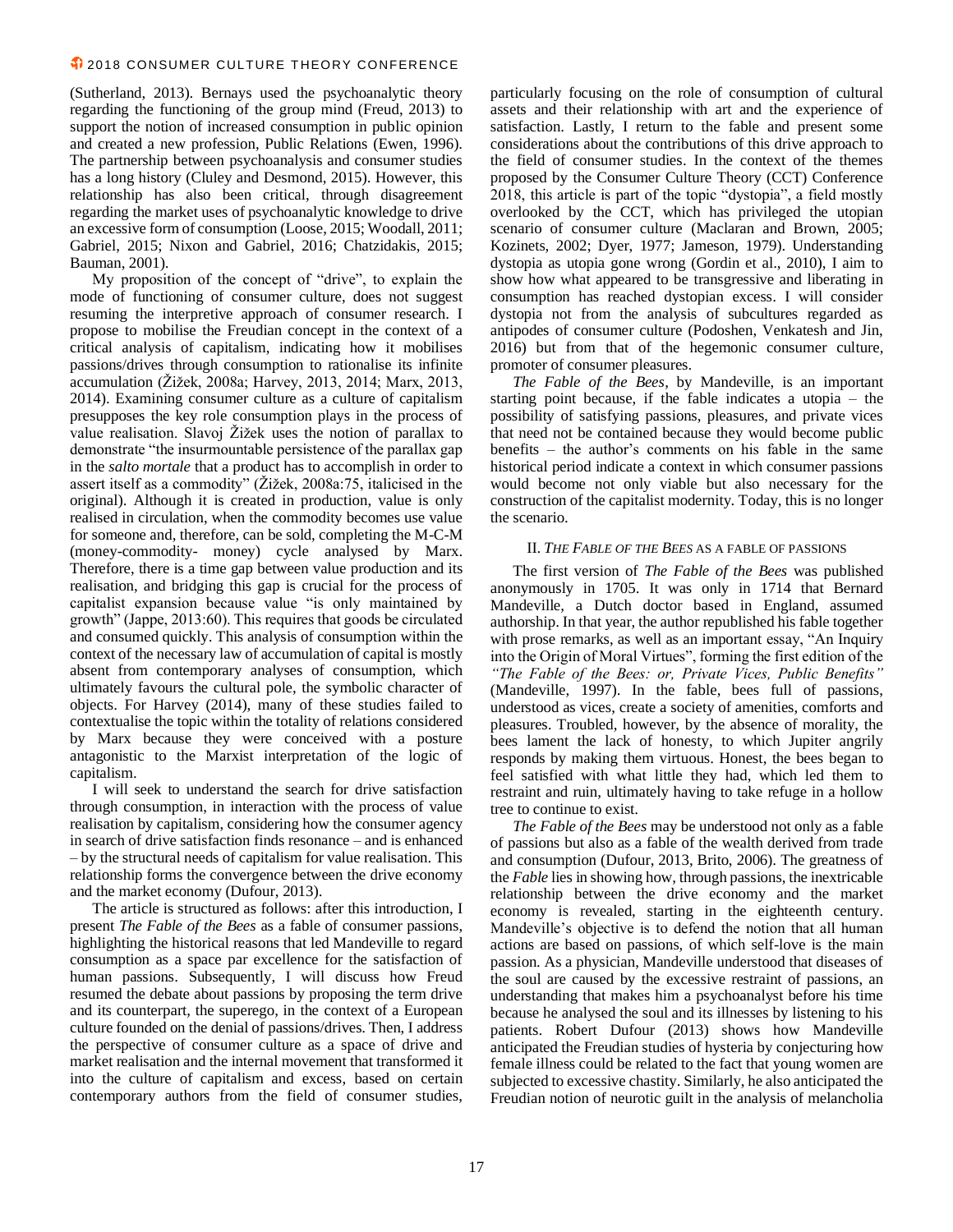(Sutherland, 2013). Bernays used the psychoanalytic theory regarding the functioning of the group mind (Freud, 2013) to support the notion of increased consumption in public opinion and created a new profession, Public Relations (Ewen, 1996). The partnership between psychoanalysis and consumer studies has a long history (Cluley and Desmond, 2015). However, this relationship has also been critical, through disagreement regarding the market uses of psychoanalytic knowledge to drive an excessive form of consumption (Loose, 2015; Woodall, 2011; Gabriel, 2015; Nixon and Gabriel, 2016; Chatzidakis, 2015; Bauman, 2001).

My proposition of the concept of "drive", to explain the mode of functioning of consumer culture, does not suggest resuming the interpretive approach of consumer research. I propose to mobilise the Freudian concept in the context of a critical analysis of capitalism, indicating how it mobilises passions/drives through consumption to rationalise its infinite accumulation (Žižek, 2008a; Harvey, 2013, 2014; Marx, 2013, 2014). Examining consumer culture as a culture of capitalism presupposes the key role consumption plays in the process of value realisation. Slavoj Žižek uses the notion of parallax to demonstrate "the insurmountable persistence of the parallax gap in the *salto mortale* that a product has to accomplish in order to assert itself as a commodity" (Žižek, 2008a:75, italicised in the original). Although it is created in production, value is only realised in circulation, when the commodity becomes use value for someone and, therefore, can be sold, completing the M-C-M (money-commodity- money) cycle analysed by Marx. Therefore, there is a time gap between value production and its realisation, and bridging this gap is crucial for the process of capitalist expansion because value "is only maintained by growth" (Jappe, 2013:60). This requires that goods be circulated and consumed quickly. This analysis of consumption within the context of the necessary law of accumulation of capital is mostly absent from contemporary analyses of consumption, which ultimately favours the cultural pole, the symbolic character of objects. For Harvey (2014), many of these studies failed to contextualise the topic within the totality of relations considered by Marx because they were conceived with a posture antagonistic to the Marxist interpretation of the logic of capitalism.

I will seek to understand the search for drive satisfaction through consumption, in interaction with the process of value realisation by capitalism, considering how the consumer agency in search of drive satisfaction finds resonance – and is enhanced – by the structural needs of capitalism for value realisation. This relationship forms the convergence between the drive economy and the market economy (Dufour, 2013).

The article is structured as follows: after this introduction, I present *The Fable of the Bees* as a fable of consumer passions, highlighting the historical reasons that led Mandeville to regard consumption as a space par excellence for the satisfaction of human passions. Subsequently, I will discuss how Freud resumed the debate about passions by proposing the term drive and its counterpart, the superego, in the context of a European culture founded on the denial of passions/drives. Then, I address the perspective of consumer culture as a space of drive and market realisation and the internal movement that transformed it into the culture of capitalism and excess, based on certain contemporary authors from the field of consumer studies, particularly focusing on the role of consumption of cultural assets and their relationship with art and the experience of satisfaction. Lastly, I return to the fable and present some considerations about the contributions of this drive approach to the field of consumer studies. In the context of the themes proposed by the Consumer Culture Theory (CCT) Conference 2018, this article is part of the topic "dystopia", a field mostly overlooked by the CCT, which has privileged the utopian scenario of consumer culture (Maclaran and Brown, 2005; Kozinets, 2002; Dyer, 1977; Jameson, 1979). Understanding dystopia as utopia gone wrong (Gordin et al., 2010), I aim to show how what appeared to be transgressive and liberating in consumption has reached dystopian excess. I will consider dystopia not from the analysis of subcultures regarded as antipodes of consumer culture (Podoshen, Venkatesh and Jin, 2016) but from that of the hegemonic consumer culture, promoter of consumer pleasures.

*The Fable of the Bees*, by Mandeville, is an important starting point because, if the fable indicates a utopia – the possibility of satisfying passions, pleasures, and private vices that need not be contained because they would become public benefits – the author's comments on his fable in the same historical period indicate a context in which consumer passions would become not only viable but also necessary for the construction of the capitalist modernity. Today, this is no longer the scenario.

## II. *THE FABLE OF THE BEES* AS A FABLE OF PASSIONS

The first version of *The Fable of the Bees* was published anonymously in 1705. It was only in 1714 that Bernard Mandeville, a Dutch doctor based in England, assumed authorship. In that year, the author republished his fable together with prose remarks, as well as an important essay, "An Inquiry into the Origin of Moral Virtues", forming the first edition of the *"The Fable of the Bees: or, Private Vices, Public Benefits"* (Mandeville, 1997). In the fable, bees full of passions, understood as vices, create a society of amenities, comforts and pleasures. Troubled, however, by the absence of morality, the bees lament the lack of honesty, to which Jupiter angrily responds by making them virtuous. Honest, the bees began to feel satisfied with what little they had, which led them to restraint and ruin, ultimately having to take refuge in a hollow tree to continue to exist.

*The Fable of the Bees* may be understood not only as a fable of passions but also as a fable of the wealth derived from trade and consumption (Dufour, 2013, Brito, 2006). The greatness of the *Fable* lies in showing how, through passions, the inextricable relationship between the drive economy and the market economy is revealed, starting in the eighteenth century. Mandeville's objective is to defend the notion that all human actions are based on passions, of which self-love is the main passion. As a physician, Mandeville understood that diseases of the soul are caused by the excessive restraint of passions, an understanding that makes him a psychoanalyst before his time because he analysed the soul and its illnesses by listening to his patients. Robert Dufour (2013) shows how Mandeville anticipated the Freudian studies of hysteria by conjecturing how female illness could be related to the fact that young women are subjected to excessive chastity. Similarly, he also anticipated the Freudian notion of neurotic guilt in the analysis of melancholia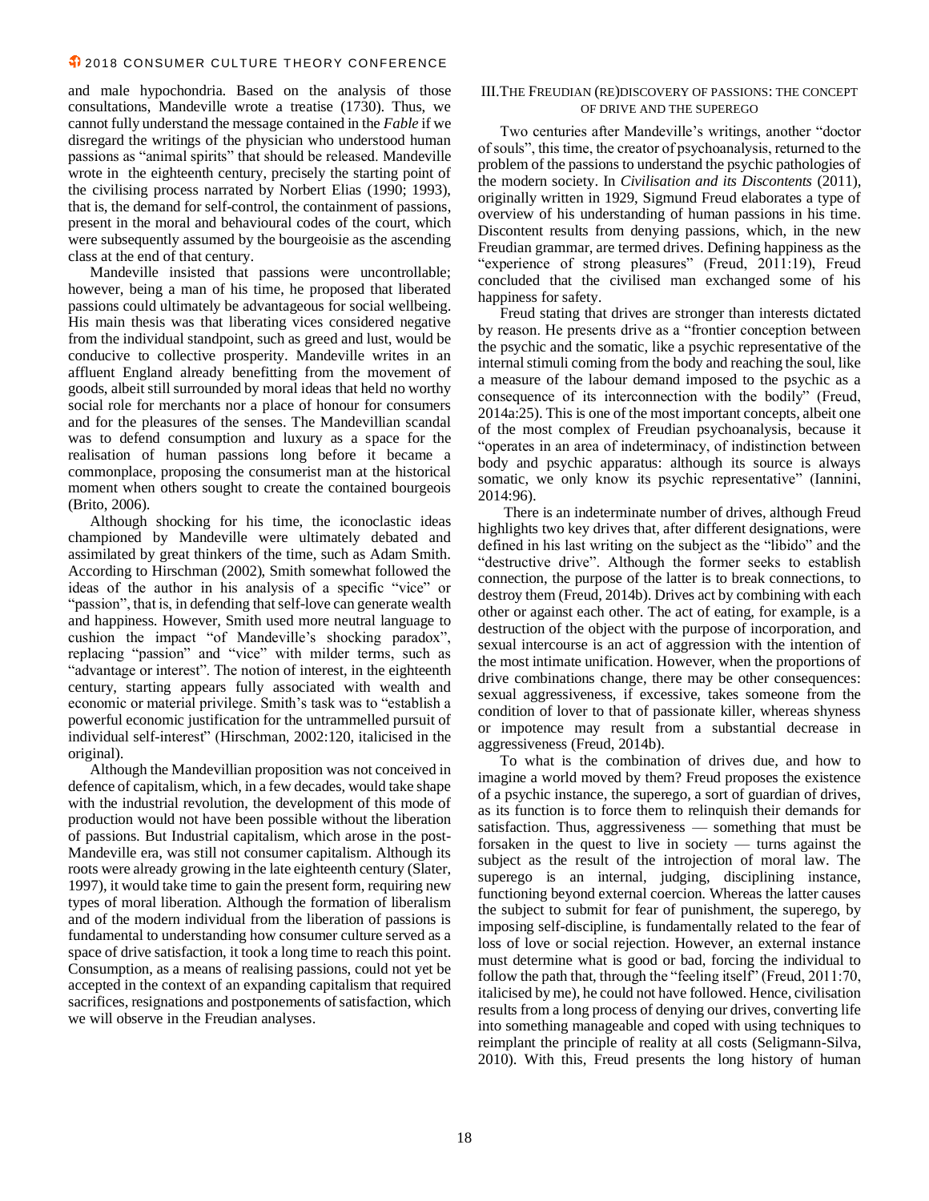and male hypochondria. Based on the analysis of those consultations, Mandeville wrote a treatise (1730). Thus, we cannot fully understand the message contained in the *Fable* if we disregard the writings of the physician who understood human passions as "animal spirits" that should be released. Mandeville wrote in the eighteenth century, precisely the starting point of the civilising process narrated by Norbert Elias (1990; 1993), that is, the demand for self-control, the containment of passions, present in the moral and behavioural codes of the court, which were subsequently assumed by the bourgeoisie as the ascending class at the end of that century.

Mandeville insisted that passions were uncontrollable; however, being a man of his time, he proposed that liberated passions could ultimately be advantageous for social wellbeing. His main thesis was that liberating vices considered negative from the individual standpoint, such as greed and lust, would be conducive to collective prosperity. Mandeville writes in an affluent England already benefitting from the movement of goods, albeit still surrounded by moral ideas that held no worthy social role for merchants nor a place of honour for consumers and for the pleasures of the senses. The Mandevillian scandal was to defend consumption and luxury as a space for the realisation of human passions long before it became a commonplace, proposing the consumerist man at the historical moment when others sought to create the contained bourgeois (Brito, 2006).

Although shocking for his time, the iconoclastic ideas championed by Mandeville were ultimately debated and assimilated by great thinkers of the time, such as Adam Smith. According to Hirschman (2002), Smith somewhat followed the ideas of the author in his analysis of a specific "vice" or "passion", that is, in defending that self-love can generate wealth and happiness. However, Smith used more neutral language to cushion the impact "of Mandeville's shocking paradox", replacing "passion" and "vice" with milder terms, such as "advantage or interest". The notion of interest, in the eighteenth century, starting appears fully associated with wealth and economic or material privilege. Smith's task was to "establish a powerful economic justification for the untrammelled pursuit of individual self-interest" (Hirschman, 2002:120, italicised in the original).

Although the Mandevillian proposition was not conceived in defence of capitalism, which, in a few decades, would take shape with the industrial revolution, the development of this mode of production would not have been possible without the liberation of passions. But Industrial capitalism, which arose in the post-Mandeville era, was still not consumer capitalism. Although its roots were already growing in the late eighteenth century (Slater, 1997), it would take time to gain the present form, requiring new types of moral liberation. Although the formation of liberalism and of the modern individual from the liberation of passions is fundamental to understanding how consumer culture served as a space of drive satisfaction, it took a long time to reach this point. Consumption, as a means of realising passions, could not yet be accepted in the context of an expanding capitalism that required sacrifices, resignations and postponements of satisfaction, which we will observe in the Freudian analyses.

## III. The Freudian (re)discovery of passions: the concept of drive and the superego

Two centuries after Mandeville's writings, another "doctor of souls", this time, the creator of psychoanalysis, returned to the problem of the passions to understand the psychic pathologies of the modern society. In *Civilisation and its Discontents* (2011), originally written in 1929, Sigmund Freud elaborates a type of overview of his understanding of human passions in his time. Discontent results from denying passions, which, in the new Freudian grammar, are termed drives. Defining happiness as the "experience of strong pleasures" (Freud, 2011:19), Freud concluded that the civilised man exchanged some of his happiness for safety.

Freud stating that drives are stronger than interests dictated by reason. He presents drive as a "frontier conception between the psychic and the somatic, like a psychic representative of the internal stimuli coming from the body and reaching the soul, like a measure of the labour demand imposed to the psychic as a consequence of its interconnection with the bodily" (Freud, 2014a:25). This is one of the most important concepts, albeit one of the most complex of Freudian psychoanalysis, because it "operates in an area of indeterminacy, of indistinction between body and psychic apparatus: although its source is always somatic, we only know its psychic representative" (Iannini, 2014:96).

There is an indeterminate number of drives, although Freud highlights two key drives that, after different designations, were defined in his last writing on the subject as the "libido" and the "destructive drive". Although the former seeks to establish connection, the purpose of the latter is to break connections, to destroy them (Freud, 2014b). Drives act by combining with each other or against each other. The act of eating, for example, is a destruction of the object with the purpose of incorporation, and sexual intercourse is an act of aggression with the intention of the most intimate unification. However, when the proportions of drive combinations change, there may be other consequences: sexual aggressiveness, if excessive, takes someone from the condition of lover to that of passionate killer, whereas shyness or impotence may result from a substantial decrease in aggressiveness (Freud, 2014b).

To what is the combination of drives due, and how to imagine a world moved by them? Freud proposes the existence of a psychic instance, the superego, a sort of guardian of drives, as its function is to force them to relinquish their demands for satisfaction. Thus, aggressiveness — something that must be forsaken in the quest to live in society — turns against the subject as the result of the introjection of moral law. The superego is an internal, judging, disciplining instance, functioning beyond external coercion. Whereas the latter causes the subject to submit for fear of punishment, the superego, by imposing self-discipline, is fundamentally related to the fear of the loss of love or social rejection. However, an external instance must determine what is good or bad, forcing the individual to follow the path that, through the "feeling itself" (Freud, 2011:70, italicised by me), he could not have followed. Hence, civilisation results from a long process of denying our drives, converting life into something manageable and coped with using techniques to reimplant the principle of reality at all costs (Seligmann-Silva, 2010). With this, Freud presents the long history of human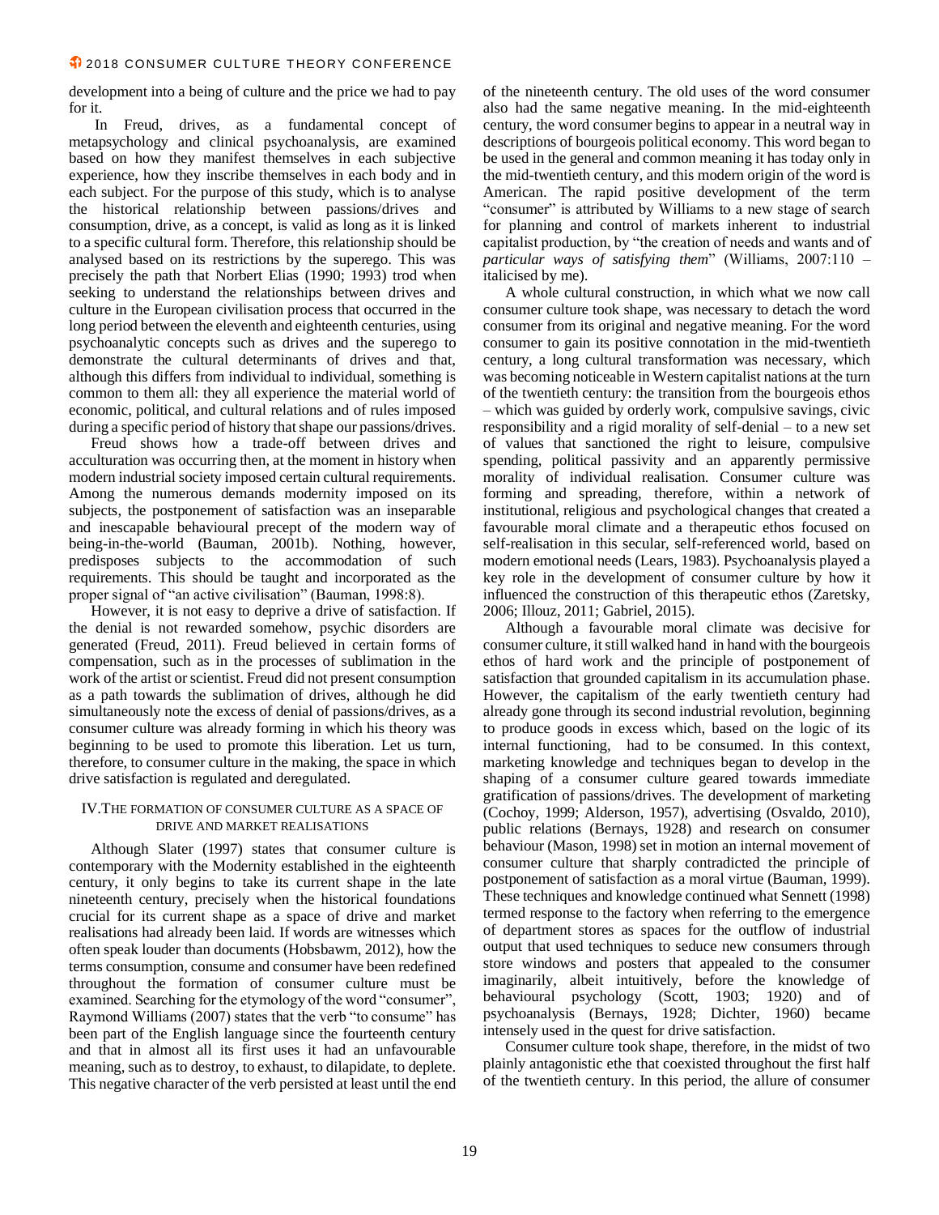development into a being of culture and the price we had to pay for it.

In Freud, drives, as a fundamental concept of metapsychology and clinical psychoanalysis, are examined based on how they manifest themselves in each subjective experience, how they inscribe themselves in each body and in each subject. For the purpose of this study, which is to analyse the historical relationship between passions/drives and consumption, drive, as a concept, is valid as long as it is linked to a specific cultural form. Therefore, this relationship should be analysed based on its restrictions by the superego. This was precisely the path that Norbert Elias (1990; 1993) trod when seeking to understand the relationships between drives and culture in the European civilisation process that occurred in the long period between the eleventh and eighteenth centuries, using psychoanalytic concepts such as drives and the superego to demonstrate the cultural determinants of drives and that, although this differs from individual to individual, something is common to them all: they all experience the material world of economic, political, and cultural relations and of rules imposed during a specific period of history that shape our passions/drives.

Freud shows how a trade-off between drives and acculturation was occurring then, at the moment in history when modern industrial society imposed certain cultural requirements. Among the numerous demands modernity imposed on its subjects, the postponement of satisfaction was an inseparable and inescapable behavioural precept of the modern way of being-in-the-world (Bauman, 2001b). Nothing, however, predisposes subjects to the accommodation of such requirements. This should be taught and incorporated as the proper signal of "an active civilisation" (Bauman, 1998:8).

However, it is not easy to deprive a drive of satisfaction. If the denial is not rewarded somehow, psychic disorders are generated (Freud, 2011). Freud believed in certain forms of compensation, such as in the processes of sublimation in the work of the artist or scientist. Freud did not present consumption as a path towards the sublimation of drives, although he did simultaneously note the excess of denial of passions/drives, as a consumer culture was already forming in which his theory was beginning to be used to promote this liberation. Let us turn, therefore, to consumer culture in the making, the space in which drive satisfaction is regulated and deregulated.

## IV. The Formation of Consumer Culture as a Space of Drive and Market Realisations

Although Slater (1997) states that consumer culture is contemporary with the Modernity established in the eighteenth century, it only begins to take its current shape in the late nineteenth century, precisely when the historical foundations crucial for its current shape as a space of drive and market realisations had already been laid. If words are witnesses which often speak louder than documents (Hobsbawm, 2012), how the terms consumption, consume and consumer have been redefined throughout the formation of consumer culture must be examined. Searching for the etymology of the word "consumer", Raymond Williams (2007) states that the verb "to consume" has been part of the English language since the fourteenth century and that in almost all its first uses it had an unfavourable meaning, such as to destroy, to exhaust, to dilapidate, to deplete. This negative character of the verb persisted at least until the end of the nineteenth century. The old uses of the word consumer also had the same negative meaning. In the mid-eighteenth century, the word consumer begins to appear in a neutral way in descriptions of bourgeois political economy. This word began to be used in the general and common meaning it has today only in the mid-twentieth century, and this modern origin of the word is American. The rapid positive development of the term "consumer" is attributed by Williams to a new stage of search for planning and control of markets inherent to industrial capitalist production, by "the creation of needs and wants and of *particular ways of satisfying them*" (Williams, 2007:110 – italicised by me).

A whole cultural construction, in which what we now call consumer culture took shape, was necessary to detach the word consumer from its original and negative meaning. For the word consumer to gain its positive connotation in the mid-twentieth century, a long cultural transformation was necessary, which was becoming noticeable in Western capitalist nations at the turn of the twentieth century: the transition from the bourgeois ethos – which was guided by orderly work, compulsive savings, civic responsibility and a rigid morality of self-denial – to a new set of values that sanctioned the right to leisure, compulsive spending, political passivity and an apparently permissive morality of individual realisation. Consumer culture was forming and spreading, therefore, within a network of institutional, religious and psychological changes that created a favourable moral climate and a therapeutic ethos focused on self-realisation in this secular, self-referenced world, based on modern emotional needs (Lears, 1983). Psychoanalysis played a key role in the development of consumer culture by how it influenced the construction of this therapeutic ethos (Zaretsky, 2006; Illouz, 2011; Gabriel, 2015).

Although a favourable moral climate was decisive for consumer culture, it still walked hand in hand with the bourgeois ethos of hard work and the principle of postponement of satisfaction that grounded capitalism in its accumulation phase. However, the capitalism of the early twentieth century had already gone through its second industrial revolution, beginning to produce goods in excess which, based on the logic of its internal functioning, had to be consumed. In this context, marketing knowledge and techniques began to develop in the shaping of a consumer culture geared towards immediate gratification of passions/drives. The development of marketing (Cochoy, 1999; Alderson, 1957), advertising (Osvaldo, 2010), public relations (Bernays, 1928) and research on consumer behaviour (Mason, 1998) set in motion an internal movement of consumer culture that sharply contradicted the principle of postponement of satisfaction as a moral virtue (Bauman, 1999). These techniques and knowledge continued what Sennett (1998) termed response to the factory when referring to the emergence of department stores as spaces for the outflow of industrial output that used techniques to seduce new consumers through store windows and posters that appealed to the consumer imaginarily, albeit intuitively, before the knowledge of behavioural psychology (Scott, 1903; 1920) and of psychoanalysis (Bernays, 1928; Dichter, 1960) became intensely used in the quest for drive satisfaction.

Consumer culture took shape, therefore, in the midst of two plainly antagonistic ethe that coexisted throughout the first half of the twentieth century. In this period, the allure of consumer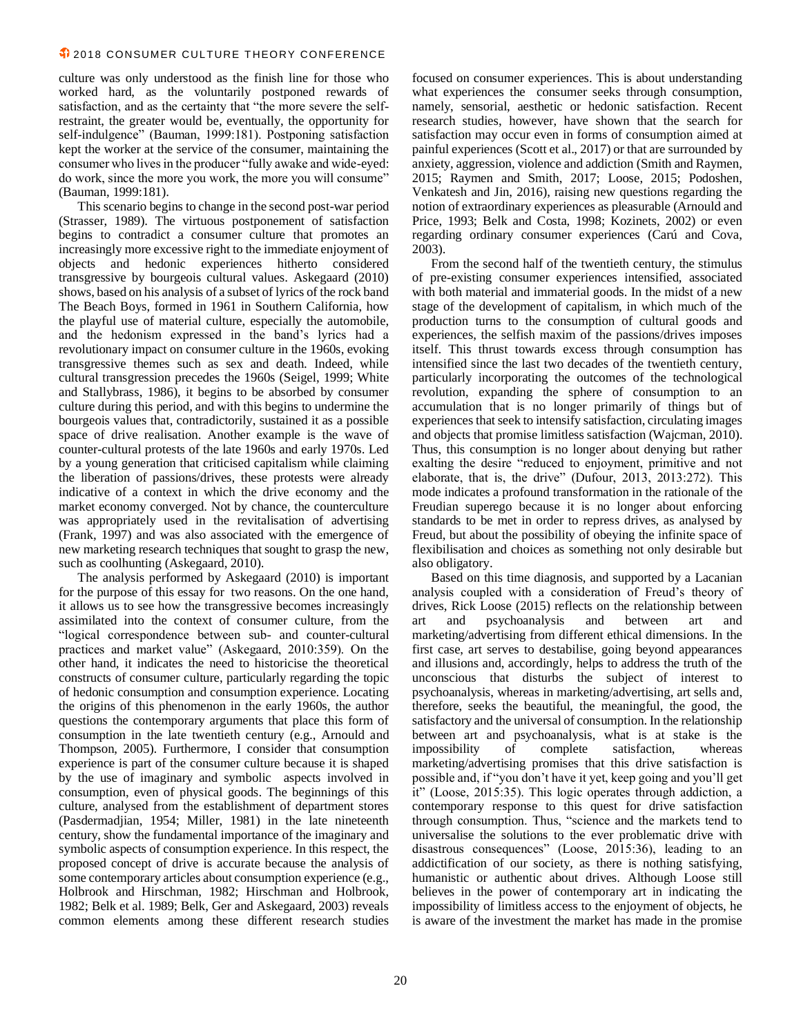culture was only understood as the finish line for those who worked hard, as the voluntarily postponed rewards of satisfaction, and as the certainty that "the more severe the self-restraint, the greater would be, eventually, the opportunity for self-indulgence" (Bauman, 1999:181). Postponing satisfaction kept the worker at the service of the consumer, maintaining the consumer who lives in the producer "fully awake and wide-eyed: do work, since the more you work, the more you will consume" (Bauman, 1999:181).

This scenario begins to change in the second post-war period (Strasser, 1989). The virtuous postponement of satisfaction begins to contradict a consumer culture that promotes an increasingly more excessive right to the immediate enjoyment of objects and hedonic experiences hitherto considered transgressive by bourgeois cultural values. Askegaard (2010) shows, based on his analysis of a subset of lyrics of the rock band The Beach Boys, formed in 1961 in Southern California, how the playful use of material culture, especially the automobile, and the hedonism expressed in the band's lyrics had a revolutionary impact on consumer culture in the 1960s, evoking transgressive themes such as sex and death. Indeed, while cultural transgression precedes the 1960s (Seigel, 1999; White and Stallybrass, 1986), it begins to be absorbed by consumer culture during this period, and with this begins to undermine the bourgeois values that, contradictorily, sustained it as a possible space of drive realisation. Another example is the wave of counter-cultural protests of the late 1960s and early 1970s. Led by a young generation that criticised capitalism while claiming the liberation of passions/drives, these protests were already indicative of a context in which the drive economy and the market economy converged. Not by chance, the counterculture was appropriately used in the revitalisation of advertising (Frank, 1997) and was also associated with the emergence of new marketing research techniques that sought to grasp the new, such as coolhunting (Askegaard, 2010).

The analysis performed by Askegaard (2010) is important for the purpose of this essay for two reasons. On the one hand, it allows us to see how the transgressive becomes increasingly assimilated into the context of consumer culture, from the "logical correspondence between sub- and counter-cultural practices and market value" (Askegaard, 2010:359). On the other hand, it indicates the need to historicise the theoretical constructs of consumer culture, particularly regarding the topic of hedonic consumption and consumption experience. Locating the origins of this phenomenon in the early 1960s, the author questions the contemporary arguments that place this form of consumption in the late twentieth century (e.g., Arnould and Thompson, 2005). Furthermore, I consider that consumption experience is part of the consumer culture because it is shaped by the use of imaginary and symbolic aspects involved in consumption, even of physical goods. The beginnings of this culture, analysed from the establishment of department stores (Pasdermadjian, 1954; Miller, 1981) in the late nineteenth century, show the fundamental importance of the imaginary and symbolic aspects of consumption experience. In this respect, the proposed concept of drive is accurate because the analysis of some contemporary articles about consumption experience (e.g., Holbrook and Hirschman, 1982; Hirschman and Holbrook, 1982; Belk et al. 1989; Belk, Ger and Askegaard, 2003) reveals common elements among these different research studies focused on consumer experiences. This is about understanding what experiences the consumer seeks through consumption, namely, sensorial, aesthetic or hedonic satisfaction. Recent research studies, however, have shown that the search for satisfaction may occur even in forms of consumption aimed at painful experiences (Scott et al., 2017) or that are surrounded by anxiety, aggression, violence and addiction (Smith and Raymen, 2015; Raymen and Smith, 2017; Loose, 2015; Podoshen, Venkatesh and Jin, 2016), raising new questions regarding the notion of extraordinary experiences as pleasurable (Arnould and Price, 1993; Belk and Costa, 1998; Kozinets, 2002) or even regarding ordinary consumer experiences (Carú and Cova, 2003).

From the second half of the twentieth century, the stimulus of pre-existing consumer experiences intensified, associated with both material and immaterial goods. In the midst of a new stage of the development of capitalism, in which much of the production turns to the consumption of cultural goods and experiences, the selfish maxim of the passions/drives imposes itself. This thrust towards excess through consumption has intensified since the last two decades of the twentieth century, particularly incorporating the outcomes of the technological revolution, expanding the sphere of consumption to an accumulation that is no longer primarily of things but of experiences that seek to intensify satisfaction, circulating images and objects that promise limitless satisfaction (Wajcman, 2010). Thus, this consumption is no longer about denying but rather exalting the desire "reduced to enjoyment, primitive and not elaborate, that is, the drive" (Dufour, 2013, 2013:272). This mode indicates a profound transformation in the rationale of the Freudian superego because it is no longer about enforcing standards to be met in order to repress drives, as analysed by Freud, but about the possibility of obeying the infinite space of flexibilisation and choices as something not only desirable but also obligatory.

Based on this time diagnosis, and supported by a Lacanian analysis coupled with a consideration of Freud's theory of drives, Rick Loose (2015) reflects on the relationship between art and psychoanalysis and between art and marketing/advertising from different ethical dimensions. In the first case, art serves to destabilise, going beyond appearances and illusions and, accordingly, helps to address the truth of the unconscious that disturbs the subject of interest to psychoanalysis, whereas in marketing/advertising, art sells and, therefore, seeks the beautiful, the meaningful, the good, the satisfactory and the universal of consumption. In the relationship between art and psychoanalysis, what is at stake is the impossibility of complete satisfaction, whereas marketing/advertising promises that this drive satisfaction is possible and, if "you don't have it yet, keep going and you'll get it" (Loose, 2015:35). This logic operates through addiction, a contemporary response to this quest for drive satisfaction through consumption. Thus, "science and the markets tend to universalise the solutions to the ever problematic drive with disastrous consequences" (Loose, 2015:36), leading to an addictification of our society, as there is nothing satisfying, humanistic or authentic about drives. Although Loose still believes in the power of contemporary art in indicating the impossibility of limitless access to the enjoyment of objects, he is aware of the investment the market has made in the promise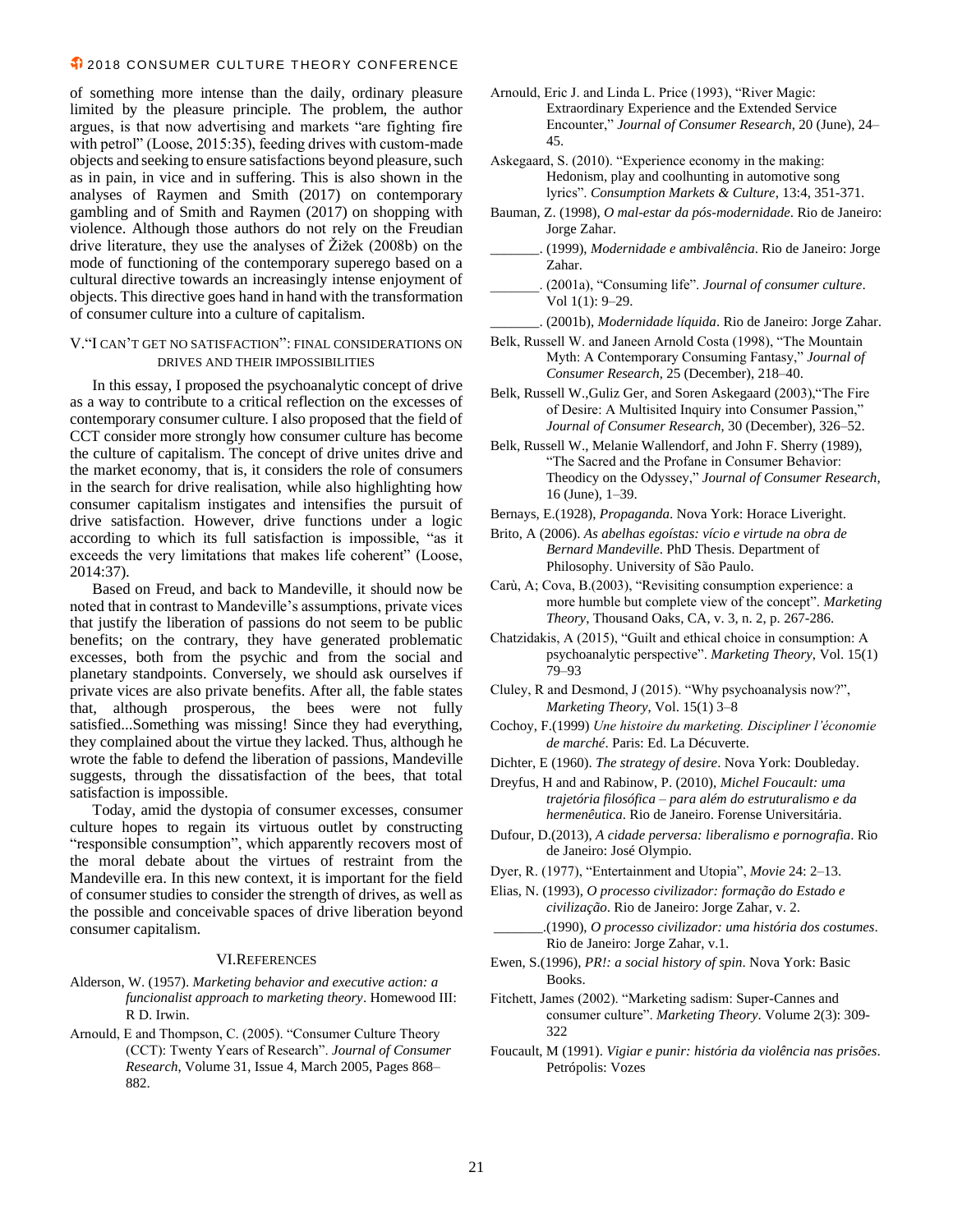of something more intense than the daily, ordinary pleasure limited by the pleasure principle. The problem, the author argues, is that now advertising and markets "are fighting fire with petrol" (Loose, 2015:35), feeding drives with custom-made objects and seeking to ensure satisfactions beyond pleasure, such as in pain, in vice and in suffering. This is also shown in the analyses of Raymen and Smith (2017) on contemporary gambling and of Smith and Raymen (2017) on shopping with violence. Although those authors do not rely on the Freudian drive literature, they use the analyses of Žižek (2008b) on the mode of functioning of the contemporary superego based on a cultural directive towards an increasingly intense enjoyment of objects. This directive goes hand in hand with the transformation of consumer culture into a culture of capitalism.

## V. "I CAN'T GET NO SATISFACTION": FINAL CONSIDERATIONS ON DRIVES AND THEIR IMPOSSIBILITIES

In this essay, I proposed the psychoanalytic concept of drive as a way to contribute to a critical reflection on the excesses of contemporary consumer culture. I also proposed that the field of CCT consider more strongly how consumer culture has become the culture of capitalism. The concept of drive unites drive and the market economy, that is, it considers the role of consumers in the search for drive realisation, while also highlighting how consumer capitalism instigates and intensifies the pursuit of drive satisfaction. However, drive functions under a logic according to which its full satisfaction is impossible, "as it exceeds the very limitations that makes life coherent" (Loose, 2014:37).

Based on Freud, and back to Mandeville, it should now be noted that in contrast to Mandeville's assumptions, private vices that justify the liberation of passions do not seem to be public benefits; on the contrary, they have generated problematic excesses, both from the psychic and from the social and planetary standpoints. Conversely, we should ask ourselves if private vices are also private benefits. After all, the fable states that, although prosperous, the bees were not fully satisfied...Something was missing! Since they had everything, they complained about the virtue they lacked. Thus, although he wrote the fable to defend the liberation of passions, Mandeville suggests, through the dissatisfaction of the bees, that total satisfaction is impossible.

Today, amid the dystopia of consumer excesses, consumer culture hopes to regain its virtuous outlet by constructing "responsible consumption", which apparently recovers most of the moral debate about the virtues of restraint from the Mandeville era. In this new context, it is important for the field of consumer studies to consider the strength of drives, as well as the possible and conceivable spaces of drive liberation beyond consumer capitalism.

## VI. REFERENCES

Alderson, W. (1957). *Marketing behavior and executive action: a funcionalist approach to marketing theory*. Homewood III: R D. Irwin.

Arnould, E and Thompson, C. (2005). "Consumer Culture Theory (CCT): Twenty Years of Research". *Journal of Consumer Research*, Volume 31, Issue 4, March 2005, Pages 868–882.

Arnould, Eric J. and Linda L. Price (1993), "River Magic: Extraordinary Experience and the Extended Service Encounter," *Journal of Consumer Research*, 20 (June), 24–45.

Askegaard, S. (2010). "Experience economy in the making: Hedonism, play and coolhunting in automotive song lyrics". *Consumption Markets & Culture*, 13:4, 351-371.

Bauman, Z. (1998), *O mal-estar da pós-modernidade*. Rio de Janeiro: Jorge Zahar.

_______. (1999), *Modernidade e ambivalência*. Rio de Janeiro: Jorge Zahar.

_______. (2001a), "Consuming life". *Journal of consumer culture*. Vol 1(1): 9–29.

_______. (2001b), *Modernidade líquida*. Rio de Janeiro: Jorge Zahar.

Belk, Russell W. and Janeen Arnold Costa (1998), "The Mountain Myth: A Contemporary Consuming Fantasy," *Journal of Consumer Research*, 25 (December), 218–40.

Belk, Russell W.,Guliz Ger, and Soren Askegaard (2003),"The Fire of Desire: A Multisited Inquiry into Consumer Passion," *Journal of Consumer Research*, 30 (December), 326–52.

Belk, Russell W., Melanie Wallendorf, and John F. Sherry (1989), "The Sacred and the Profane in Consumer Behavior: Theodicy on the Odyssey," *Journal of Consumer Research*, 16 (June), 1–39.

Bernays, E.(1928), *Propaganda*. Nova York: Horace Liveright.

Brito, A (2006). *As abelhas egoístas: vício e virtude na obra de Bernard Mandeville*. PhD Thesis. Department of Philosophy. University of São Paulo.

Carù, A; Cova, B.(2003), "Revisiting consumption experience: a more humble but complete view of the concept". *Marketing Theory*, Thousand Oaks, CA, v. 3, n. 2, p. 267-286.

Chatzidakis, A (2015), "Guilt and ethical choice in consumption: A psychoanalytic perspective". *Marketing Theory*, Vol. 15(1) 79–93

Cluley, R and Desmond, J (2015). "Why psychoanalysis now?", *Marketing Theory*, Vol. 15(1) 3–8

Cochoy, F.(1999) *Une histoire du marketing. Discipliner l'économie de marché*. Paris: Ed. La Décuverte.

Dichter, E (1960). *The strategy of desire*. Nova York: Doubleday.

Dreyfus, H and and Rabinow, P. (2010), *Michel Foucault: uma trajetória filosófica – para além do estruturalismo e da hermenêutica*. Rio de Janeiro. Forense Universitária.

Dufour, D.(2013), *A cidade perversa: liberalismo e pornografia*. Rio de Janeiro: José Olympio.

Dyer, R. (1977), "Entertainment and Utopia", *Movie* 24: 2–13.

Elias, N. (1993), *O processo civilizador: formação do Estado e civilização*. Rio de Janeiro: Jorge Zahar, v. 2.

_______.(1990), *O processo civilizador: uma história dos costumes*. Rio de Janeiro: Jorge Zahar, v.1.

Ewen, S.(1996), *PR!: a social history of spin*. Nova York: Basic Books.

Fitchett, James (2002). "Marketing sadism: Super-Cannes and consumer culture". *Marketing Theory*. Volume 2(3): 309-322

Foucault, M (1991). *Vigiar e punir: história da violência nas prisões*. Petrópolis: Vozes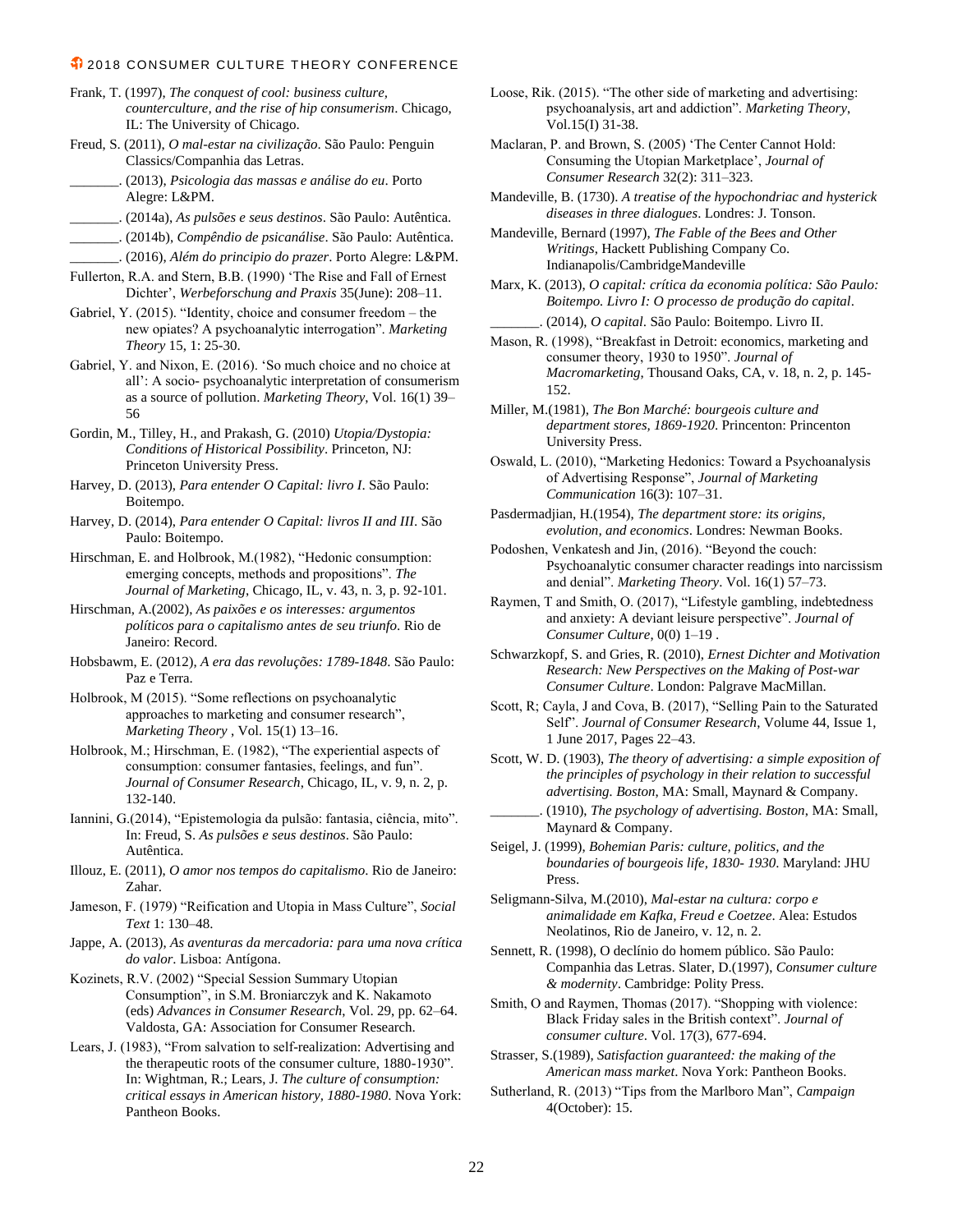Frank, T. (1997), *The conquest of cool: business culture, counterculture, and the rise of hip consumerism*. Chicago, IL: The University of Chicago.

Freud, S. (2011), *O mal-estar na civilização*. São Paulo: Penguin Classics/Companhia das Letras.

_______. (2013), *Psicologia das massas e análise do eu*. Porto Alegre: L&PM.

_______. (2014a), *As pulsões e seus destinos*. São Paulo: Autêntica.

_______. (2014b), *Compêndio de psicanálise*. São Paulo: Autêntica.

_______. (2016), *Além do principio do prazer*. Porto Alegre: L&PM.

Fullerton, R.A. and Stern, B.B. (1990) 'The Rise and Fall of Ernest Dichter', *Werbeforschung and Praxis* 35(June): 208–11.

Gabriel, Y. (2015). "Identity, choice and consumer freedom – the new opiates? A psychoanalytic interrogation". *Marketing Theory* 15, 1: 25-30.

Gabriel, Y. and Nixon, E. (2016). 'So much choice and no choice at all': A socio- psychoanalytic interpretation of consumerism as a source of pollution. *Marketing Theory*, Vol. 16(1) 39–56

Gordin, M., Tilley, H., and Prakash, G. (2010) *Utopia/Dystopia: Conditions of Historical Possibility*. Princeton, NJ: Princeton University Press.

Harvey, D. (2013), *Para entender O Capital: livro I*. São Paulo: Boitempo.

Harvey, D. (2014), *Para entender O Capital: livros II and III*. São Paulo: Boitempo.

Hirschman, E. and Holbrook, M.(1982), "Hedonic consumption: emerging concepts, methods and propositions". *The Journal of Marketing*, Chicago, IL, v. 43, n. 3, p. 92-101.

Hirschman, A.(2002), *As paixões e os interesses: argumentos políticos para o capitalismo antes de seu triunfo*. Rio de Janeiro: Record.

Hobsbawm, E. (2012), *A era das revoluções: 1789-1848*. São Paulo: Paz e Terra.

Holbrook, M (2015). "Some reflections on psychoanalytic approaches to marketing and consumer research", *Marketing Theory* , Vol. 15(1) 13–16.

Holbrook, M.; Hirschman, E. (1982), "The experiential aspects of consumption: consumer fantasies, feelings, and fun". *Journal of Consumer Research*, Chicago, IL, v. 9, n. 2, p. 132-140.

Iannini, G.(2014), "Epistemologia da pulsão: fantasia, ciência, mito". In: Freud, S. *As pulsões e seus destinos*. São Paulo: Autêntica.

Illouz, E. (2011), *O amor nos tempos do capitalismo*. Rio de Janeiro: Zahar.

Jameson, F. (1979) "Reification and Utopia in Mass Culture", *Social Text* 1: 130–48.

Jappe, A. (2013), *As aventuras da mercadoria: para uma nova crítica do valor*. Lisboa: Antígona.

Kozinets, R.V. (2002) "Special Session Summary Utopian Consumption", in S.M. Broniarczyk and K. Nakamoto (eds) *Advances in Consumer Research*, Vol. 29, pp. 62–64. Valdosta, GA: Association for Consumer Research.

Lears, J. (1983), "From salvation to self-realization: Advertising and the therapeutic roots of the consumer culture, 1880-1930". In: Wightman, R.; Lears, J. *The culture of consumption: critical essays in American history, 1880-1980*. Nova York: Pantheon Books.

Loose, Rik. (2015). "The other side of marketing and advertising: psychoanalysis, art and addiction". *Marketing Theory*, Vol.15(I) 31-38.

Maclaran, P. and Brown, S. (2005) 'The Center Cannot Hold: Consuming the Utopian Marketplace', *Journal of Consumer Research* 32(2): 311–323.

Mandeville, B. (1730). *A treatise of the hypochondriac and hysterick diseases in three dialogues*. Londres: J. Tonson.

Mandeville, Bernard (1997), *The Fable of the Bees and Other Writings*, Hackett Publishing Company Co. Indianapolis/CambridgeMandeville

Marx, K. (2013), *O capital: crítica da economia política: São Paulo: Boitempo. Livro I: O processo de produção do capital*.

_______. (2014), *O capital*. São Paulo: Boitempo. Livro II.

Mason, R. (1998), "Breakfast in Detroit: economics, marketing and consumer theory, 1930 to 1950". *Journal of Macromarketing*, Thousand Oaks, CA, v. 18, n. 2, p. 145-152.

Miller, M.(1981), *The Bon Marché: bourgeois culture and department stores, 1869-1920*. Princenton: Princenton University Press.

Oswald, L. (2010), "Marketing Hedonics: Toward a Psychoanalysis of Advertising Response", *Journal of Marketing Communication* 16(3): 107–31.

Pasdermadjian, H.(1954), *The department store: its origins, evolution, and economics*. Londres: Newman Books.

Podoshen, Venkatesh and Jin, (2016). "Beyond the couch: Psychoanalytic consumer character readings into narcissism and denial". *Marketing Theory*. Vol. 16(1) 57–73.

Raymen, T and Smith, O. (2017), "Lifestyle gambling, indebtedness and anxiety: A deviant leisure perspective". *Journal of Consumer Culture*, 0(0) 1–19 .

Schwarzkopf, S. and Gries, R. (2010), *Ernest Dichter and Motivation Research: New Perspectives on the Making of Post-war Consumer Culture*. London: Palgrave MacMillan.

Scott, R; Cayla, J and Cova, B. (2017), "Selling Pain to the Saturated Self". *Journal of Consumer Research*, Volume 44, Issue 1, 1 June 2017, Pages 22–43.

Scott, W. D. (1903), *The theory of advertising: a simple exposition of the principles of psychology in their relation to successful advertising. Boston*, MA: Small, Maynard & Company.

_______. (1910), *The psychology of advertising. Boston*, MA: Small, Maynard & Company.

Seigel, J. (1999), *Bohemian Paris: culture, politics, and the boundaries of bourgeois life, 1830- 1930*. Maryland: JHU Press.

Seligmann-Silva, M.(2010), *Mal-estar na cultura: corpo e animalidade em Kafka, Freud e Coetzee*. Alea: Estudos Neolatinos, Rio de Janeiro, v. 12, n. 2.

Sennett, R. (1998), O declínio do homem público. São Paulo: Companhia das Letras. Slater, D.(1997), *Consumer culture & modernity*. Cambridge: Polity Press.

Smith, O and Raymen, Thomas (2017). "Shopping with violence: Black Friday sales in the British context". *Journal of consumer culture*. Vol. 17(3), 677-694.

Strasser, S.(1989), *Satisfaction guaranteed: the making of the American mass market*. Nova York: Pantheon Books.

Sutherland, R. (2013) "Tips from the Marlboro Man", *Campaign* 4(October): 15.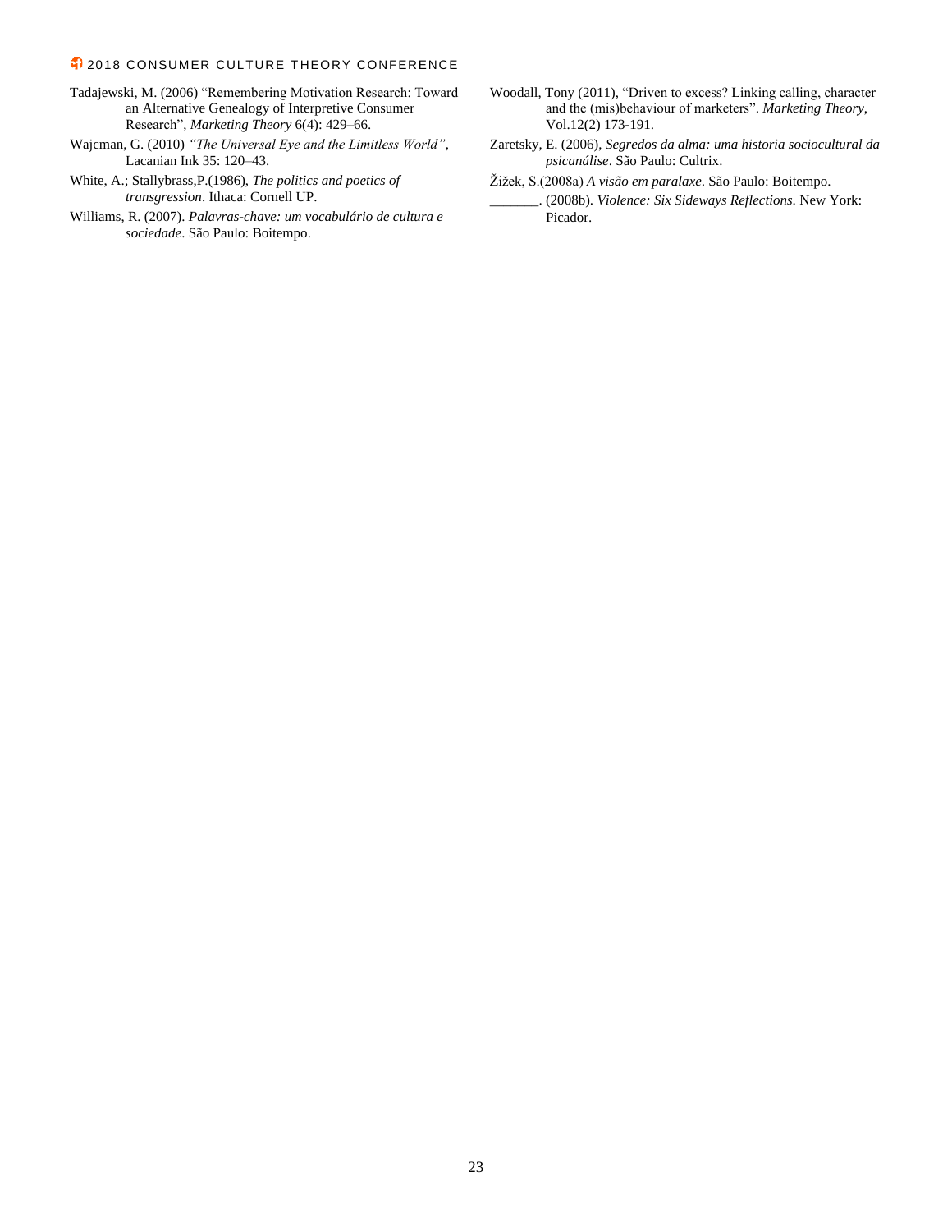Tadajewski, M. (2006) “Remembering Motivation Research: Toward an Alternative Genealogy of Interpretive Consumer Research”, *Marketing Theory* 6(4): 429–66.

Wajcman, G. (2010) *“The Universal Eye and the Limitless World”*, Lacanian Ink 35: 120–43.

White, A.; Stallybrass,P.(1986), *The politics and poetics of transgression*. Ithaca: Cornell UP.

Williams, R. (2007). *Palavras-chave: um vocabulário de cultura e sociedade*. São Paulo: Boitempo.

Woodall, Tony (2011), “Driven to excess? Linking calling, character and the (mis)behaviour of marketers”. *Marketing Theory*, Vol.12(2) 173-191.

Zaretsky, E. (2006), *Segredos da alma: uma historia sociocultural da psicanálise*. São Paulo: Cultrix.

Žižek, S.(2008a) *A visão em paralaxe*. São Paulo: Boitempo.

_______. (2008b). *Violence: Six Sideways Reflections*. New York: Picador.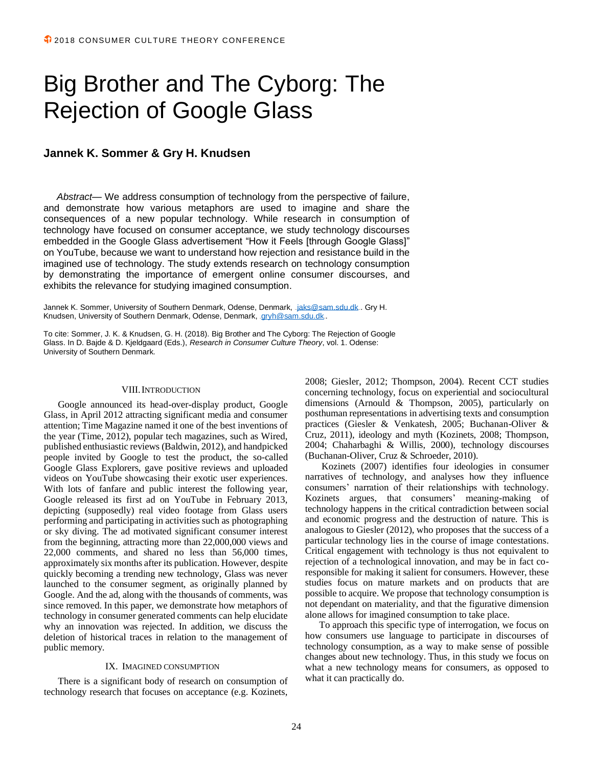# Big Brother and The Cyborg: The Rejection of Google Glass

**Jannek K. Sommer & Gry H. Knudsen**

*Abstract*— We address consumption of technology from the perspective of failure, and demonstrate how various metaphors are used to imagine and share the consequences of a new popular technology. While research in consumption of technology have focused on consumer acceptance, we study technology discourses embedded in the Google Glass advertisement "How it Feels [through Google Glass]" on YouTube, because we want to understand how rejection and resistance build in the imagined use of technology. The study extends research on technology consumption by demonstrating the importance of emergent online consumer discourses, and exhibits the relevance for studying imagined consumption.

Jannek K. Sommer, University of Southern Denmark, Odense, Denmark, jaks@sam.sdu.dk. Gry H. Knudsen, University of Southern Denmark, Odense, Denmark, gryh@sam.sdu.dk.

To cite: Sommer, J. K. & Knudsen, G. H. (2018). Big Brother and The Cyborg: The Rejection of Google Glass. In D. Bajde & D. Kjeldgaard (Eds.), *Research in Consumer Culture Theory*, vol. 1. Odense: University of Southern Denmark.

## VIII. Introduction

Google announced its head-over-display product, Google Glass, in April 2012 attracting significant media and consumer attention; Time Magazine named it one of the best inventions of the year (Time, 2012), popular tech magazines, such as Wired, published enthusiastic reviews (Baldwin, 2012), and handpicked people invited by Google to test the product, the so-called Google Glass Explorers, gave positive reviews and uploaded videos on YouTube showcasing their exotic user experiences. With lots of fanfare and public interest the following year, Google released its first ad on YouTube in February 2013, depicting (supposedly) real video footage from Glass users performing and participating in activities such as photographing or sky diving. The ad motivated significant consumer interest from the beginning, attracting more than 22,000,000 views and 22,000 comments, and shared no less than 56,000 times, approximately six months after its publication. However, despite quickly becoming a trending new technology, Glass was never launched to the consumer segment, as originally planned by Google. And the ad, along with the thousands of comments, was since removed. In this paper, we demonstrate how metaphors of technology in consumer generated comments can help elucidate why an innovation was rejected. In addition, we discuss the deletion of historical traces in relation to the management of public memory.

## IX. Imagined Consumption

There is a significant body of research on consumption of technology research that focuses on acceptance (e.g. Kozinets, 2008; Giesler, 2012; Thompson, 2004). Recent CCT studies concerning technology, focus on experiential and sociocultural dimensions (Arnould & Thompson, 2005), particularly on posthuman representations in advertising texts and consumption practices (Giesler & Venkatesh, 2005; Buchanan-Oliver & Cruz, 2011), ideology and myth (Kozinets, 2008; Thompson, 2004; Chaharbaghi & Willis, 2000), technology discourses (Buchanan-Oliver, Cruz & Schroeder, 2010).

Kozinets (2007) identifies four ideologies in consumer narratives of technology, and analyses how they influence consumers' narration of their relationships with technology. Kozinets argues, that consumers' meaning-making of technology happens in the critical contradiction between social and economic progress and the destruction of nature. This is analogous to Giesler (2012), who proposes that the success of a particular technology lies in the course of image contestations. Critical engagement with technology is thus not equivalent to rejection of a technological innovation, and may be in fact co-responsible for making it salient for consumers. However, these studies focus on mature markets and on products that are possible to acquire. We propose that technology consumption is not dependant on materiality, and that the figurative dimension alone allows for imagined consumption to take place.

To approach this specific type of interrogation, we focus on how consumers use language to participate in discourses of technology consumption, as a way to make sense of possible changes about new technology. Thus, in this study we focus on what a new technology means for consumers, as opposed to what it can practically do.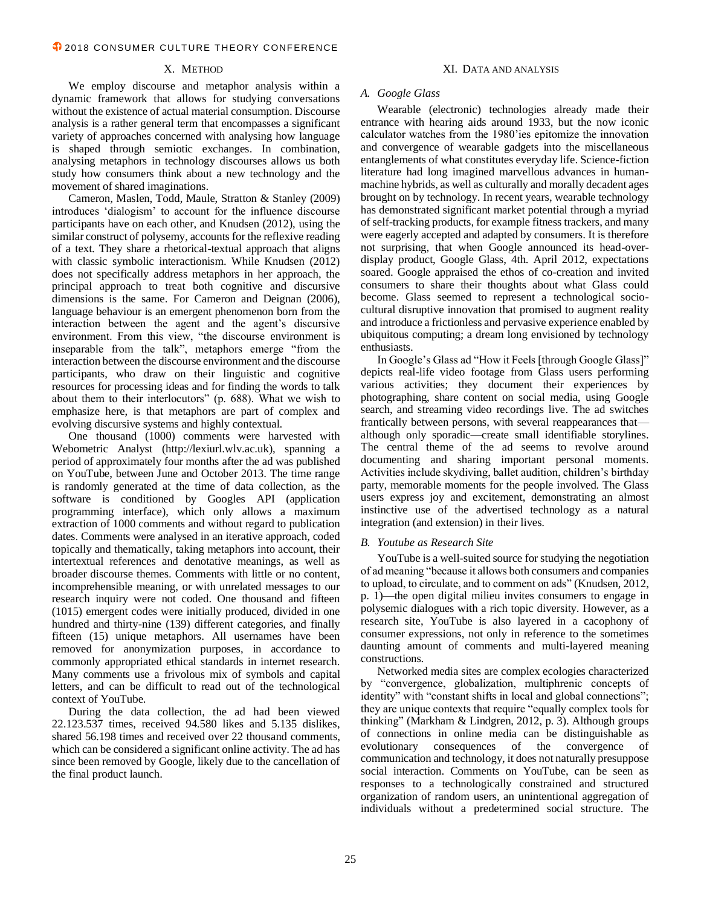## X. Method

We employ discourse and metaphor analysis within a dynamic framework that allows for studying conversations without the existence of actual material consumption. Discourse analysis is a rather general term that encompasses a significant variety of approaches concerned with analysing how language is shaped through semiotic exchanges. In combination, analysing metaphors in technology discourses allows us both study how consumers think about a new technology and the movement of shared imaginations.

Cameron, Maslen, Todd, Maule, Stratton & Stanley (2009) introduces 'dialogism' to account for the influence discourse participants have on each other, and Knudsen (2012), using the similar construct of polysemy, accounts for the reflexive reading of a text. They share a rhetorical-textual approach that aligns with classic symbolic interactionism. While Knudsen (2012) does not specifically address metaphors in her approach, the principal approach to treat both cognitive and discursive dimensions is the same. For Cameron and Deignan (2006), language behaviour is an emergent phenomenon born from the interaction between the agent and the agent's discursive environment. From this view, "the discourse environment is inseparable from the talk", metaphors emerge "from the interaction between the discourse environment and the discourse participants, who draw on their linguistic and cognitive resources for processing ideas and for finding the words to talk about them to their interlocutors" (p. 688). What we wish to emphasize here, is that metaphors are part of complex and evolving discursive systems and highly contextual.

One thousand (1000) comments were harvested with Webometric Analyst (http://lexiurl.wlv.ac.uk), spanning a period of approximately four months after the ad was published on YouTube, between June and October 2013. The time range is randomly generated at the time of data collection, as the software is conditioned by Googles API (application programming interface), which only allows a maximum extraction of 1000 comments and without regard to publication dates. Comments were analysed in an iterative approach, coded topically and thematically, taking metaphors into account, their intertextual references and denotative meanings, as well as broader discourse themes. Comments with little or no content, incomprehensible meaning, or with unrelated messages to our research inquiry were not coded. One thousand and fifteen (1015) emergent codes were initially produced, divided in one hundred and thirty-nine (139) different categories, and finally fifteen (15) unique metaphors. All usernames have been removed for anonymization purposes, in accordance to commonly appropriated ethical standards in internet research. Many comments use a frivolous mix of symbols and capital letters, and can be difficult to read out of the technological context of YouTube.

During the data collection, the ad had been viewed 22.123.537 times, received 94.580 likes and 5.135 dislikes, shared 56.198 times and received over 22 thousand comments, which can be considered a significant online activity. The ad has since been removed by Google, likely due to the cancellation of the final product launch.

## XI. Data and analysis

### A. Google Glass

Wearable (electronic) technologies already made their entrance with hearing aids around 1933, but the now iconic calculator watches from the 1980'ies epitomize the innovation and convergence of wearable gadgets into the miscellaneous entanglements of what constitutes everyday life. Science-fiction literature had long imagined marvellous advances in human-machine hybrids, as well as culturally and morally decadent ages brought on by technology. In recent years, wearable technology has demonstrated significant market potential through a myriad of self-tracking products, for example fitness trackers, and many were eagerly accepted and adapted by consumers. It is therefore not surprising, that when Google announced its head-over-display product, Google Glass, 4th. April 2012, expectations soared. Google appraised the ethos of co-creation and invited consumers to share their thoughts about what Glass could become. Glass seemed to represent a technological socio-cultural disruptive innovation that promised to augment reality and introduce a frictionless and pervasive experience enabled by ubiquitous computing; a dream long envisioned by technology enthusiasts.

In Google's Glass ad "How it Feels [through Google Glass]" depicts real-life video footage from Glass users performing various activities; they document their experiences by photographing, share content on social media, using Google search, and streaming video recordings live. The ad switches frantically between persons, with several reappearances that—although only sporadic—create small identifiable storylines. The central theme of the ad seems to revolve around documenting and sharing important personal moments. Activities include skydiving, ballet audition, children's birthday party, memorable moments for the people involved. The Glass users express joy and excitement, demonstrating an almost instinctive use of the advertised technology as a natural integration (and extension) in their lives.

### B. Youtube as Research Site

YouTube is a well-suited source for studying the negotiation of ad meaning "because it allows both consumers and companies to upload, to circulate, and to comment on ads" (Knudsen, 2012, p. 1)—the open digital milieu invites consumers to engage in polysemic dialogues with a rich topic diversity. However, as a research site, YouTube is also layered in a cacophony of consumer expressions, not only in reference to the sometimes daunting amount of comments and multi-layered meaning constructions.

Networked media sites are complex ecologies characterized by "convergence, globalization, multiphrenic concepts of identity" with "constant shifts in local and global connections"; they are unique contexts that require "equally complex tools for thinking" (Markham & Lindgren, 2012, p. 3). Although groups of connections in online media can be distinguishable as evolutionary consequences of the convergence of communication and technology, it does not naturally presuppose social interaction. Comments on YouTube, can be seen as responses to a technologically constrained and structured organization of random users, an unintentional aggregation of individuals without a predetermined social structure. The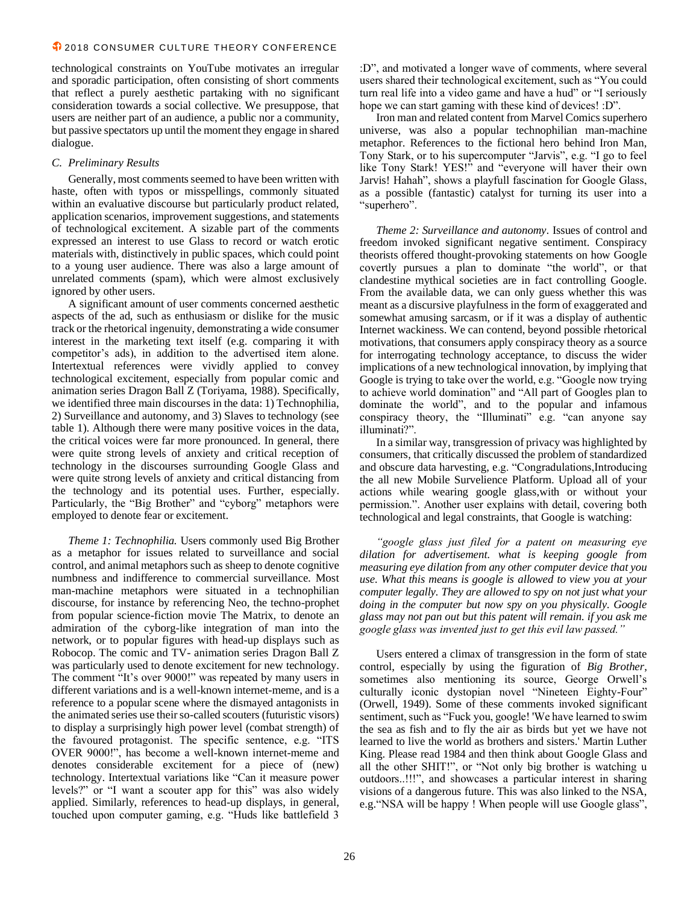technological constraints on YouTube motivates an irregular and sporadic participation, often consisting of short comments that reflect a purely aesthetic partaking with no significant consideration towards a social collective. We presuppose, that users are neither part of an audience, a public nor a community, but passive spectators up until the moment they engage in shared dialogue.

### *C. Preliminary Results*

Generally, most comments seemed to have been written with haste, often with typos or misspellings, commonly situated within an evaluative discourse but particularly product related, application scenarios, improvement suggestions, and statements of technological excitement. A sizable part of the comments expressed an interest to use Glass to record or watch erotic materials with, distinctively in public spaces, which could point to a young user audience. There was also a large amount of unrelated comments (spam), which were almost exclusively ignored by other users.

A significant amount of user comments concerned aesthetic aspects of the ad, such as enthusiasm or dislike for the music track or the rhetorical ingenuity, demonstrating a wide consumer interest in the marketing text itself (e.g. comparing it with competitor's ads), in addition to the advertised item alone. Intertextual references were vividly applied to convey technological excitement, especially from popular comic and animation series Dragon Ball Z (Toriyama, 1988). Specifically, we identified three main discourses in the data: 1) Technophilia, 2) Surveillance and autonomy, and 3) Slaves to technology (see table 1). Although there were many positive voices in the data, the critical voices were far more pronounced. In general, there were quite strong levels of anxiety and critical reception of technology in the discourses surrounding Google Glass and were quite strong levels of anxiety and critical distancing from the technology and its potential uses. Further, especially. Particularly, the "Big Brother" and "cyborg" metaphors were employed to denote fear or excitement.

*Theme 1: Technophilia.* Users commonly used Big Brother as a metaphor for issues related to surveillance and social control, and animal metaphors such as sheep to denote cognitive numbness and indifference to commercial surveillance. Most man-machine metaphors were situated in a technophilian discourse, for instance by referencing Neo, the techno-prophet from popular science-fiction movie The Matrix, to denote an admiration of the cyborg-like integration of man into the network, or to popular figures with head-up displays such as Robocop. The comic and TV- animation series Dragon Ball Z was particularly used to denote excitement for new technology. The comment "It's over 9000!" was repeated by many users in different variations and is a well-known internet-meme, and is a reference to a popular scene where the dismayed antagonists in the animated series use their so-called scouters (futuristic visors) to display a surprisingly high power level (combat strength) of the favoured protagonist. The specific sentence, e.g. "ITS OVER 9000!", has become a well-known internet-meme and denotes considerable excitement for a piece of (new) technology. Intertextual variations like "Can it measure power levels?" or "I want a scouter app for this" was also widely applied. Similarly, references to head-up displays, in general, touched upon computer gaming, e.g. "Huds like battlefield 3 :D", and motivated a longer wave of comments, where several users shared their technological excitement, such as "You could turn real life into a video game and have a hud" or "I seriously hope we can start gaming with these kind of devices! :D".

Iron man and related content from Marvel Comics superhero universe, was also a popular technophilian man-machine metaphor. References to the fictional hero behind Iron Man, Tony Stark, or to his supercomputer "Jarvis", e.g. "I go to feel like Tony Stark! YES!" and "everyone will haver their own Jarvis! Hahah", shows a playfull fascination for Google Glass, as a possible (fantastic) catalyst for turning its user into a "superhero".

*Theme 2: Surveillance and autonomy*. Issues of control and freedom invoked significant negative sentiment. Conspiracy theorists offered thought-provoking statements on how Google covertly pursues a plan to dominate "the world", or that clandestine mythical societies are in fact controlling Google. From the available data, we can only guess whether this was meant as a discursive playfulness in the form of exaggerated and somewhat amusing sarcasm, or if it was a display of authentic Internet wackiness. We can contend, beyond possible rhetorical motivations, that consumers apply conspiracy theory as a source for interrogating technology acceptance, to discuss the wider implications of a new technological innovation, by implying that Google is trying to take over the world, e.g. "Google now trying to achieve world domination" and "All part of Googles plan to dominate the world", and to the popular and infamous conspiracy theory, the "Illuminati" e.g. "can anyone say illuminati?".

In a similar way, transgression of privacy was highlighted by consumers, that critically discussed the problem of standardized and obscure data harvesting, e.g. "Congradulations,Introducing the all new Mobile Survelience Platform. Upload all of your actions while wearing google glass,with or without your permission.". Another user explains with detail, covering both technological and legal constraints, that Google is watching:

> *"google glass just filed for a patent on measuring eye dilation for advertisement. what is keeping google from measuring eye dilation from any other computer device that you use. What this means is google is allowed to view you at your computer legally. They are allowed to spy on not just what your doing in the computer but now spy on you physically. Google glass may not pan out but this patent will remain. if you ask me google glass was invented just to get this evil law passed."*

Users entered a climax of transgression in the form of state control, especially by using the figuration of *Big Brother*, sometimes also mentioning its source, George Orwell's culturally iconic dystopian novel "Nineteen Eighty-Four" (Orwell, 1949). Some of these comments invoked significant sentiment, such as "Fuck you, google! 'We have learned to swim the sea as fish and to fly the air as birds but yet we have not learned to live the world as brothers and sisters.' Martin Luther King. Please read 1984 and then think about Google Glass and all the other SHIT!", or "Not only big brother is watching u outdoors..!!!", and showcases a particular interest in sharing visions of a dangerous future. This was also linked to the NSA, e.g."NSA will be happy ! When people will use Google glass",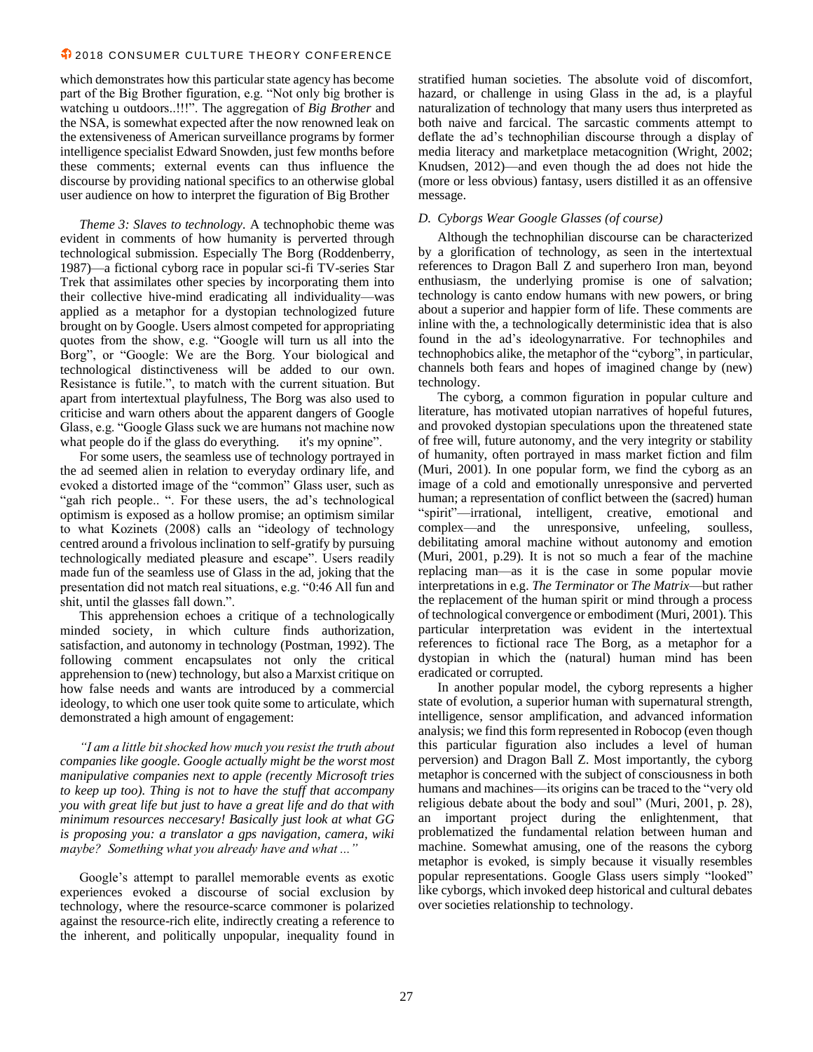which demonstrates how this particular state agency has become part of the Big Brother figuration, e.g. "Not only big brother is watching u outdoors..!!!". The aggregation of *Big Brother* and the NSA, is somewhat expected after the now renowned leak on the extensiveness of American surveillance programs by former intelligence specialist Edward Snowden, just few months before these comments; external events can thus influence the discourse by providing national specifics to an otherwise global user audience on how to interpret the figuration of Big Brother

*Theme 3: Slaves to technology.* A technophobic theme was evident in comments of how humanity is perverted through technological submission. Especially The Borg (Roddenberry, 1987)—a fictional cyborg race in popular sci-fi TV-series Star Trek that assimilates other species by incorporating them into their collective hive-mind eradicating all individuality—was applied as a metaphor for a dystopian technologized future brought on by Google. Users almost competed for appropriating quotes from the show, e.g. "Google will turn us all into the Borg", or "Google: We are the Borg. Your biological and technological distinctiveness will be added to our own. Resistance is futile.", to match with the current situation. But apart from intertextual playfulness, The Borg was also used to criticise and warn others about the apparent dangers of Google Glass, e.g. "Google Glass suck we are humans not machine now what people do if the glass do everything. it's my opnine".

For some users, the seamless use of technology portrayed in the ad seemed alien in relation to everyday ordinary life, and evoked a distorted image of the "common" Glass user, such as "gah rich people.. ". For these users, the ad's technological optimism is exposed as a hollow promise; an optimism similar to what Kozinets (2008) calls an "ideology of technology centred around a frivolous inclination to self-gratify by pursuing technologically mediated pleasure and escape". Users readily made fun of the seamless use of Glass in the ad, joking that the presentation did not match real situations, e.g. "0:46 All fun and shit, until the glasses fall down.".

This apprehension echoes a critique of a technologically minded society, in which culture finds authorization, satisfaction, and autonomy in technology (Postman, 1992). The following comment encapsulates not only the critical apprehension to (new) technology, but also a Marxist critique on how false needs and wants are introduced by a commercial ideology, to which one user took quite some to articulate, which demonstrated a high amount of engagement:

*"I am a little bit shocked how much you resist the truth about companies like google. Google actually might be the worst most manipulative companies next to apple (recently Microsoft tries to keep up too). Thing is not to have the stuff that accompany you with great life but just to have a great life and do that with minimum resources neccesary! Basically just look at what GG is proposing you: a translator a gps navigation, camera, wiki maybe? Something what you already have and what ..."*

Google's attempt to parallel memorable events as exotic experiences evoked a discourse of social exclusion by technology, where the resource-scarce commoner is polarized against the resource-rich elite, indirectly creating a reference to the inherent, and politically unpopular, inequality found in stratified human societies. The absolute void of discomfort, hazard, or challenge in using Glass in the ad, is a playful naturalization of technology that many users thus interpreted as both naive and farcical. The sarcastic comments attempt to deflate the ad's technophilian discourse through a display of media literacy and marketplace metacognition (Wright, 2002; Knudsen, 2012)—and even though the ad does not hide the (more or less obvious) fantasy, users distilled it as an offensive message.

### D. Cyborgs Wear Google Glasses (of course)

Although the technophilian discourse can be characterized by a glorification of technology, as seen in the intertextual references to Dragon Ball Z and superhero Iron man, beyond enthusiasm, the underlying promise is one of salvation; technology is canto endow humans with new powers, or bring about a superior and happier form of life. These comments are inline with the, a technologically deterministic idea that is also found in the ad's ideologynarrative. For technophiles and technophobics alike, the metaphor of the "cyborg", in particular, channels both fears and hopes of imagined change by (new) technology.

The cyborg, a common figuration in popular culture and literature, has motivated utopian narratives of hopeful futures, and provoked dystopian speculations upon the threatened state of free will, future autonomy, and the very integrity or stability of humanity, often portrayed in mass market fiction and film (Muri, 2001). In one popular form, we find the cyborg as an image of a cold and emotionally unresponsive and perverted human; a representation of conflict between the (sacred) human "spirit"—irrational, intelligent, creative, emotional and complex—and the unresponsive, unfeeling, soulless, debilitating amoral machine without autonomy and emotion (Muri, 2001, p.29). It is not so much a fear of the machine replacing man—as it is the case in some popular movie interpretations in e.g. *The Terminator* or *The Matrix*—but rather the replacement of the human spirit or mind through a process of technological convergence or embodiment (Muri, 2001). This particular interpretation was evident in the intertextual references to fictional race The Borg, as a metaphor for a dystopian in which the (natural) human mind has been eradicated or corrupted.

In another popular model, the cyborg represents a higher state of evolution, a superior human with supernatural strength, intelligence, sensor amplification, and advanced information analysis; we find this form represented in Robocop (even though this particular figuration also includes a level of human perversion) and Dragon Ball Z. Most importantly, the cyborg metaphor is concerned with the subject of consciousness in both humans and machines—its origins can be traced to the "very old religious debate about the body and soul" (Muri, 2001, p. 28), an important project during the enlightenment, that problematized the fundamental relation between human and machine. Somewhat amusing, one of the reasons the cyborg metaphor is evoked, is simply because it visually resembles popular representations. Google Glass users simply "looked" like cyborgs, which invoked deep historical and cultural debates over societies relationship to technology.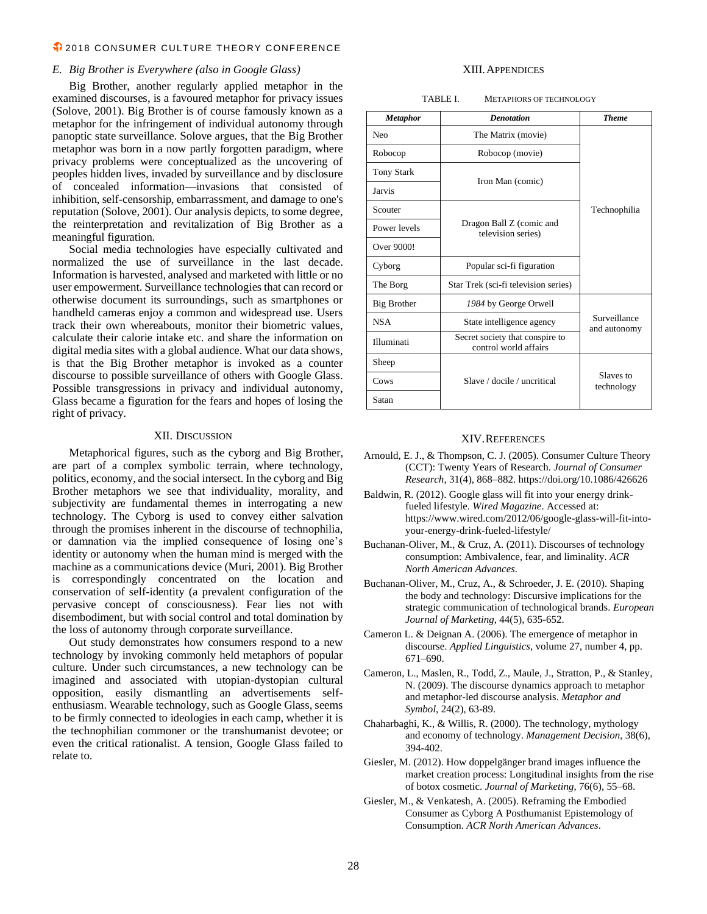### E. Big Brother is Everywhere (also in Google Glass)

Big Brother, another regularly applied metaphor in the examined discourses, is a favoured metaphor for privacy issues (Solove, 2001). Big Brother is of course famously known as a metaphor for the infringement of individual autonomy through panoptic state surveillance. Solove argues, that the Big Brother metaphor was born in a now partly forgotten paradigm, where privacy problems were conceptualized as the uncovering of peoples hidden lives, invaded by surveillance and by disclosure of concealed information—invasions that consisted of inhibition, self-censorship, embarrassment, and damage to one's reputation (Solove, 2001). Our analysis depicts, to some degree, the reinterpretation and revitalization of Big Brother as a meaningful figuration.

Social media technologies have especially cultivated and normalized the use of surveillance in the last decade. Information is harvested, analysed and marketed with little or no user empowerment. Surveillance technologies that can record or otherwise document its surroundings, such as smartphones or handheld cameras enjoy a common and widespread use. Users track their own whereabouts, monitor their biometric values, calculate their calorie intake etc. and share the information on digital media sites with a global audience. What our data shows, is that the Big Brother metaphor is invoked as a counter discourse to possible surveillance of others with Google Glass. Possible transgressions in privacy and individual autonomy, Glass became a figuration for the fears and hopes of losing the right of privacy.

## XII. Discussion

Metaphorical figures, such as the cyborg and Big Brother, are part of a complex symbolic terrain, where technology, politics, economy, and the social intersect. In the cyborg and Big Brother metaphors we see that individuality, morality, and subjectivity are fundamental themes in interrogating a new technology. The Cyborg is used to convey either salvation through the promises inherent in the discourse of technophilia, or damnation via the implied consequence of losing one's identity or autonomy when the human mind is merged with the machine as a communications device (Muri, 2001). Big Brother is correspondingly concentrated on the location and conservation of self-identity (a prevalent configuration of the pervasive concept of consciousness). Fear lies not with disembodiment, but with social control and total domination by the loss of autonomy through corporate surveillance.

Out study demonstrates how consumers respond to a new technology by invoking commonly held metaphors of popular culture. Under such circumstances, a new technology can be imagined and associated with utopian-dystopian cultural opposition, easily dismantling an advertisements self-enthusiasm. Wearable technology, such as Google Glass, seems to be firmly connected to ideologies in each camp, whether it is the technophilian commoner or the transhumanist devotee; or even the critical rationalist. A tension, Google Glass failed to relate to.

## XIII. Appendices

TABLE I. Metaphors of technology

| *Metaphor* | *Denotation* | *Theme* |
|---|---|---|
| Neo | The Matrix (movie) | Technophilia |
| Robocop | Robocop (movie) | |
| Tony Stark | Iron Man (comic) | |
| Jarvis | | |
| Scouter | Dragon Ball Z (comic and television series) | |
| Power levels | | |
| Over 9000! | | |
| Cyborg | Popular sci-fi figuration | |
| The Borg | Star Trek (sci-fi television series) | |
| Big Brother | *1984* by George Orwell | Surveillance and autonomy |
| NSA | State intelligence agency | |
| Illuminati | Secret society that conspire to control world affairs | |
| Sheep | Slave / docile / uncritical | Slaves to technology |
| Cows | | |
| Satan | | |

## XIV. References

Arnould, E. J., & Thompson, C. J. (2005). Consumer Culture Theory (CCT): Twenty Years of Research. *Journal of Consumer Research*, 31(4), 868–882. https://doi.org/10.1086/426626

Baldwin, R. (2012). Google glass will fit into your energy drink-fueled lifestyle. *Wired Magazine*. Accessed at: https://www.wired.com/2012/06/google-glass-will-fit-into-your-energy-drink-fueled-lifestyle/

Buchanan-Oliver, M., & Cruz, A. (2011). Discourses of technology consumption: Ambivalence, fear, and liminality. *ACR North American Advances*.

Buchanan-Oliver, M., Cruz, A., & Schroeder, J. E. (2010). Shaping the body and technology: Discursive implications for the strategic communication of technological brands. *European Journal of Marketing*, 44(5), 635-652.

Cameron L. & Deignan A. (2006). The emergence of metaphor in discourse. *Applied Linguistics*, volume 27, number 4, pp. 671–690.

Cameron, L., Maslen, R., Todd, Z., Maule, J., Stratton, P., & Stanley, N. (2009). The discourse dynamics approach to metaphor and metaphor-led discourse analysis. *Metaphor and Symbol*, 24(2), 63-89.

Chaharbaghi, K., & Willis, R. (2000). The technology, mythology and economy of technology. *Management Decision*, 38(6), 394-402.

Giesler, M. (2012). How doppelgänger brand images influence the market creation process: Longitudinal insights from the rise of botox cosmetic. *Journal of Marketing*, 76(6), 55–68.

Giesler, M., & Venkatesh, A. (2005). Reframing the Embodied Consumer as Cyborg A Posthumanist Epistemology of Consumption. *ACR North American Advances*.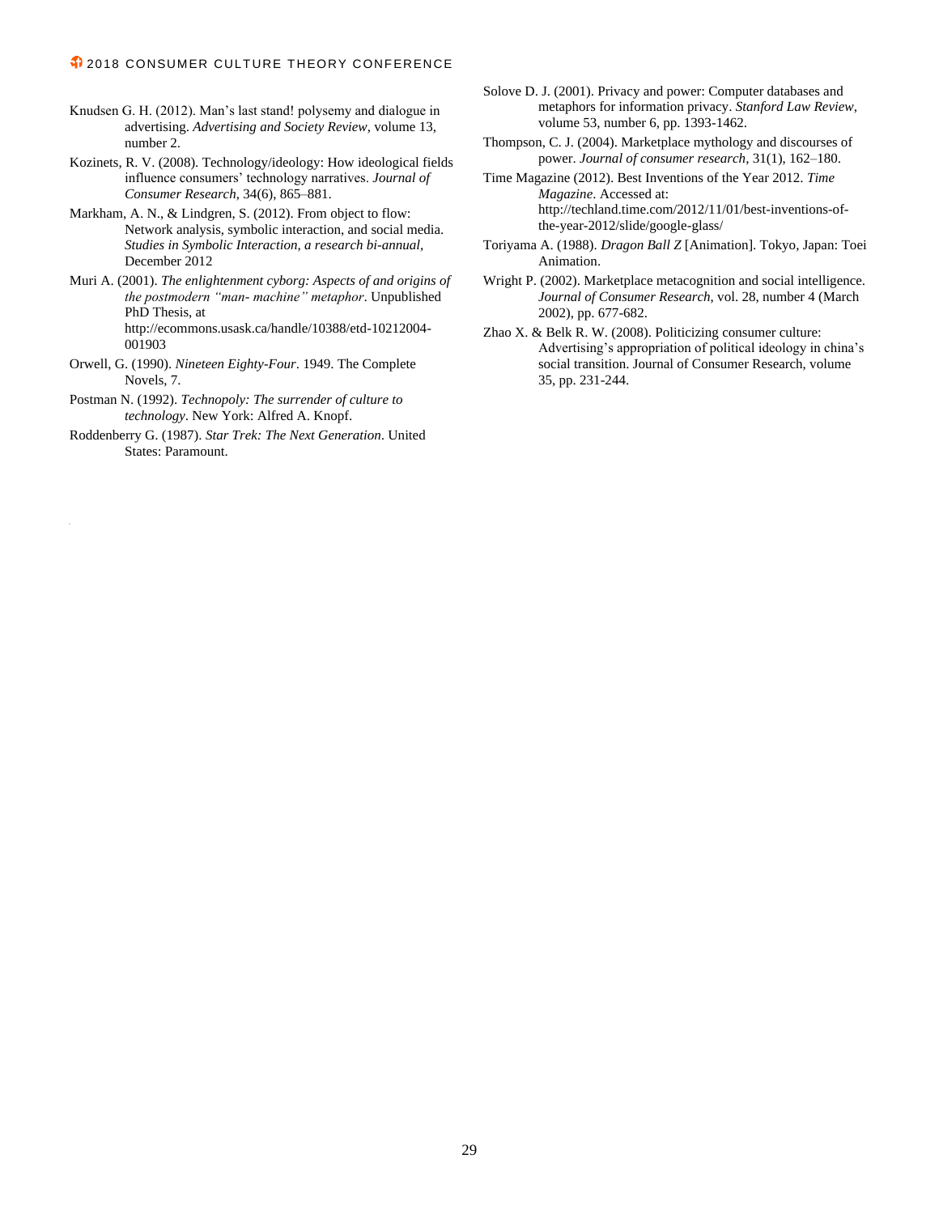Knudsen G. H. (2012). Man's last stand! polysemy and dialogue in advertising. *Advertising and Society Review*, volume 13, number 2.

Kozinets, R. V. (2008). Technology/ideology: How ideological fields influence consumers' technology narratives. *Journal of Consumer Research*, 34(6), 865–881.

Markham, A. N., & Lindgren, S. (2012). From object to flow: Network analysis, symbolic interaction, and social media. *Studies in Symbolic Interaction, a research bi-annual*, December 2012

Muri A. (2001). *The enlightenment cyborg: Aspects of and origins of the postmodern "man- machine" metaphor*. Unpublished PhD Thesis, at http://ecommons.usask.ca/handle/10388/etd-10212004-001903

Orwell, G. (1990). *Nineteen Eighty-Four*. 1949. The Complete Novels, 7.

Postman N. (1992). *Technopoly: The surrender of culture to technology*. New York: Alfred A. Knopf.

Roddenberry G. (1987). *Star Trek: The Next Generation*. United States: Paramount.

Solove D. J. (2001). Privacy and power: Computer databases and metaphors for information privacy. *Stanford Law Review*, volume 53, number 6, pp. 1393-1462.

Thompson, C. J. (2004). Marketplace mythology and discourses of power. *Journal of consumer research*, 31(1), 162–180.

Time Magazine (2012). Best Inventions of the Year 2012. *Time Magazine*. Accessed at: http://techland.time.com/2012/11/01/best-inventions-of-the-year-2012/slide/google-glass/

Toriyama A. (1988). *Dragon Ball Z* [Animation]. Tokyo, Japan: Toei Animation.

Wright P. (2002). Marketplace metacognition and social intelligence. *Journal of Consumer Research*, vol. 28, number 4 (March 2002), pp. 677-682.

Zhao X. & Belk R. W. (2008). Politicizing consumer culture: Advertising's appropriation of political ideology in china's social transition. Journal of Consumer Research, volume 35, pp. 231-244.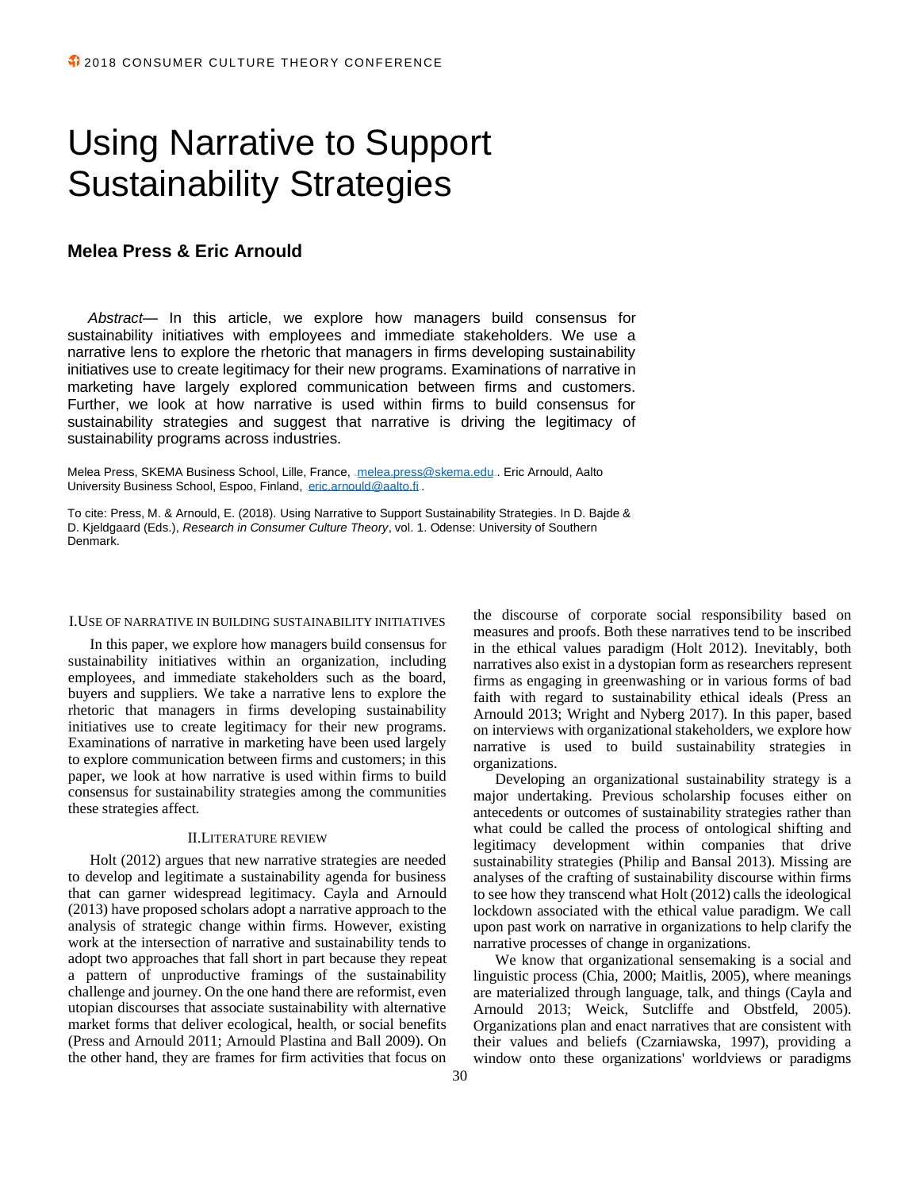# Using Narrative to Support Sustainability Strategies

**Melea Press & Eric Arnould**

*Abstract*— In this article, we explore how managers build consensus for sustainability initiatives with employees and immediate stakeholders. We use a narrative lens to explore the rhetoric that managers in firms developing sustainability initiatives use to create legitimacy for their new programs. Examinations of narrative in marketing have largely explored communication between firms and customers. Further, we look at how narrative is used within firms to build consensus for sustainability strategies and suggest that narrative is driving the legitimacy of sustainability programs across industries.

Melea Press, SKEMA Business School, Lille, France, melea.press@skema.edu . Eric Arnould, Aalto University Business School, Espoo, Finland, eric.arnould@aalto.fi .

To cite: Press, M. & Arnould, E. (2018). Using Narrative to Support Sustainability Strategies. In D. Bajde & D. Kjeldgaard (Eds.), *Research in Consumer Culture Theory*, vol. 1. Odense: University of Southern Denmark.

## I. Use of narrative in building sustainability initiatives

In this paper, we explore how managers build consensus for sustainability initiatives within an organization, including employees, and immediate stakeholders such as the board, buyers and suppliers. We take a narrative lens to explore the rhetoric that managers in firms developing sustainability initiatives use to create legitimacy for their new programs. Examinations of narrative in marketing have been used largely to explore communication between firms and customers; in this paper, we look at how narrative is used within firms to build consensus for sustainability strategies among the communities these strategies affect.

## II. Literature review

Holt (2012) argues that new narrative strategies are needed to develop and legitimate a sustainability agenda for business that can garner widespread legitimacy. Cayla and Arnould (2013) have proposed scholars adopt a narrative approach to the analysis of strategic change within firms. However, existing work at the intersection of narrative and sustainability tends to adopt two approaches that fall short in part because they repeat a pattern of unproductive framings of the sustainability challenge and journey. On the one hand there are reformist, even utopian discourses that associate sustainability with alternative market forms that deliver ecological, health, or social benefits (Press and Arnould 2011; Arnould Plastina and Ball 2009). On the other hand, they are frames for firm activities that focus on the discourse of corporate social responsibility based on measures and proofs. Both these narratives tend to be inscribed in the ethical values paradigm (Holt 2012). Inevitably, both narratives also exist in a dystopian form as researchers represent firms as engaging in greenwashing or in various forms of bad faith with regard to sustainability ethical ideals (Press an Arnould 2013; Wright and Nyberg 2017). In this paper, based on interviews with organizational stakeholders, we explore how narrative is used to build sustainability strategies in organizations.

Developing an organizational sustainability strategy is a major undertaking. Previous scholarship focuses either on antecedents or outcomes of sustainability strategies rather than what could be called the process of ontological shifting and legitimacy development within companies that drive sustainability strategies (Philip and Bansal 2013). Missing are analyses of the crafting of sustainability discourse within firms to see how they transcend what Holt (2012) calls the ideological lockdown associated with the ethical value paradigm. We call upon past work on narrative in organizations to help clarify the narrative processes of change in organizations.

We know that organizational sensemaking is a social and linguistic process (Chia, 2000; Maitlis, 2005), where meanings are materialized through language, talk, and things (Cayla and Arnould 2013; Weick, Sutcliffe and Obstfeld, 2005). Organizations plan and enact narratives that are consistent with their values and beliefs (Czarniawska, 1997), providing a window onto these organizations' worldviews or paradigms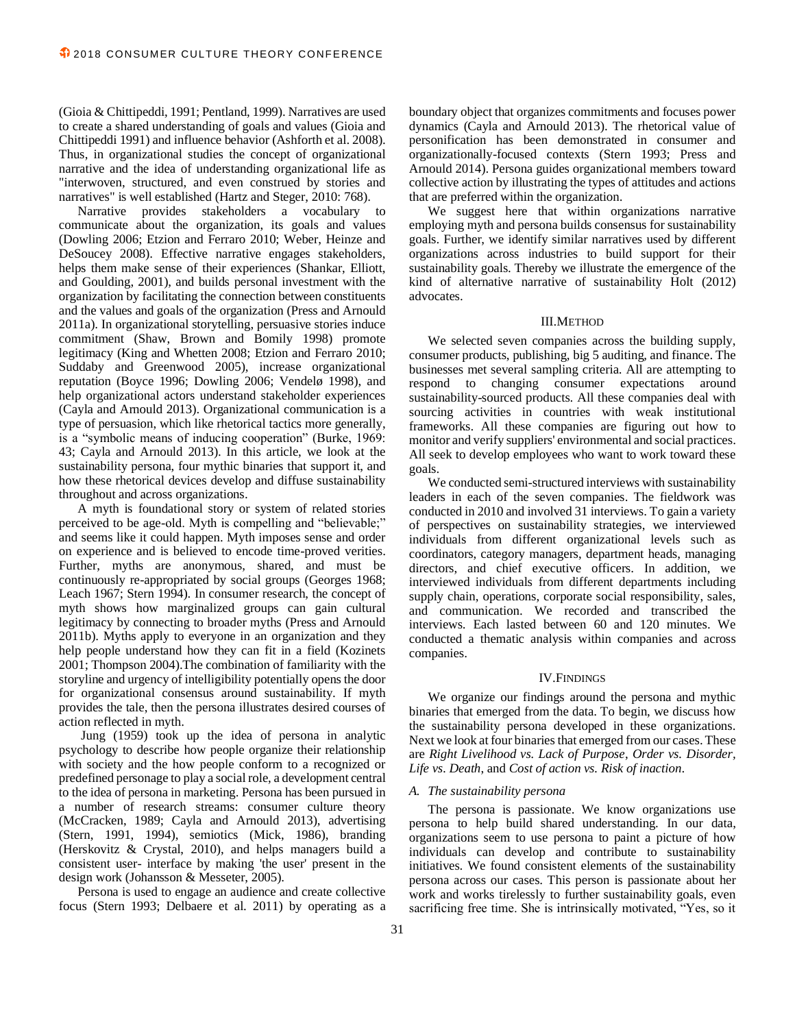(Gioia & Chittipeddi, 1991; Pentland, 1999). Narratives are used to create a shared understanding of goals and values (Gioia and Chittipeddi 1991) and influence behavior (Ashforth et al. 2008). Thus, in organizational studies the concept of organizational narrative and the idea of understanding organizational life as "interwoven, structured, and even construed by stories and narratives" is well established (Hartz and Steger, 2010: 768).

Narrative provides stakeholders a vocabulary to communicate about the organization, its goals and values (Dowling 2006; Etzion and Ferraro 2010; Weber, Heinze and DeSoucey 2008). Effective narrative engages stakeholders, helps them make sense of their experiences (Shankar, Elliott, and Goulding, 2001), and builds personal investment with the organization by facilitating the connection between constituents and the values and goals of the organization (Press and Arnould 2011a). In organizational storytelling, persuasive stories induce commitment (Shaw, Brown and Bomily 1998) promote legitimacy (King and Whetten 2008; Etzion and Ferraro 2010; Suddaby and Greenwood 2005), increase organizational reputation (Boyce 1996; Dowling 2006; Vendelø 1998), and help organizational actors understand stakeholder experiences (Cayla and Arnould 2013). Organizational communication is a type of persuasion, which like rhetorical tactics more generally, is a "symbolic means of inducing cooperation" (Burke, 1969: 43; Cayla and Arnould 2013). In this article, we look at the sustainability persona, four mythic binaries that support it, and how these rhetorical devices develop and diffuse sustainability throughout and across organizations.

A myth is foundational story or system of related stories perceived to be age-old. Myth is compelling and "believable;" and seems like it could happen. Myth imposes sense and order on experience and is believed to encode time-proved verities. Further, myths are anonymous, shared, and must be continuously re-appropriated by social groups (Georges 1968; Leach 1967; Stern 1994). In consumer research, the concept of myth shows how marginalized groups can gain cultural legitimacy by connecting to broader myths (Press and Arnould 2011b). Myths apply to everyone in an organization and they help people understand how they can fit in a field (Kozinets 2001; Thompson 2004).The combination of familiarity with the storyline and urgency of intelligibility potentially opens the door for organizational consensus around sustainability. If myth provides the tale, then the persona illustrates desired courses of action reflected in myth.

Jung (1959) took up the idea of persona in analytic psychology to describe how people organize their relationship with society and the how people conform to a recognized or predefined personage to play a social role, a development central to the idea of persona in marketing. Persona has been pursued in a number of research streams: consumer culture theory (McCracken, 1989; Cayla and Arnould 2013), advertising (Stern, 1991, 1994), semiotics (Mick, 1986), branding (Herskovitz & Crystal, 2010), and helps managers build a consistent user- interface by making 'the user' present in the design work (Johansson & Messeter, 2005).

Persona is used to engage an audience and create collective focus (Stern 1993; Delbaere et al. 2011) by operating as a boundary object that organizes commitments and focuses power dynamics (Cayla and Arnould 2013). The rhetorical value of personification has been demonstrated in consumer and organizationally-focused contexts (Stern 1993; Press and Arnould 2014). Persona guides organizational members toward collective action by illustrating the types of attitudes and actions that are preferred within the organization.

We suggest here that within organizations narrative employing myth and persona builds consensus for sustainability goals. Further, we identify similar narratives used by different organizations across industries to build support for their sustainability goals. Thereby we illustrate the emergence of the kind of alternative narrative of sustainability Holt (2012) advocates.

## III.Method

We selected seven companies across the building supply, consumer products, publishing, big 5 auditing, and finance. The businesses met several sampling criteria. All are attempting to respond to changing consumer expectations around sustainability-sourced products. All these companies deal with sourcing activities in countries with weak institutional frameworks. All these companies are figuring out how to monitor and verify suppliers' environmental and social practices. All seek to develop employees who want to work toward these goals.

We conducted semi-structured interviews with sustainability leaders in each of the seven companies. The fieldwork was conducted in 2010 and involved 31 interviews. To gain a variety of perspectives on sustainability strategies, we interviewed individuals from different organizational levels such as coordinators, category managers, department heads, managing directors, and chief executive officers. In addition, we interviewed individuals from different departments including supply chain, operations, corporate social responsibility, sales, and communication. We recorded and transcribed the interviews. Each lasted between 60 and 120 minutes. We conducted a thematic analysis within companies and across companies.

## IV.Findings

We organize our findings around the persona and mythic binaries that emerged from the data. To begin, we discuss how the sustainability persona developed in these organizations. Next we look at four binaries that emerged from our cases. These are *Right Livelihood vs. Lack of Purpose*, *Order vs. Disorder*, *Life vs. Death*, and *Cost of action vs. Risk of inaction*.

### A. The sustainability persona

The persona is passionate. We know organizations use persona to help build shared understanding. In our data, organizations seem to use persona to paint a picture of how individuals can develop and contribute to sustainability initiatives. We found consistent elements of the sustainability persona across our cases. This person is passionate about her work and works tirelessly to further sustainability goals, even sacrificing free time. She is intrinsically motivated, "Yes, so it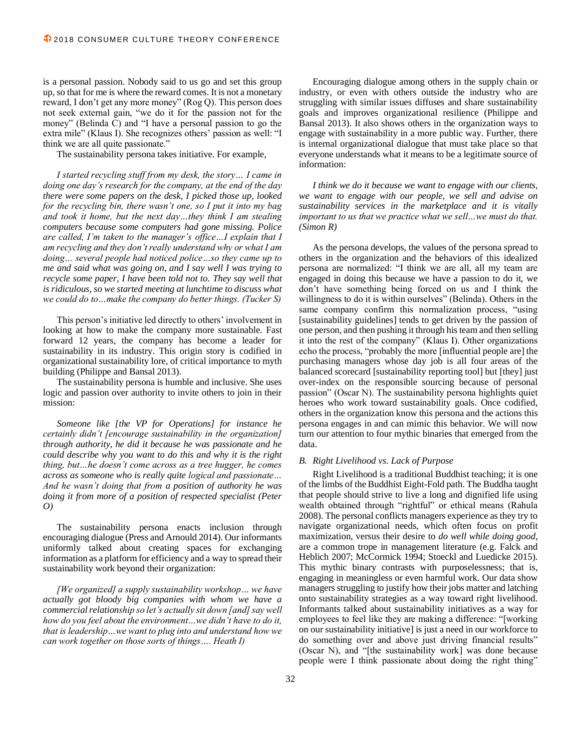is a personal passion. Nobody said to us go and set this group up, so that for me is where the reward comes. It is not a monetary reward, I don't get any more money" (Rog Q). This person does not seek external gain, "we do it for the passion not for the money" (Belinda C) and "I have a personal passion to go the extra mile" (Klaus I). She recognizes others' passion as well: "I think we are all quite passionate."

The sustainability persona takes initiative. For example,

*I started recycling stuff from my desk, the story… I came in doing one day's research for the company, at the end of the day there were some papers on the desk, I picked those up, looked for the recycling bin, there wasn't one, so I put it into my bag and took it home, but the next day…they think I am stealing computers because some computers had gone missing. Police are called, I'm taken to the manager's office…I explain that I am recycling and they don't really understand why or what I am doing… several people had noticed police…so they came up to me and said what was going on, and I say well I was trying to recycle some paper, I have been told not to. They say well that is ridiculous, so we started meeting at lunchtime to discuss what we could do to…make the company do better things. (Tucker S)*

This person's initiative led directly to others' involvement in looking at how to make the company more sustainable. Fast forward 12 years, the company has become a leader for sustainability in its industry. This origin story is codified in organizational sustainability lore, of critical importance to myth building (Philippe and Bansal 2013).

The sustainability persona is humble and inclusive. She uses logic and passion over authority to invite others to join in their mission:

*Someone like [the VP for Operations] for instance he certainly didn't [encourage sustainability in the organization] through authority, he did it because he was passionate and he could describe why you want to do this and why it is the right thing, but…he doesn't come across as a tree hugger, he comes across as someone who is really quite logical and passionate… And he wasn't doing that from a position of authority he was doing it from more of a position of respected specialist (Peter O)*

The sustainability persona enacts inclusion through encouraging dialogue (Press and Arnould 2014). Our informants uniformly talked about creating spaces for exchanging information as a platform for efficiency and a way to spread their sustainability work beyond their organization:

*[We organized] a supply sustainability workshop… we have actually got bloody big companies with whom we have a commercial relationship so let's actually sit down [and] say well how do you feel about the environment…we didn't have to do it, that is leadership…we want to plug into and understand how we can work together on those sorts of things…. Heath I)*

Encouraging dialogue among others in the supply chain or industry, or even with others outside the industry who are struggling with similar issues diffuses and share sustainability goals and improves organizational resilience (Philippe and Bansal 2013). It also shows others in the organization ways to engage with sustainability in a more public way. Further, there is internal organizational dialogue that must take place so that everyone understands what it means to be a legitimate source of information:

*I think we do it because we want to engage with our clients, we want to engage with our people, we sell and advise on sustainability services in the marketplace and it is vitally important to us that we practice what we sell…we must do that. (Simon R)*

As the persona develops, the values of the persona spread to others in the organization and the behaviors of this idealized persona are normalized: "I think we are all, all my team are engaged in doing this because we have a passion to do it, we don't have something being forced on us and I think the willingness to do it is within ourselves" (Belinda). Others in the same company confirm this normalization process, "using [sustainability guidelines] tends to get driven by the passion of one person, and then pushing it through his team and then selling it into the rest of the company" (Klaus I). Other organizations echo the process, "probably the more [influential people are] the purchasing managers whose day job is all four areas of the balanced scorecard [sustainability reporting tool] but [they] just over-index on the responsible sourcing because of personal passion" (Oscar N). The sustainability persona highlights quiet heroes who work toward sustainability goals. Once codified, others in the organization know this persona and the actions this persona engages in and can mimic this behavior. We will now turn our attention to four mythic binaries that emerged from the data.

### *B. Right Livelihood vs. Lack of Purpose*

Right Livelihood is a traditional Buddhist teaching; it is one of the limbs of the Buddhist Eight-Fold path. The Buddha taught that people should strive to live a long and dignified life using wealth obtained through "rightful" or ethical means (Rahula 2008). The personal conflicts managers experience as they try to navigate organizational needs, which often focus on profit maximization, versus their desire to *do well while doing good*, are a common trope in management literature (e.g. Falck and Heblich 2007; McCormick 1994; Stoeckl and Luedicke 2015). This mythic binary contrasts with purposelessness; that is, engaging in meaningless or even harmful work. Our data show managers struggling to justify how their jobs matter and latching onto sustainability strategies as a way toward right livelihood. Informants talked about sustainability initiatives as a way for employees to feel like they are making a difference: "[working on our sustainability initiative] is just a need in our workforce to do something over and above just driving financial results" (Oscar N), and "[the sustainability work] was done because people were I think passionate about doing the right thing"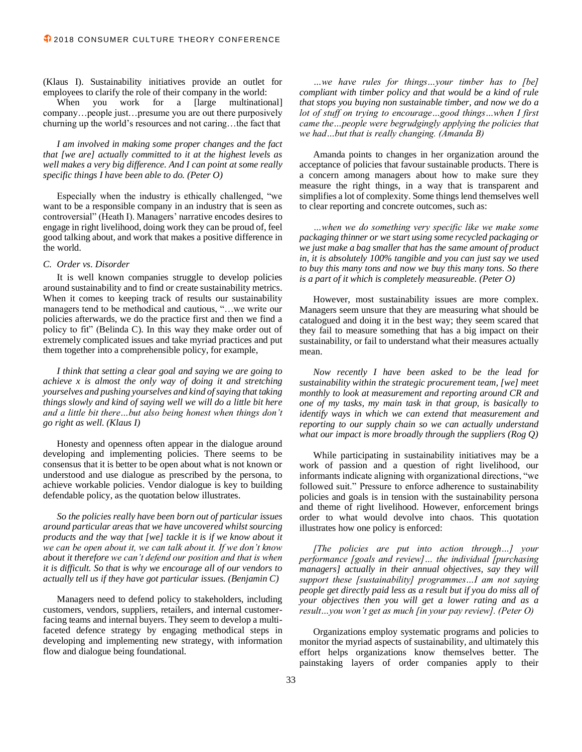(Klaus I). Sustainability initiatives provide an outlet for employees to clarify the role of their company in the world:

When you work for a [large multinational] company…people just…presume you are out there purposively churning up the world's resources and not caring…the fact that

*I am involved in making some proper changes and the fact that [we are] actually committed to it at the highest levels as well makes a very big difference. And I can point at some really specific things I have been able to do. (Peter O)*

Especially when the industry is ethically challenged, "we want to be a responsible company in an industry that is seen as controversial" (Heath I). Managers' narrative encodes desires to engage in right livelihood, doing work they can be proud of, feel good talking about, and work that makes a positive difference in the world.

### C. Order vs. Disorder

It is well known companies struggle to develop policies around sustainability and to find or create sustainability metrics. When it comes to keeping track of results our sustainability managers tend to be methodical and cautious, "…we write our policies afterwards, we do the practice first and then we find a policy to fit" (Belinda C). In this way they make order out of extremely complicated issues and take myriad practices and put them together into a comprehensible policy, for example,

*I think that setting a clear goal and saying we are going to achieve x is almost the only way of doing it and stretching yourselves and pushing yourselves and kind of saying that taking things slowly and kind of saying well we will do a little bit here and a little bit there…but also being honest when things don't go right as well. (Klaus I)*

Honesty and openness often appear in the dialogue around developing and implementing policies. There seems to be consensus that it is better to be open about what is not known or understood and use dialogue as prescribed by the persona, to achieve workable policies. Vendor dialogue is key to building defendable policy, as the quotation below illustrates.

*So the policies really have been born out of particular issues around particular areas that we have uncovered whilst sourcing products and the way that [we] tackle it is if we know about it we can be open about it, we can talk about it. If we don't know about it therefore we can't defend our position and that is when it is difficult. So that is why we encourage all of our vendors to actually tell us if they have got particular issues. (Benjamin C)*

Managers need to defend policy to stakeholders, including customers, vendors, suppliers, retailers, and internal customer-facing teams and internal buyers. They seem to develop a multi-faceted defence strategy by engaging methodical steps in developing and implementing new strategy, with information flow and dialogue being foundational.

*…we have rules for things…your timber has to [be] compliant with timber policy and that would be a kind of rule that stops you buying non sustainable timber, and now we do a lot of stuff on trying to encourage…good things…when I first came the…people were begrudgingly applying the policies that we had…but that is really changing. (Amanda B)*

Amanda points to changes in her organization around the acceptance of policies that favour sustainable products. There is a concern among managers about how to make sure they measure the right things, in a way that is transparent and simplifies a lot of complexity. Some things lend themselves well to clear reporting and concrete outcomes, such as:

*…when we do something very specific like we make some packaging thinner or we start using some recycled packaging or we just make a bag smaller that has the same amount of product in, it is absolutely 100% tangible and you can just say we used to buy this many tons and now we buy this many tons. So there is a part of it which is completely measureable. (Peter O)*

However, most sustainability issues are more complex. Managers seem unsure that they are measuring what should be catalogued and doing it in the best way; they seem scared that they fail to measure something that has a big impact on their sustainability, or fail to understand what their measures actually mean.

*Now recently I have been asked to be the lead for sustainability within the strategic procurement team, [we] meet monthly to look at measurement and reporting around CR and one of my tasks, my main task in that group, is basically to identify ways in which we can extend that measurement and reporting to our supply chain so we can actually understand what our impact is more broadly through the suppliers (Rog Q)*

While participating in sustainability initiatives may be a work of passion and a question of right livelihood, our informants indicate aligning with organizational directions, "we followed suit." Pressure to enforce adherence to sustainability policies and goals is in tension with the sustainability persona and theme of right livelihood. However, enforcement brings order to what would devolve into chaos. This quotation illustrates how one policy is enforced:

*[The policies are put into action through…] your performance [goals and review]… the individual [purchasing managers] actually in their annual objectives, say they will support these [sustainability] programmes…I am not saying people get directly paid less as a result but if you do miss all of your objectives then you will get a lower rating and as a result…you won't get as much [in your pay review]. (Peter O)*

Organizations employ systematic programs and policies to monitor the myriad aspects of sustainability, and ultimately this effort helps organizations know themselves better. The painstaking layers of order companies apply to their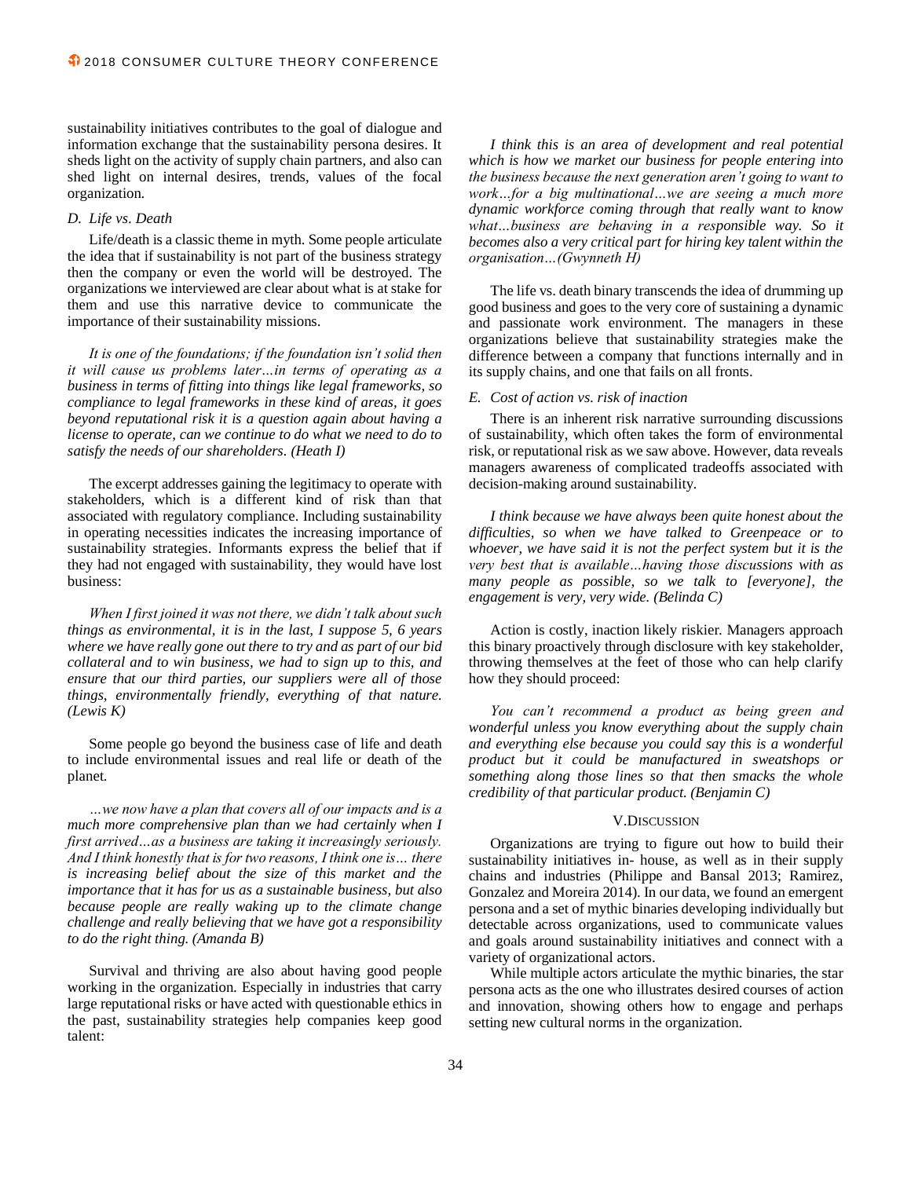sustainability initiatives contributes to the goal of dialogue and information exchange that the sustainability persona desires. It sheds light on the activity of supply chain partners, and also can shed light on internal desires, trends, values of the focal organization.

### *D. Life vs. Death*

Life/death is a classic theme in myth. Some people articulate the idea that if sustainability is not part of the business strategy then the company or even the world will be destroyed. The organizations we interviewed are clear about what is at stake for them and use this narrative device to communicate the importance of their sustainability missions.

> *It is one of the foundations; if the foundation isn't solid then it will cause us problems later…in terms of operating as a business in terms of fitting into things like legal frameworks, so compliance to legal frameworks in these kind of areas, it goes beyond reputational risk it is a question again about having a license to operate, can we continue to do what we need to do to satisfy the needs of our shareholders. (Heath I)*

The excerpt addresses gaining the legitimacy to operate with stakeholders, which is a different kind of risk than that associated with regulatory compliance. Including sustainability in operating necessities indicates the increasing importance of sustainability strategies. Informants express the belief that if they had not engaged with sustainability, they would have lost business:

> *When I first joined it was not there, we didn't talk about such things as environmental, it is in the last, I suppose 5, 6 years where we have really gone out there to try and as part of our bid collateral and to win business, we had to sign up to this, and ensure that our third parties, our suppliers were all of those things, environmentally friendly, everything of that nature. (Lewis K)*

Some people go beyond the business case of life and death to include environmental issues and real life or death of the planet.

> *…we now have a plan that covers all of our impacts and is a much more comprehensive plan than we had certainly when I first arrived…as a business are taking it increasingly seriously. And I think honestly that is for two reasons, I think one is… there is increasing belief about the size of this market and the importance that it has for us as a sustainable business, but also because people are really waking up to the climate change challenge and really believing that we have got a responsibility to do the right thing. (Amanda B)*

Survival and thriving are also about having good people working in the organization. Especially in industries that carry large reputational risks or have acted with questionable ethics in the past, sustainability strategies help companies keep good talent:

> *I think this is an area of development and real potential which is how we market our business for people entering into the business because the next generation aren't going to want to work…for a big multinational…we are seeing a much more dynamic workforce coming through that really want to know what…business are behaving in a responsible way. So it becomes also a very critical part for hiring key talent within the organisation…(Gwynneth H)*

The life vs. death binary transcends the idea of drumming up good business and goes to the very core of sustaining a dynamic and passionate work environment. The managers in these organizations believe that sustainability strategies make the difference between a company that functions internally and in its supply chains, and one that fails on all fronts.

### *E. Cost of action vs. risk of inaction*

There is an inherent risk narrative surrounding discussions of sustainability, which often takes the form of environmental risk, or reputational risk as we saw above. However, data reveals managers awareness of complicated tradeoffs associated with decision-making around sustainability.

> *I think because we have always been quite honest about the difficulties, so when we have talked to Greenpeace or to whoever, we have said it is not the perfect system but it is the very best that is available…having those discussions with as many people as possible, so we talk to [everyone], the engagement is very, very wide. (Belinda C)*

Action is costly, inaction likely riskier. Managers approach this binary proactively through disclosure with key stakeholder, throwing themselves at the feet of those who can help clarify how they should proceed:

> *You can't recommend a product as being green and wonderful unless you know everything about the supply chain and everything else because you could say this is a wonderful product but it could be manufactured in sweatshops or something along those lines so that then smacks the whole credibility of that particular product. (Benjamin C)*

## V. Discussion

Organizations are trying to figure out how to build their sustainability initiatives in- house, as well as in their supply chains and industries (Philippe and Bansal 2013; Ramirez, Gonzalez and Moreira 2014). In our data, we found an emergent persona and a set of mythic binaries developing individually but detectable across organizations, used to communicate values and goals around sustainability initiatives and connect with a variety of organizational actors.

While multiple actors articulate the mythic binaries, the star persona acts as the one who illustrates desired courses of action and innovation, showing others how to engage and perhaps setting new cultural norms in the organization.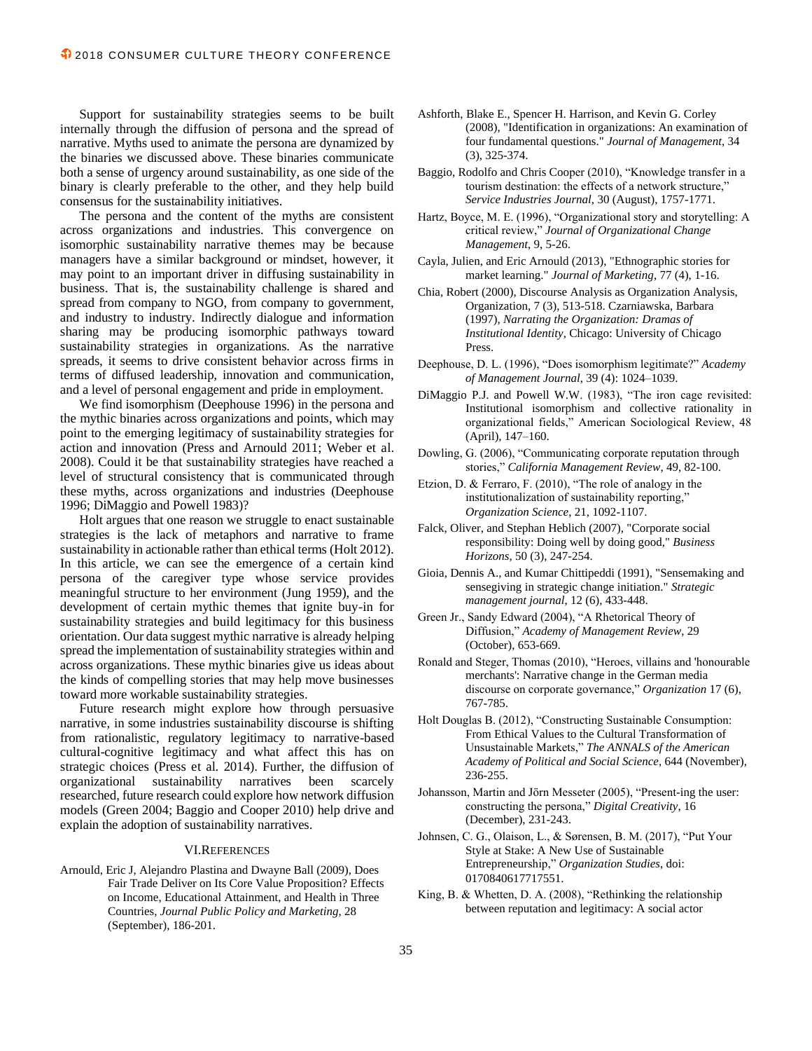Support for sustainability strategies seems to be built internally through the diffusion of persona and the spread of narrative. Myths used to animate the persona are dynamized by the binaries we discussed above. These binaries communicate both a sense of urgency around sustainability, as one side of the binary is clearly preferable to the other, and they help build consensus for the sustainability initiatives.

The persona and the content of the myths are consistent across organizations and industries. This convergence on isomorphic sustainability narrative themes may be because managers have a similar background or mindset, however, it may point to an important driver in diffusing sustainability in business. That is, the sustainability challenge is shared and spread from company to NGO, from company to government, and industry to industry. Indirectly dialogue and information sharing may be producing isomorphic pathways toward sustainability strategies in organizations. As the narrative spreads, it seems to drive consistent behavior across firms in terms of diffused leadership, innovation and communication, and a level of personal engagement and pride in employment.

We find isomorphism (Deephouse 1996) in the persona and the mythic binaries across organizations and points, which may point to the emerging legitimacy of sustainability strategies for action and innovation (Press and Arnould 2011; Weber et al. 2008). Could it be that sustainability strategies have reached a level of structural consistency that is communicated through these myths, across organizations and industries (Deephouse 1996; DiMaggio and Powell 1983)?

Holt argues that one reason we struggle to enact sustainable strategies is the lack of metaphors and narrative to frame sustainability in actionable rather than ethical terms (Holt 2012). In this article, we can see the emergence of a certain kind persona of the caregiver type whose service provides meaningful structure to her environment (Jung 1959), and the development of certain mythic themes that ignite buy-in for sustainability strategies and build legitimacy for this business orientation. Our data suggest mythic narrative is already helping spread the implementation of sustainability strategies within and across organizations. These mythic binaries give us ideas about the kinds of compelling stories that may help move businesses toward more workable sustainability strategies.

Future research might explore how through persuasive narrative, in some industries sustainability discourse is shifting from rationalistic, regulatory legitimacy to narrative-based cultural-cognitive legitimacy and what affect this has on strategic choices (Press et al. 2014). Further, the diffusion of organizational sustainability narratives been scarcely researched, future research could explore how network diffusion models (Green 2004; Baggio and Cooper 2010) help drive and explain the adoption of sustainability narratives.

## VI.REFERENCES

Arnould, Eric J, Alejandro Plastina and Dwayne Ball (2009), Does Fair Trade Deliver on Its Core Value Proposition? Effects on Income, Educational Attainment, and Health in Three Countries, *Journal Public Policy and Marketing*, 28 (September), 186-201.

Ashforth, Blake E., Spencer H. Harrison, and Kevin G. Corley (2008), "Identification in organizations: An examination of four fundamental questions." *Journal of Management*, 34 (3), 325-374.

Baggio, Rodolfo and Chris Cooper (2010), "Knowledge transfer in a tourism destination: the effects of a network structure," *Service Industries Journal*, 30 (August), 1757-1771.

Hartz, Boyce, M. E. (1996), "Organizational story and storytelling: A critical review," *Journal of Organizational Change Management*, 9, 5-26.

Cayla, Julien, and Eric Arnould (2013), "Ethnographic stories for market learning." *Journal of Marketing*, 77 (4), 1-16.

Chia, Robert (2000), Discourse Analysis as Organization Analysis, Organization, 7 (3), 513-518. Czarniawska, Barbara (1997), *Narrating the Organization: Dramas of Institutional Identity*, Chicago: University of Chicago Press.

Deephouse, D. L. (1996), "Does isomorphism legitimate?" *Academy of Management Journal*, 39 (4): 1024–1039.

DiMaggio P.J. and Powell W.W. (1983), "The iron cage revisited: Institutional isomorphism and collective rationality in organizational fields," American Sociological Review, 48 (April), 147–160.

Dowling, G. (2006), "Communicating corporate reputation through stories," *California Management Review*, 49, 82-100.

Etzion, D. & Ferraro, F. (2010), "The role of analogy in the institutionalization of sustainability reporting," *Organization Science*, 21, 1092-1107.

Falck, Oliver, and Stephan Heblich (2007), "Corporate social responsibility: Doing well by doing good," *Business Horizons*, 50 (3), 247-254.

Gioia, Dennis A., and Kumar Chittipeddi (1991), "Sensemaking and sensegiving in strategic change initiation." *Strategic management journal*, 12 (6), 433-448.

Green Jr., Sandy Edward (2004), "A Rhetorical Theory of Diffusion," *Academy of Management Review*, 29 (October), 653-669.

Ronald and Steger, Thomas (2010), "Heroes, villains and 'honourable merchants': Narrative change in the German media discourse on corporate governance," *Organization* 17 (6), 767-785.

Holt Douglas B. (2012), "Constructing Sustainable Consumption: From Ethical Values to the Cultural Transformation of Unsustainable Markets," *The ANNALS of the American Academy of Political and Social Science*, 644 (November), 236-255.

Johansson, Martin and Jörn Messeter (2005), "Present-ing the user: constructing the persona," *Digital Creativity*, 16 (December), 231-243.

Johnsen, C. G., Olaison, L., & Sørensen, B. M. (2017), "Put Your Style at Stake: A New Use of Sustainable Entrepreneurship," *Organization Studies*, doi: 0170840617717551.

King, B. & Whetten, D. A. (2008), "Rethinking the relationship between reputation and legitimacy: A social actor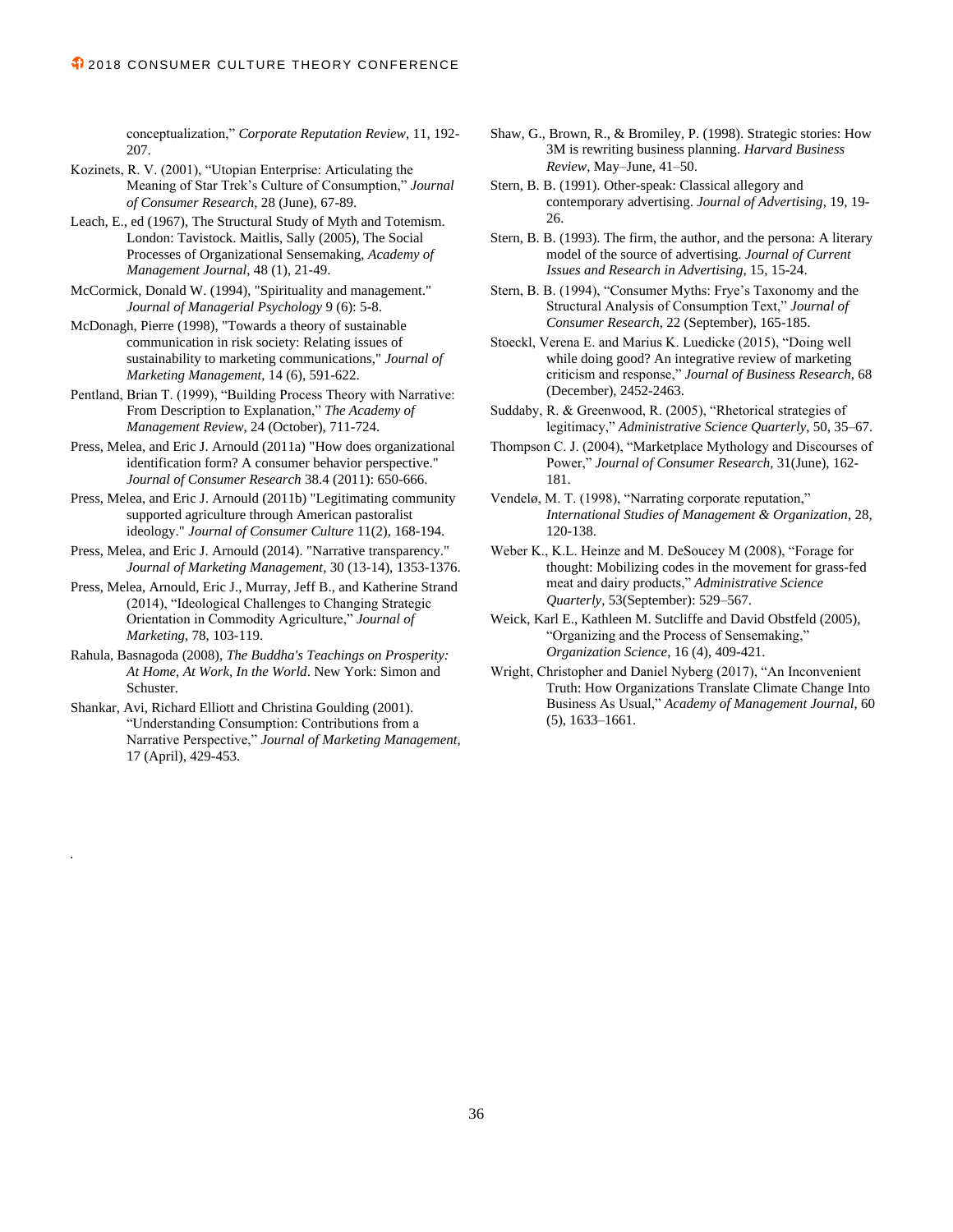conceptualization," *Corporate Reputation Review*, 11, 192-207.

Kozinets, R. V. (2001), "Utopian Enterprise: Articulating the Meaning of Star Trek's Culture of Consumption," *Journal of Consumer Research*, 28 (June), 67-89.

Leach, E., ed (1967), The Structural Study of Myth and Totemism. London: Tavistock. Maitlis, Sally (2005), The Social Processes of Organizational Sensemaking, *Academy of Management Journal*, 48 (1), 21-49.

McCormick, Donald W. (1994), "Spirituality and management." *Journal of Managerial Psychology* 9 (6): 5-8.

McDonagh, Pierre (1998), "Towards a theory of sustainable communication in risk society: Relating issues of sustainability to marketing communications," *Journal of Marketing Management*, 14 (6), 591-622.

Pentland, Brian T. (1999), "Building Process Theory with Narrative: From Description to Explanation," *The Academy of Management Review*, 24 (October), 711-724.

Press, Melea, and Eric J. Arnould (2011a) "How does organizational identification form? A consumer behavior perspective." *Journal of Consumer Research* 38.4 (2011): 650-666.

Press, Melea, and Eric J. Arnould (2011b) "Legitimating community supported agriculture through American pastoralist ideology." *Journal of Consumer Culture* 11(2), 168-194.

Press, Melea, and Eric J. Arnould (2014). "Narrative transparency." *Journal of Marketing Management*, 30 (13-14), 1353-1376.

Press, Melea, Arnould, Eric J., Murray, Jeff B., and Katherine Strand (2014), "Ideological Challenges to Changing Strategic Orientation in Commodity Agriculture," *Journal of Marketing*, 78, 103-119.

Rahula, Basnagoda (2008), *The Buddha's Teachings on Prosperity: At Home, At Work, In the World*. New York: Simon and Schuster.

Shankar, Avi, Richard Elliott and Christina Goulding (2001). "Understanding Consumption: Contributions from a Narrative Perspective," *Journal of Marketing Management*, 17 (April), 429-453.

.

Shaw, G., Brown, R., & Bromiley, P. (1998). Strategic stories: How 3M is rewriting business planning. *Harvard Business Review*, May–June, 41–50.

Stern, B. B. (1991). Other-speak: Classical allegory and contemporary advertising. *Journal of Advertising*, 19, 19-26.

Stern, B. B. (1993). The firm, the author, and the persona: A literary model of the source of advertising. *Journal of Current Issues and Research in Advertising*, 15, 15-24.

Stern, B. B. (1994), "Consumer Myths: Frye's Taxonomy and the Structural Analysis of Consumption Text," *Journal of Consumer Research*, 22 (September), 165-185.

Stoeckl, Verena E. and Marius K. Luedicke (2015), "Doing well while doing good? An integrative review of marketing criticism and response," *Journal of Business Research*, 68 (December), 2452-2463.

Suddaby, R. & Greenwood, R. (2005), "Rhetorical strategies of legitimacy," *Administrative Science Quarterly*, 50, 35–67.

Thompson C. J. (2004), "Marketplace Mythology and Discourses of Power," *Journal of Consumer Research*, 31(June), 162-181.

Vendelø, M. T. (1998), "Narrating corporate reputation," *International Studies of Management & Organization*, 28, 120-138.

Weber K., K.L. Heinze and M. DeSoucey M (2008), "Forage for thought: Mobilizing codes in the movement for grass-fed meat and dairy products," *Administrative Science Quarterly*, 53(September): 529–567.

Weick, Karl E., Kathleen M. Sutcliffe and David Obstfeld (2005), "Organizing and the Process of Sensemaking," *Organization Science*, 16 (4), 409-421.

Wright, Christopher and Daniel Nyberg (2017), "An Inconvenient Truth: How Organizations Translate Climate Change Into Business As Usual," *Academy of Management Journal*, 60 (5), 1633–1661.